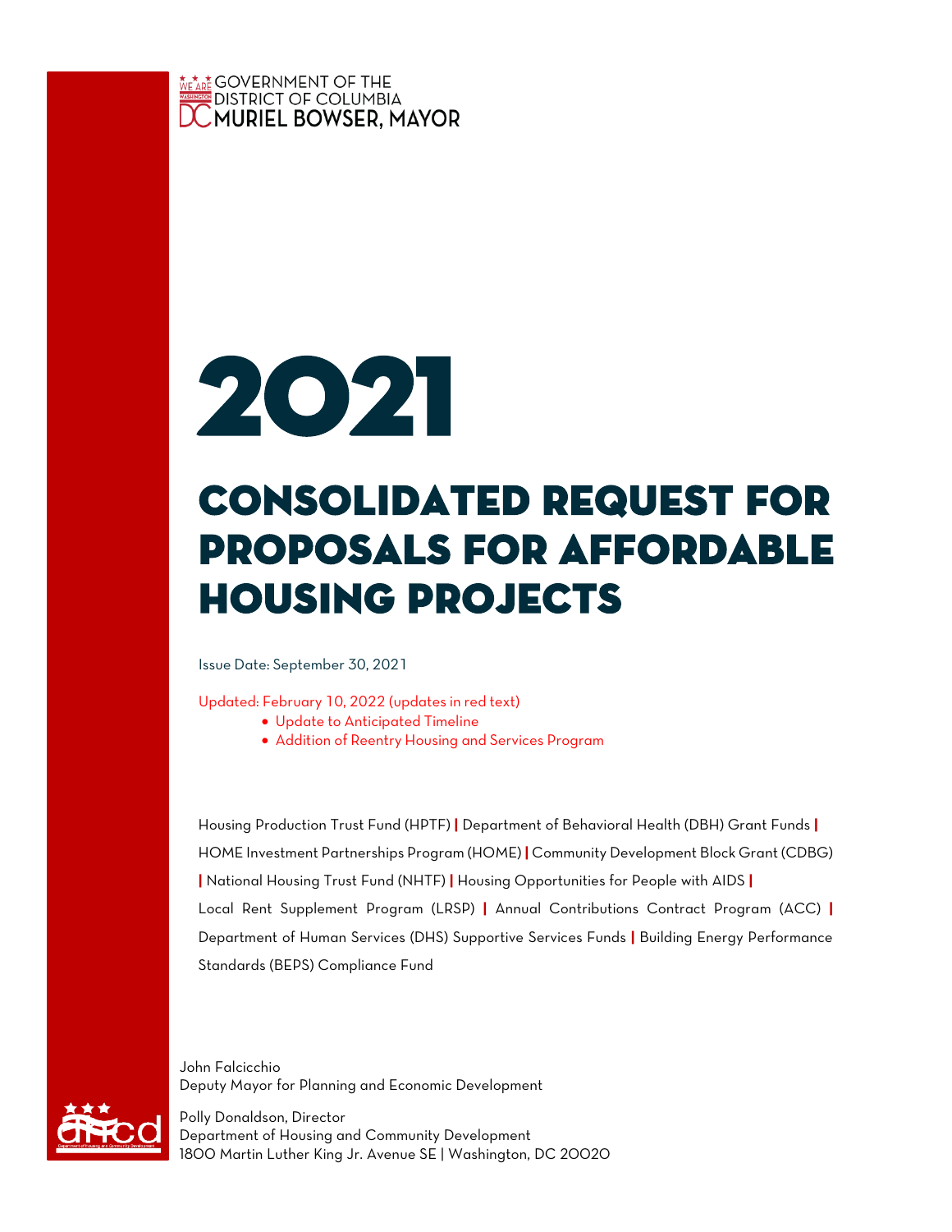GOVERNMENT OF THE
DISTRICT OF COLUMBIA
MURIEL BOWSER, MAYOR

# 2021

# CONSOLIDATED REQUEST FOR PROPOSALS FOR AFFORDABLE HOUSING PROJECTS

Issue Date: September 30, 2021

Updated: February 10, 2022 (updates in red text)

- Update to Anticipated Timeline
- Addition of Reentry Housing and Services Program

Housing Production Trust Fund (HPTF) | Department of Behavioral Health (DBH) Grant Funds | HOME Investment Partnerships Program (HOME) | Community Development Block Grant (CDBG) | National Housing Trust Fund (NHTF) | Housing Opportunities for People with AIDS | Local Rent Supplement Program (LRSP) | Annual Contributions Contract Program (ACC) | Department of Human Services (DHS) Supportive Services Funds | Building Energy Performance Standards (BEPS) Compliance Fund

John Falcicchio
Deputy Mayor for Planning and Economic Development

Polly Donaldson, Director
Department of Housing and Community Development
1800 Martin Luther King Jr. Avenue SE | Washington, DC 20020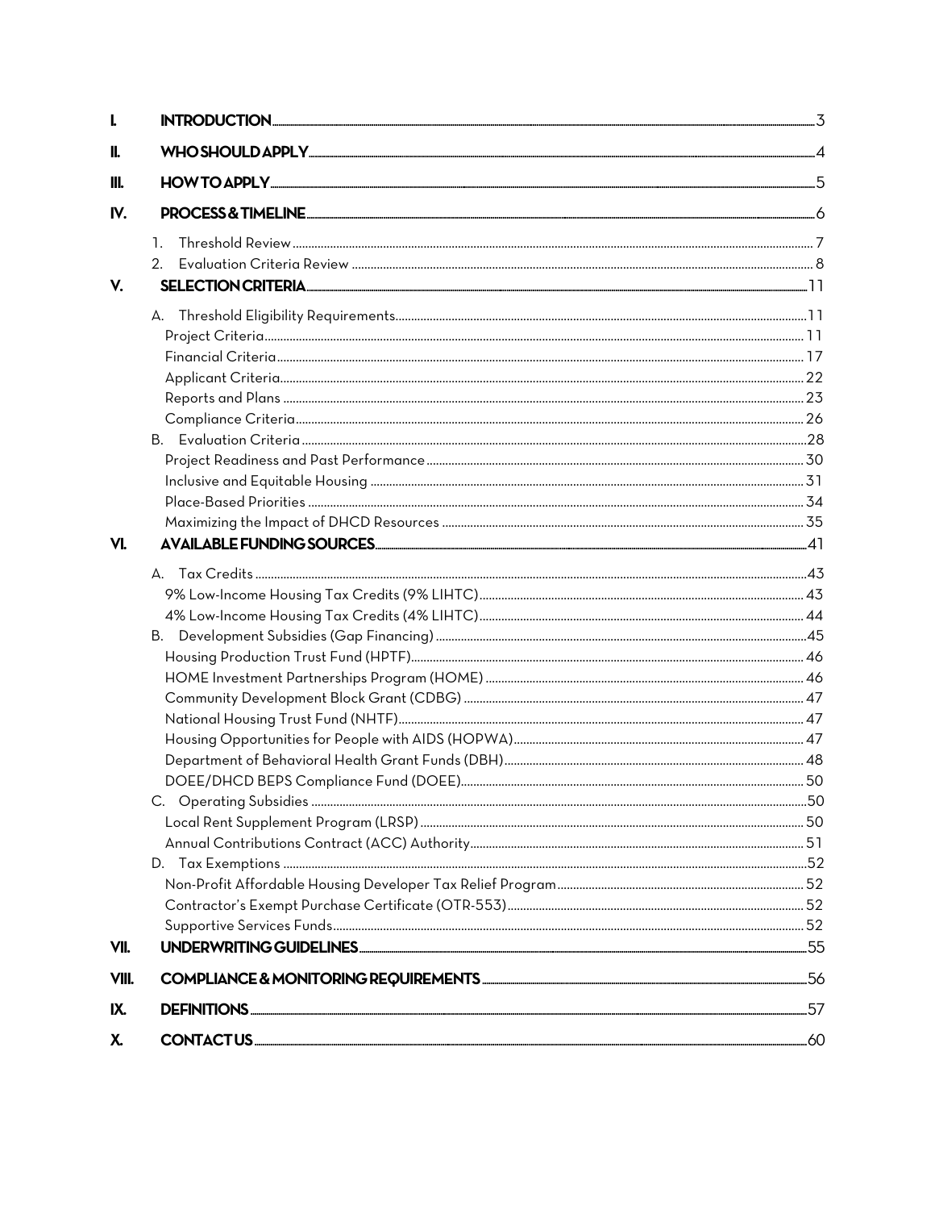| | | |
|---|---|---|
| **I.** | **INTRODUCTION** | 3 |
| **II.** | **WHO SHOULD APPLY** | 4 |
| **III.** | **HOW TO APPLY** | 5 |
| **IV.** | **PROCESS & TIMELINE** | 6 |
| | 1. Threshold Review | 7 |
| | 2. Evaluation Criteria Review | 8 |
| **V.** | **SELECTION CRITERIA** | 11 |
| | A. Threshold Eligibility Requirements | 11 |
| | Project Criteria | 11 |
| | Financial Criteria | 17 |
| | Applicant Criteria | 22 |
| | Reports and Plans | 23 |
| | Compliance Criteria | 26 |
| | B. Evaluation Criteria | 28 |
| | Project Readiness and Past Performance | 30 |
| | Inclusive and Equitable Housing | 31 |
| | Place-Based Priorities | 34 |
| | Maximizing the Impact of DHCD Resources | 35 |
| **VI.** | **AVAILABLE FUNDING SOURCES** | 41 |
| | A. Tax Credits | 43 |
| | 9% Low-Income Housing Tax Credits (9% LIHTC) | 43 |
| | 4% Low-Income Housing Tax Credits (4% LIHTC) | 44 |
| | B. Development Subsidies (Gap Financing) | 45 |
| | Housing Production Trust Fund (HPTF) | 46 |
| | HOME Investment Partnerships Program (HOME) | 46 |
| | Community Development Block Grant (CDBG) | 47 |
| | National Housing Trust Fund (NHTF) | 47 |
| | Housing Opportunities for People with AIDS (HOPWA) | 47 |
| | Department of Behavioral Health Grant Funds (DBH) | 48 |
| | DOEE/DHCD BEPS Compliance Fund (DOEE) | 50 |
| | C. Operating Subsidies | 50 |
| | Local Rent Supplement Program (LRSP) | 50 |
| | Annual Contributions Contract (ACC) Authority | 51 |
| | D. Tax Exemptions | 52 |
| | Non-Profit Affordable Housing Developer Tax Relief Program | 52 |
| | Contractor's Exempt Purchase Certificate (OTR-553) | 52 |
| | Supportive Services Funds | 52 |
| **VII.** | **UNDERWRITING GUIDELINES** | 55 |
| **VIII.** | **COMPLIANCE & MONITORING REQUIREMENTS** | 56 |
| **IX.** | **DEFINITIONS** | 57 |
| **X.** | **CONTACT US** | 60 |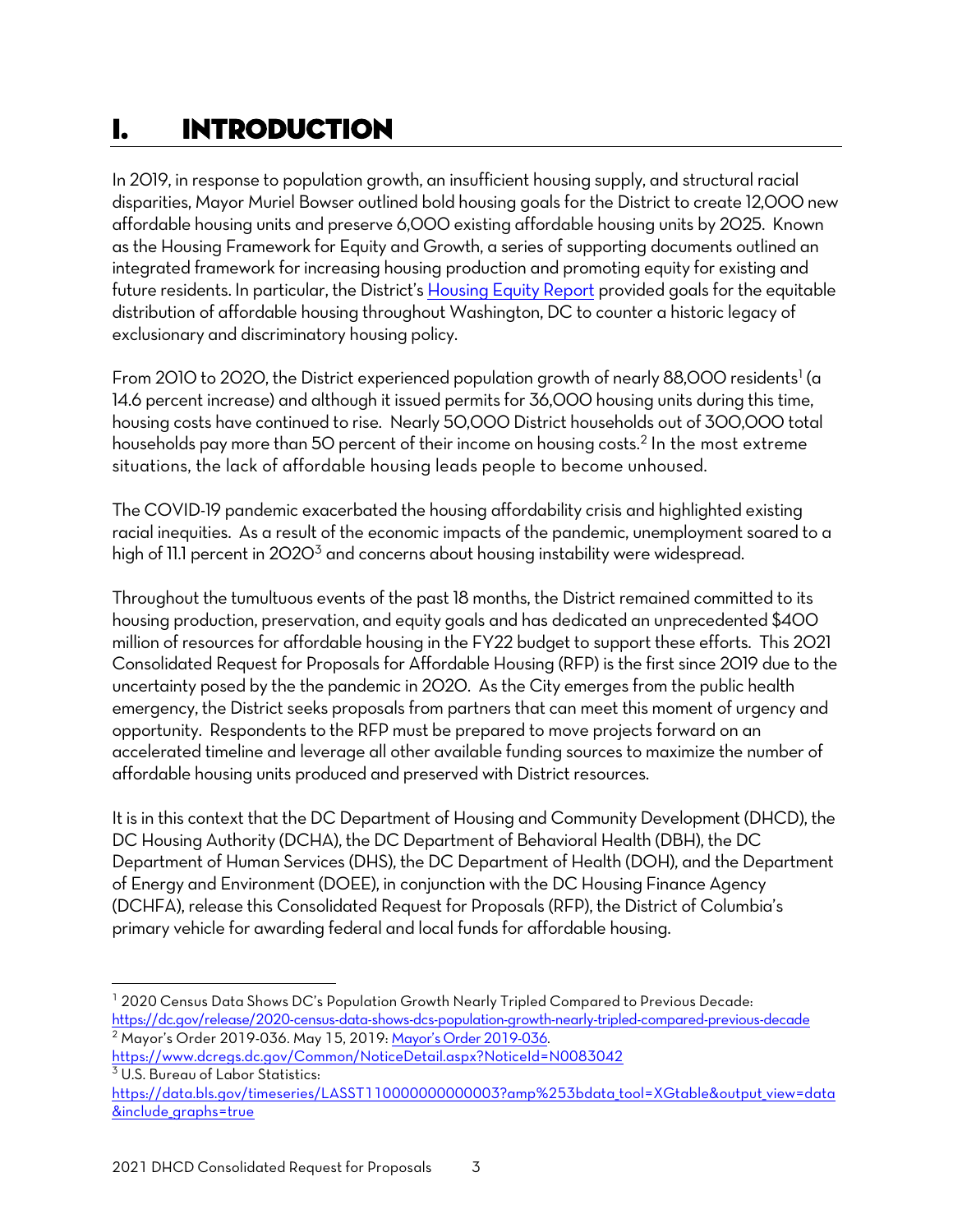# I. INTRODUCTION

In 2019, in response to population growth, an insufficient housing supply, and structural racial disparities, Mayor Muriel Bowser outlined bold housing goals for the District to create 12,000 new affordable housing units and preserve 6,000 existing affordable housing units by 2025. Known as the Housing Framework for Equity and Growth, a series of supporting documents outlined an integrated framework for increasing housing production and promoting equity for existing and future residents. In particular, the District's [Housing Equity Report](#) provided goals for the equitable distribution of affordable housing throughout Washington, DC to counter a historic legacy of exclusionary and discriminatory housing policy.

From 2010 to 2020, the District experienced population growth of nearly 88,000 residents[1] (a 14.6 percent increase) and although it issued permits for 36,000 housing units during this time, housing costs have continued to rise. Nearly 50,000 District households out of 300,000 total households pay more than 50 percent of their income on housing costs.[2] In the most extreme situations, the lack of affordable housing leads people to become unhoused.

The COVID-19 pandemic exacerbated the housing affordability crisis and highlighted existing racial inequities. As a result of the economic impacts of the pandemic, unemployment soared to a high of 11.1 percent in 2020[3] and concerns about housing instability were widespread.

Throughout the tumultuous events of the past 18 months, the District remained committed to its housing production, preservation, and equity goals and has dedicated an unprecedented $400 million of resources for affordable housing in the FY22 budget to support these efforts. This 2021 Consolidated Request for Proposals for Affordable Housing (RFP) is the first since 2019 due to the uncertainty posed by the the pandemic in 2020. As the City emerges from the public health emergency, the District seeks proposals from partners that can meet this moment of urgency and opportunity. Respondents to the RFP must be prepared to move projects forward on an accelerated timeline and leverage all other available funding sources to maximize the number of affordable housing units produced and preserved with District resources.

It is in this context that the DC Department of Housing and Community Development (DHCD), the DC Housing Authority (DCHA), the DC Department of Behavioral Health (DBH), the DC Department of Human Services (DHS), the DC Department of Health (DOH), and the Department of Energy and Environment (DOEE), in conjunction with the DC Housing Finance Agency (DCHFA), release this Consolidated Request for Proposals (RFP), the District of Columbia's primary vehicle for awarding federal and local funds for affordable housing.

---

[1] 2020 Census Data Shows DC's Population Growth Nearly Tripled Compared to Previous Decade: https://dc.gov/release/2020-census-data-shows-dcs-population-growth-nearly-tripled-compared-previous-decade

[2] Mayor's Order 2019-036. May 15, 2019: Mayor's Order 2019-036. https://www.dcregs.dc.gov/Common/NoticeDetail.aspx?NoticeId=N0083042

[3] U.S. Bureau of Labor Statistics: https://data.bls.gov/timeseries/LASST110000000000003?amp%253bdata_tool=XGtable&output_view=data&include_graphs=true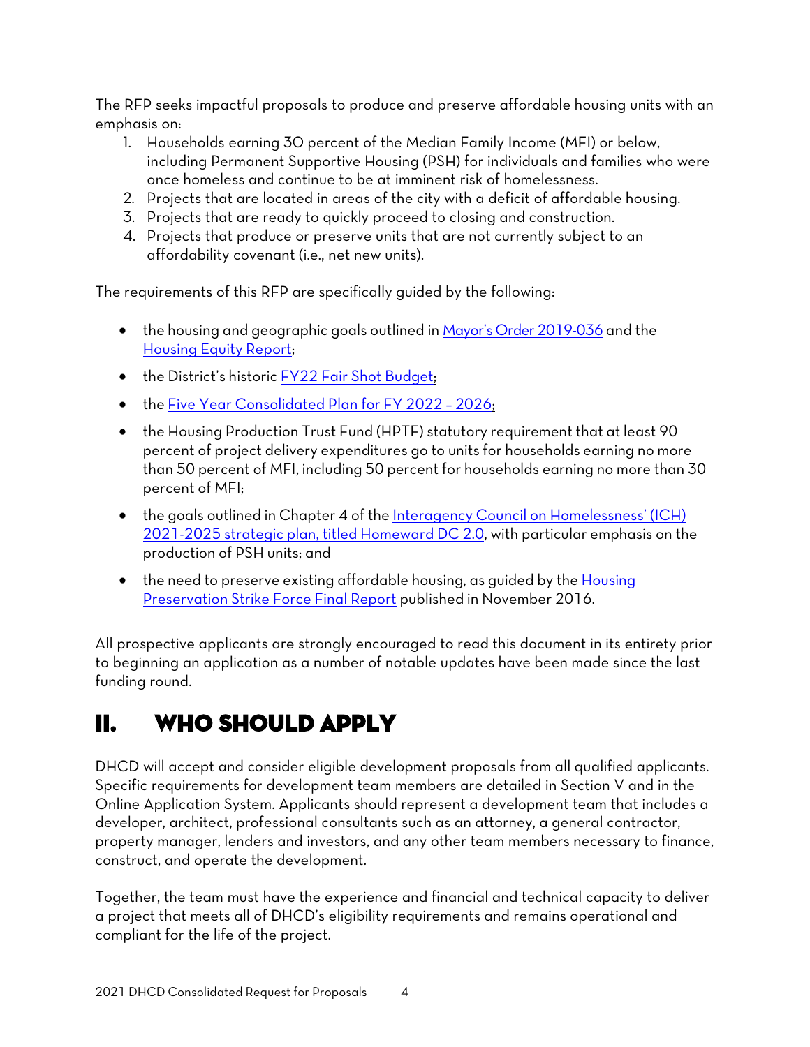The RFP seeks impactful proposals to produce and preserve affordable housing units with an emphasis on:

1. Households earning 30 percent of the Median Family Income (MFI) or below, including Permanent Supportive Housing (PSH) for individuals and families who were once homeless and continue to be at imminent risk of homelessness.
2. Projects that are located in areas of the city with a deficit of affordable housing.
3. Projects that are ready to quickly proceed to closing and construction.
4. Projects that produce or preserve units that are not currently subject to an affordability covenant (i.e., net new units).

The requirements of this RFP are specifically guided by the following:

- the housing and geographic goals outlined in Mayor's Order 2019-036 and the Housing Equity Report;
- the District's historic FY22 Fair Shot Budget;
- the Five Year Consolidated Plan for FY 2022 – 2026;
- the Housing Production Trust Fund (HPTF) statutory requirement that at least 90 percent of project delivery expenditures go to units for households earning no more than 50 percent of MFI, including 50 percent for households earning no more than 30 percent of MFI;
- the goals outlined in Chapter 4 of the Interagency Council on Homelessness' (ICH) 2021-2025 strategic plan, titled Homeward DC 2.0, with particular emphasis on the production of PSH units; and
- the need to preserve existing affordable housing, as guided by the Housing Preservation Strike Force Final Report published in November 2016.

All prospective applicants are strongly encouraged to read this document in its entirety prior to beginning an application as a number of notable updates have been made since the last funding round.

# II. WHO SHOULD APPLY

DHCD will accept and consider eligible development proposals from all qualified applicants. Specific requirements for development team members are detailed in Section V and in the Online Application System. Applicants should represent a development team that includes a developer, architect, professional consultants such as an attorney, a general contractor, property manager, lenders and investors, and any other team members necessary to finance, construct, and operate the development.

Together, the team must have the experience and financial and technical capacity to deliver a project that meets all of DHCD's eligibility requirements and remains operational and compliant for the life of the project.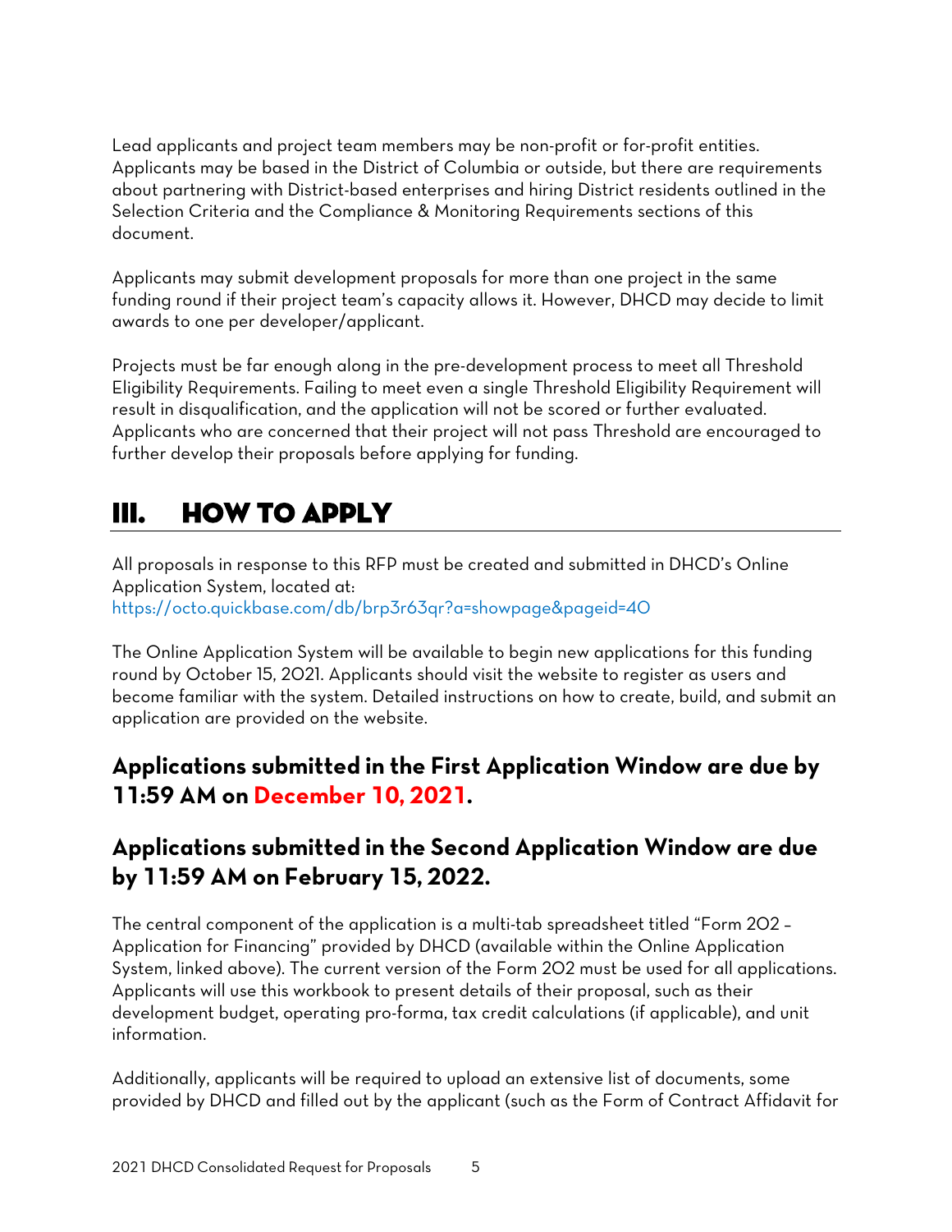Lead applicants and project team members may be non-profit or for-profit entities. Applicants may be based in the District of Columbia or outside, but there are requirements about partnering with District-based enterprises and hiring District residents outlined in the Selection Criteria and the Compliance & Monitoring Requirements sections of this document.

Applicants may submit development proposals for more than one project in the same funding round if their project team's capacity allows it. However, DHCD may decide to limit awards to one per developer/applicant.

Projects must be far enough along in the pre-development process to meet all Threshold Eligibility Requirements. Failing to meet even a single Threshold Eligibility Requirement will result in disqualification, and the application will not be scored or further evaluated. Applicants who are concerned that their project will not pass Threshold are encouraged to further develop their proposals before applying for funding.

# III. HOW TO APPLY

All proposals in response to this RFP must be created and submitted in DHCD's Online Application System, located at: https://octo.quickbase.com/db/brp3r63qr?a=showpage&pageid=40

The Online Application System will be available to begin new applications for this funding round by October 15, 2021. Applicants should visit the website to register as users and become familiar with the system. Detailed instructions on how to create, build, and submit an application are provided on the website.

## Applications submitted in the First Application Window are due by 11:59 AM on December 10, 2021.

## Applications submitted in the Second Application Window are due by 11:59 AM on February 15, 2022.

The central component of the application is a multi-tab spreadsheet titled "Form 202 – Application for Financing" provided by DHCD (available within the Online Application System, linked above). The current version of the Form 202 must be used for all applications. Applicants will use this workbook to present details of their proposal, such as their development budget, operating pro-forma, tax credit calculations (if applicable), and unit information.

Additionally, applicants will be required to upload an extensive list of documents, some provided by DHCD and filled out by the applicant (such as the Form of Contract Affidavit for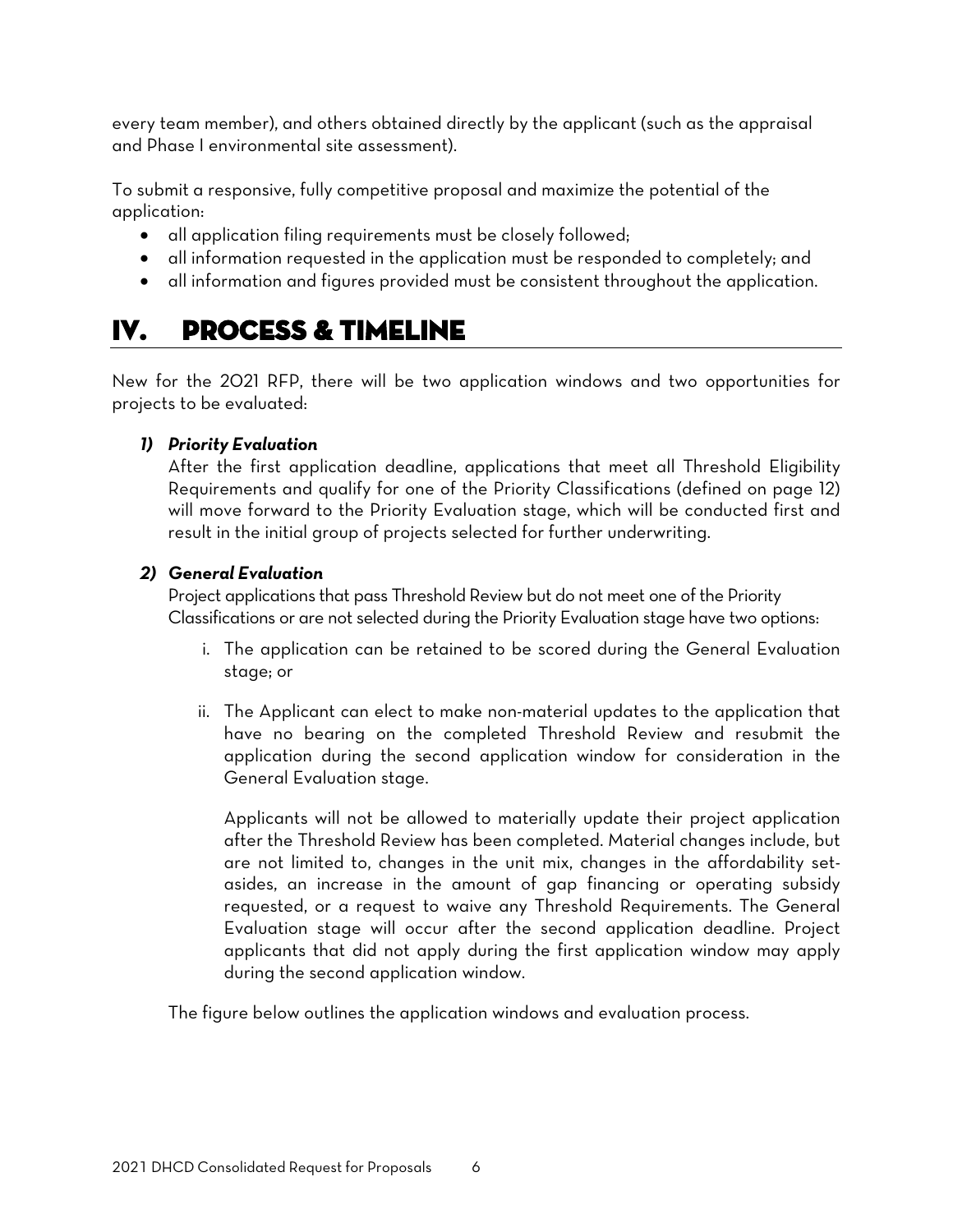every team member), and others obtained directly by the applicant (such as the appraisal and Phase I environmental site assessment).

To submit a responsive, fully competitive proposal and maximize the potential of the application:

- all application filing requirements must be closely followed;
- all information requested in the application must be responded to completely; and
- all information and figures provided must be consistent throughout the application.

# IV. PROCESS & TIMELINE

New for the 2021 RFP, there will be two application windows and two opportunities for projects to be evaluated:

1) ***Priority Evaluation***

   After the first application deadline, applications that meet all Threshold Eligibility Requirements and qualify for one of the Priority Classifications (defined on page 12) will move forward to the Priority Evaluation stage, which will be conducted first and result in the initial group of projects selected for further underwriting.

2) ***General Evaluation***

   Project applications that pass Threshold Review but do not meet one of the Priority Classifications or are not selected during the Priority Evaluation stage have two options:

   i. The application can be retained to be scored during the General Evaluation stage; or

   ii. The Applicant can elect to make non-material updates to the application that have no bearing on the completed Threshold Review and resubmit the application during the second application window for consideration in the General Evaluation stage.

   Applicants will not be allowed to materially update their project application after the Threshold Review has been completed. Material changes include, but are not limited to, changes in the unit mix, changes in the affordability set-asides, an increase in the amount of gap financing or operating subsidy requested, or a request to waive any Threshold Requirements. The General Evaluation stage will occur after the second application deadline. Project applicants that did not apply during the first application window may apply during the second application window.

The figure below outlines the application windows and evaluation process.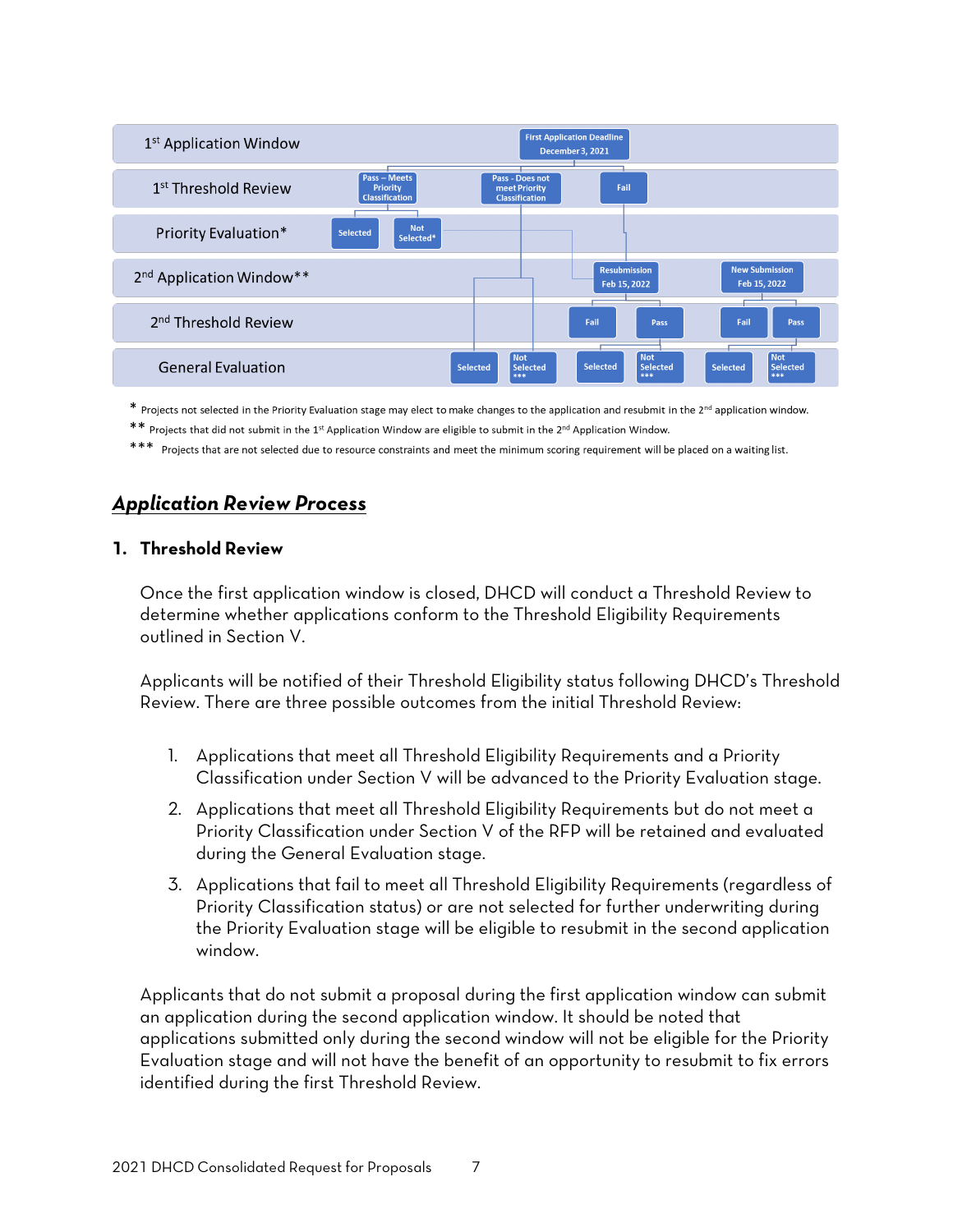1st Application Window — First Application Deadline December 3, 2021

1st Threshold Review — Pass – Meets Priority Classification | Pass - Does not meet Priority Classification | Fail

Priority Evaluation* — Selected | Not Selected*

2nd Application Window** — Resubmission Feb 15, 2022 | New Submission Feb 15, 2022

2nd Threshold Review — Fail | Pass | Fail | Pass

General Evaluation — Selected | Not Selected*** | Selected | Not Selected*** | Selected | Not Selected***

\* Projects not selected in the Priority Evaluation stage may elect to make changes to the application and resubmit in the 2nd application window.

\*\* Projects that did not submit in the 1st Application Window are eligible to submit in the 2nd Application Window.

\*\*\* Projects that are not selected due to resource constraints and meet the minimum scoring requirement will be placed on a waiting list.

## ***Application Review Process***

### 1. Threshold Review

Once the first application window is closed, DHCD will conduct a Threshold Review to determine whether applications conform to the Threshold Eligibility Requirements outlined in Section V.

Applicants will be notified of their Threshold Eligibility status following DHCD's Threshold Review. There are three possible outcomes from the initial Threshold Review:

1. Applications that meet all Threshold Eligibility Requirements and a Priority Classification under Section V will be advanced to the Priority Evaluation stage.
2. Applications that meet all Threshold Eligibility Requirements but do not meet a Priority Classification under Section V of the RFP will be retained and evaluated during the General Evaluation stage.
3. Applications that fail to meet all Threshold Eligibility Requirements (regardless of Priority Classification status) or are not selected for further underwriting during the Priority Evaluation stage will be eligible to resubmit in the second application window.

Applicants that do not submit a proposal during the first application window can submit an application during the second application window. It should be noted that applications submitted only during the second window will not be eligible for the Priority Evaluation stage and will not have the benefit of an opportunity to resubmit to fix errors identified during the first Threshold Review.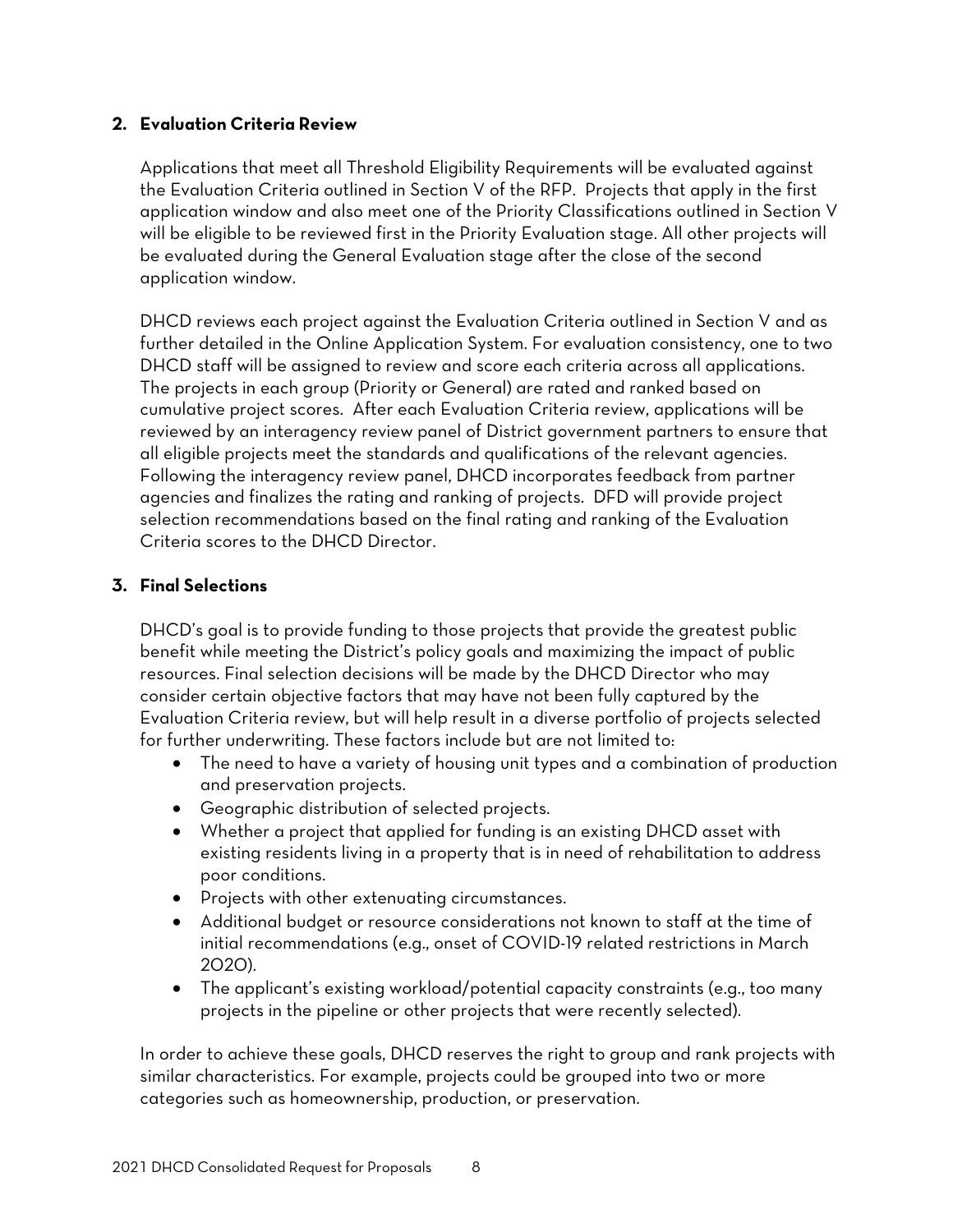### 2. Evaluation Criteria Review

Applications that meet all Threshold Eligibility Requirements will be evaluated against the Evaluation Criteria outlined in Section V of the RFP. Projects that apply in the first application window and also meet one of the Priority Classifications outlined in Section V will be eligible to be reviewed first in the Priority Evaluation stage. All other projects will be evaluated during the General Evaluation stage after the close of the second application window.

DHCD reviews each project against the Evaluation Criteria outlined in Section V and as further detailed in the Online Application System. For evaluation consistency, one to two DHCD staff will be assigned to review and score each criteria across all applications. The projects in each group (Priority or General) are rated and ranked based on cumulative project scores. After each Evaluation Criteria review, applications will be reviewed by an interagency review panel of District government partners to ensure that all eligible projects meet the standards and qualifications of the relevant agencies. Following the interagency review panel, DHCD incorporates feedback from partner agencies and finalizes the rating and ranking of projects. DFD will provide project selection recommendations based on the final rating and ranking of the Evaluation Criteria scores to the DHCD Director.

### 3. Final Selections

DHCD's goal is to provide funding to those projects that provide the greatest public benefit while meeting the District's policy goals and maximizing the impact of public resources. Final selection decisions will be made by the DHCD Director who may consider certain objective factors that may have not been fully captured by the Evaluation Criteria review, but will help result in a diverse portfolio of projects selected for further underwriting. These factors include but are not limited to:

- The need to have a variety of housing unit types and a combination of production and preservation projects.
- Geographic distribution of selected projects.
- Whether a project that applied for funding is an existing DHCD asset with existing residents living in a property that is in need of rehabilitation to address poor conditions.
- Projects with other extenuating circumstances.
- Additional budget or resource considerations not known to staff at the time of initial recommendations (e.g., onset of COVID-19 related restrictions in March 2020).
- The applicant's existing workload/potential capacity constraints (e.g., too many projects in the pipeline or other projects that were recently selected).

In order to achieve these goals, DHCD reserves the right to group and rank projects with similar characteristics. For example, projects could be grouped into two or more categories such as homeownership, production, or preservation.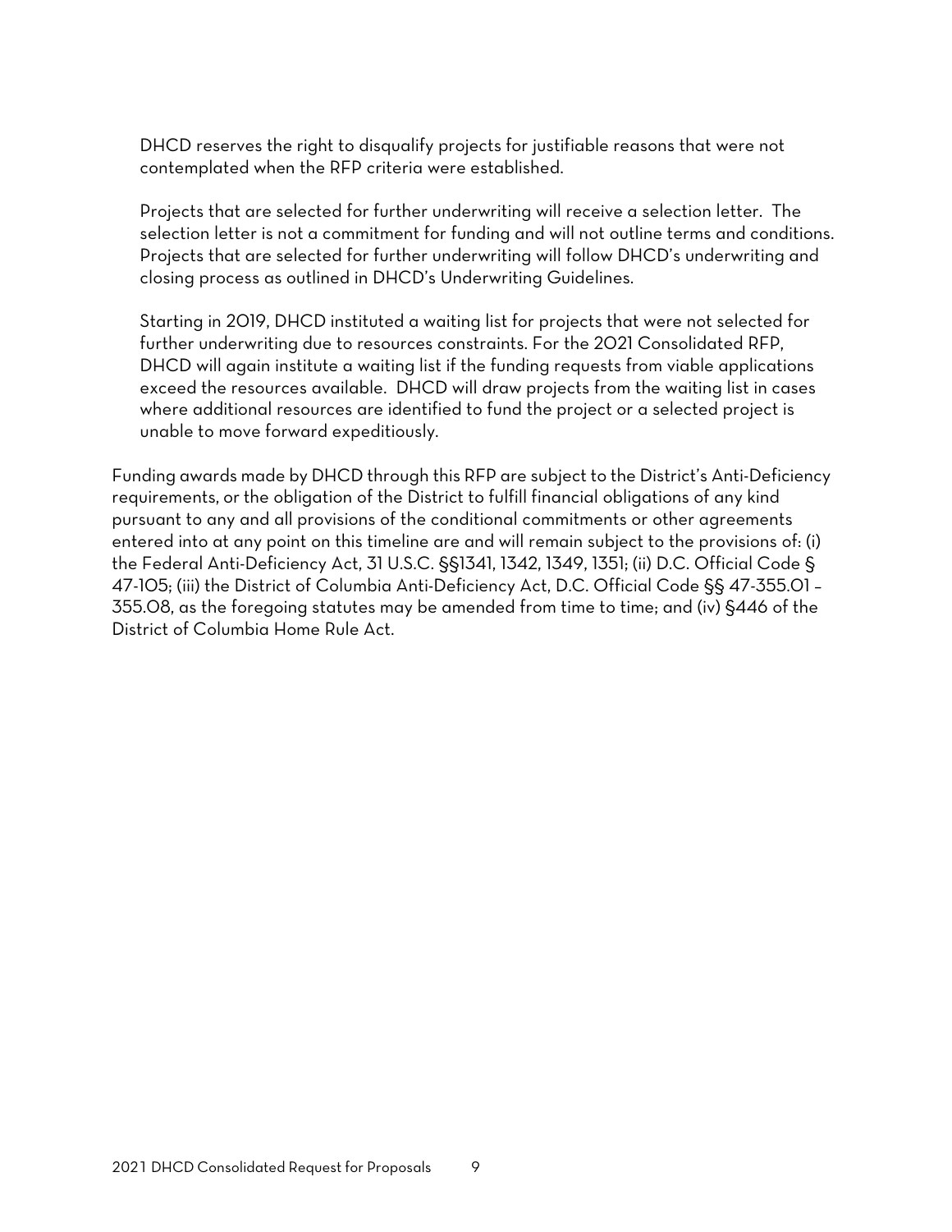DHCD reserves the right to disqualify projects for justifiable reasons that were not contemplated when the RFP criteria were established.

Projects that are selected for further underwriting will receive a selection letter. The selection letter is not a commitment for funding and will not outline terms and conditions. Projects that are selected for further underwriting will follow DHCD's underwriting and closing process as outlined in DHCD's Underwriting Guidelines.

Starting in 2019, DHCD instituted a waiting list for projects that were not selected for further underwriting due to resources constraints. For the 2021 Consolidated RFP, DHCD will again institute a waiting list if the funding requests from viable applications exceed the resources available. DHCD will draw projects from the waiting list in cases where additional resources are identified to fund the project or a selected project is unable to move forward expeditiously.

Funding awards made by DHCD through this RFP are subject to the District's Anti-Deficiency requirements, or the obligation of the District to fulfill financial obligations of any kind pursuant to any and all provisions of the conditional commitments or other agreements entered into at any point on this timeline are and will remain subject to the provisions of: (i) the Federal Anti-Deficiency Act, 31 U.S.C. §§1341, 1342, 1349, 1351; (ii) D.C. Official Code § 47-105; (iii) the District of Columbia Anti-Deficiency Act, D.C. Official Code §§ 47-355.01 – 355.08, as the foregoing statutes may be amended from time to time; and (iv) §446 of the District of Columbia Home Rule Act.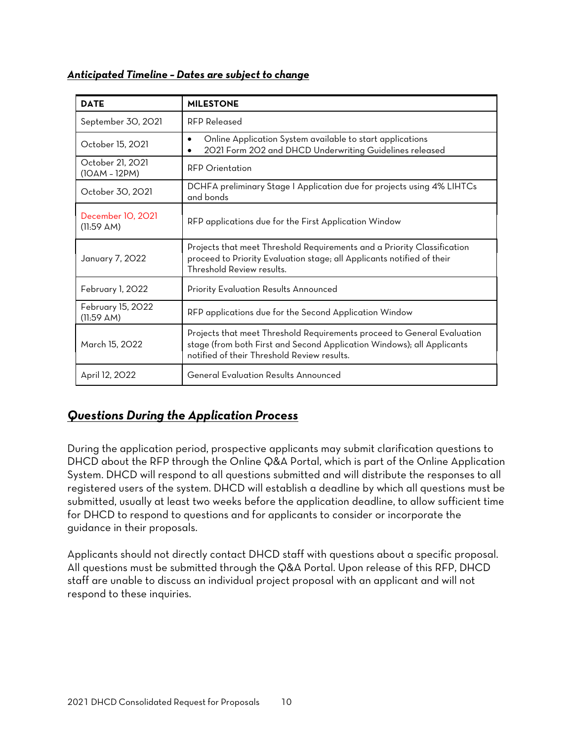***Anticipated Timeline – Dates are subject to change***

| DATE | MILESTONE |
| --- | --- |
| September 30, 2021 | RFP Released |
| October 15, 2021 | • Online Application System available to start applications<br>• 2021 Form 202 and DHCD Underwriting Guidelines released |
| October 21, 2021 (10AM – 12PM) | RFP Orientation |
| October 30, 2021 | DCHFA preliminary Stage I Application due for projects using 4% LIHTCs and bonds |
| December 10, 2021 (11:59 AM) | RFP applications due for the First Application Window |
| January 7, 2022 | Projects that meet Threshold Requirements and a Priority Classification proceed to Priority Evaluation stage; all Applicants notified of their Threshold Review results. |
| February 1, 2022 | Priority Evaluation Results Announced |
| February 15, 2022 (11:59 AM) | RFP applications due for the Second Application Window |
| March 15, 2022 | Projects that meet Threshold Requirements proceed to General Evaluation stage (from both First and Second Application Windows); all Applicants notified of their Threshold Review results. |
| April 12, 2022 | General Evaluation Results Announced |

## ***Questions During the Application Process***

During the application period, prospective applicants may submit clarification questions to DHCD about the RFP through the Online Q&A Portal, which is part of the Online Application System. DHCD will respond to all questions submitted and will distribute the responses to all registered users of the system. DHCD will establish a deadline by which all questions must be submitted, usually at least two weeks before the application deadline, to allow sufficient time for DHCD to respond to questions and for applicants to consider or incorporate the guidance in their proposals.

Applicants should not directly contact DHCD staff with questions about a specific proposal. All questions must be submitted through the Q&A Portal. Upon release of this RFP, DHCD staff are unable to discuss an individual project proposal with an applicant and will not respond to these inquiries.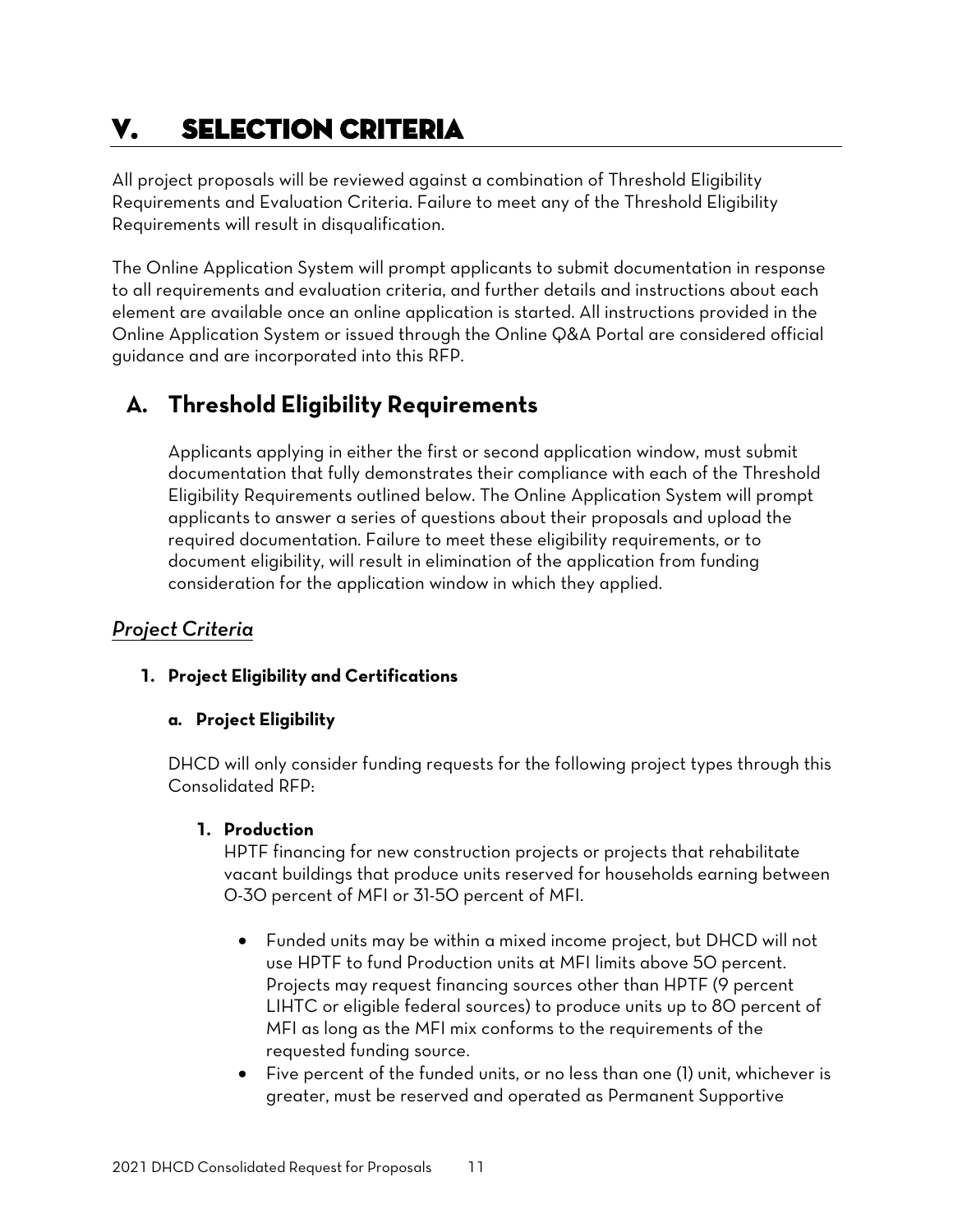# V. SELECTION CRITERIA

All project proposals will be reviewed against a combination of Threshold Eligibility Requirements and Evaluation Criteria. Failure to meet any of the Threshold Eligibility Requirements will result in disqualification.

The Online Application System will prompt applicants to submit documentation in response to all requirements and evaluation criteria, and further details and instructions about each element are available once an online application is started. All instructions provided in the Online Application System or issued through the Online Q&A Portal are considered official guidance and are incorporated into this RFP.

## A. Threshold Eligibility Requirements

Applicants applying in either the first or second application window, must submit documentation that fully demonstrates their compliance with each of the Threshold Eligibility Requirements outlined below. The Online Application System will prompt applicants to answer a series of questions about their proposals and upload the required documentation. Failure to meet these eligibility requirements, or to document eligibility, will result in elimination of the application from funding consideration for the application window in which they applied.

### *Project Criteria*

#### 1. Project Eligibility and Certifications

##### a. Project Eligibility

DHCD will only consider funding requests for the following project types through this Consolidated RFP:

**1. Production**

HPTF financing for new construction projects or projects that rehabilitate vacant buildings that produce units reserved for households earning between 0-30 percent of MFI or 31-50 percent of MFI.

- Funded units may be within a mixed income project, but DHCD will not use HPTF to fund Production units at MFI limits above 50 percent. Projects may request financing sources other than HPTF (9 percent LIHTC or eligible federal sources) to produce units up to 80 percent of MFI as long as the MFI mix conforms to the requirements of the requested funding source.
- Five percent of the funded units, or no less than one (1) unit, whichever is greater, must be reserved and operated as Permanent Supportive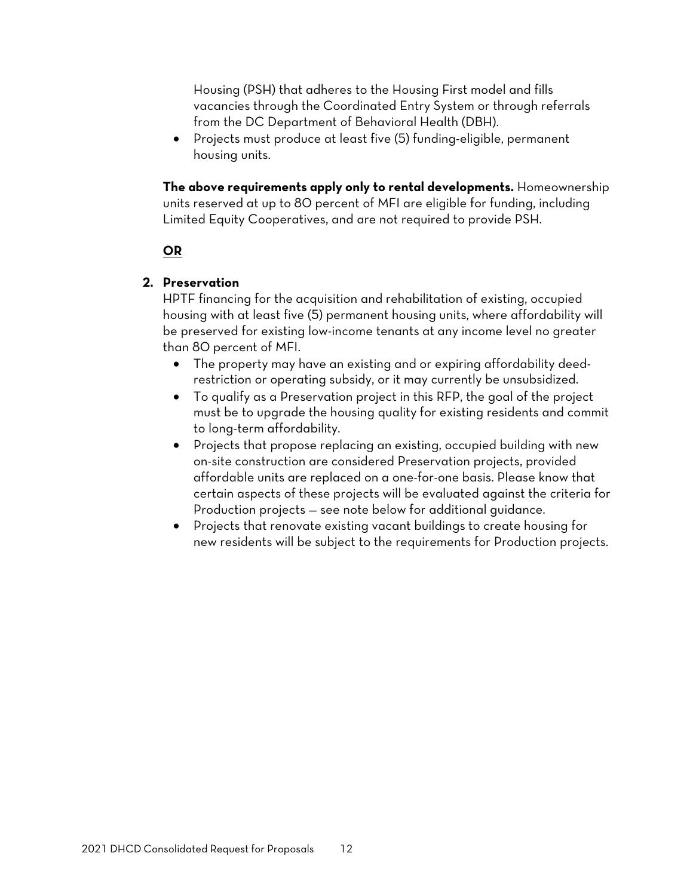Housing (PSH) that adheres to the Housing First model and fills vacancies through the Coordinated Entry System or through referrals from the DC Department of Behavioral Health (DBH).

- Projects must produce at least five (5) funding-eligible, permanent housing units.

**The above requirements apply only to rental developments.** Homeownership units reserved at up to 80 percent of MFI are eligible for funding, including Limited Equity Cooperatives, and are not required to provide PSH.

**OR**

2. **Preservation**

HPTF financing for the acquisition and rehabilitation of existing, occupied housing with at least five (5) permanent housing units, where affordability will be preserved for existing low-income tenants at any income level no greater than 80 percent of MFI.

- The property may have an existing and or expiring affordability deed-restriction or operating subsidy, or it may currently be unsubsidized.
- To qualify as a Preservation project in this RFP, the goal of the project must be to upgrade the housing quality for existing residents and commit to long-term affordability.
- Projects that propose replacing an existing, occupied building with new on-site construction are considered Preservation projects, provided affordable units are replaced on a one-for-one basis. Please know that certain aspects of these projects will be evaluated against the criteria for Production projects — see note below for additional guidance.
- Projects that renovate existing vacant buildings to create housing for new residents will be subject to the requirements for Production projects.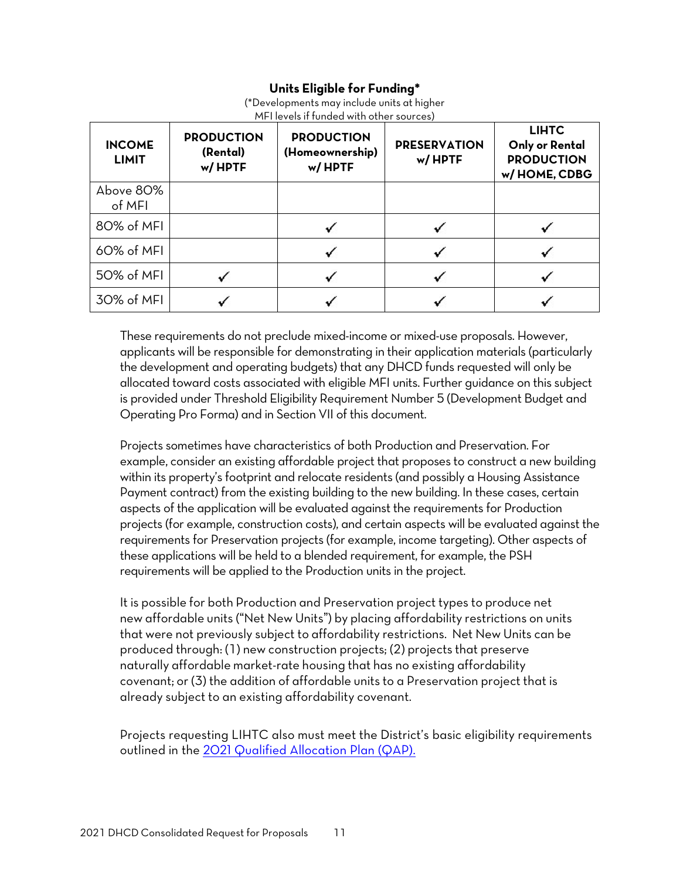**Units Eligible for Funding***

(*Developments may include units at higher MFI levels if funded with other sources)

| INCOME LIMIT | PRODUCTION (Rental) w/ HPTF | PRODUCTION (Homeownership) w/ HPTF | PRESERVATION w/ HPTF | LIHTC Only or Rental PRODUCTION w/ HOME, CDBG |
|---|---|---|---|---|
| Above 80% of MFI | | | | |
| 80% of MFI | | ✓ | ✓ | ✓ |
| 60% of MFI | | ✓ | ✓ | ✓ |
| 50% of MFI | ✓ | ✓ | ✓ | ✓ |
| 30% of MFI | ✓ | ✓ | ✓ | ✓ |

These requirements do not preclude mixed-income or mixed-use proposals. However, applicants will be responsible for demonstrating in their application materials (particularly the development and operating budgets) that any DHCD funds requested will only be allocated toward costs associated with eligible MFI units. Further guidance on this subject is provided under Threshold Eligibility Requirement Number 5 (Development Budget and Operating Pro Forma) and in Section VII of this document.

Projects sometimes have characteristics of both Production and Preservation. For example, consider an existing affordable project that proposes to construct a new building within its property's footprint and relocate residents (and possibly a Housing Assistance Payment contract) from the existing building to the new building. In these cases, certain aspects of the application will be evaluated against the requirements for Production projects (for example, construction costs), and certain aspects will be evaluated against the requirements for Preservation projects (for example, income targeting). Other aspects of these applications will be held to a blended requirement, for example, the PSH requirements will be applied to the Production units in the project.

It is possible for both Production and Preservation project types to produce net new affordable units ("Net New Units") by placing affordability restrictions on units that were not previously subject to affordability restrictions. Net New Units can be produced through: (1) new construction projects; (2) projects that preserve naturally affordable market-rate housing that has no existing affordability covenant; or (3) the addition of affordable units to a Preservation project that is already subject to an existing affordability covenant.

Projects requesting LIHTC also must meet the District's basic eligibility requirements outlined in the 2021 Qualified Allocation Plan (QAP).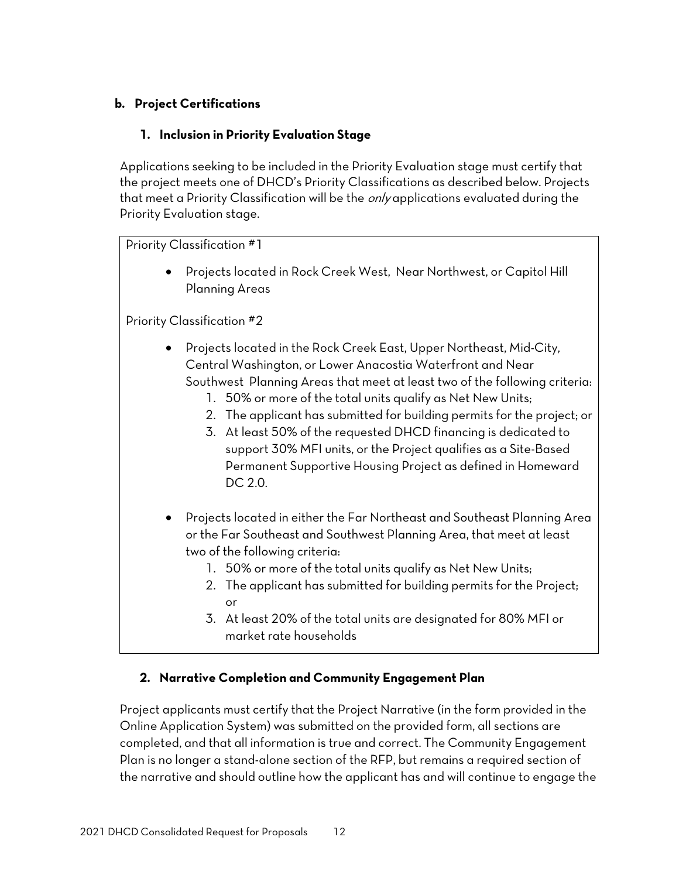### b. Project Certifications

#### 1. Inclusion in Priority Evaluation Stage

Applications seeking to be included in the Priority Evaluation stage must certify that the project meets one of DHCD's Priority Classifications as described below. Projects that meet a Priority Classification will be the *only* applications evaluated during the Priority Evaluation stage.

Priority Classification #1

- Projects located in Rock Creek West, Near Northwest, or Capitol Hill Planning Areas

Priority Classification #2

- Projects located in the Rock Creek East, Upper Northeast, Mid-City, Central Washington, or Lower Anacostia Waterfront and Near Southwest Planning Areas that meet at least two of the following criteria:
  1. 50% or more of the total units qualify as Net New Units;
  2. The applicant has submitted for building permits for the project; or
  3. At least 50% of the requested DHCD financing is dedicated to support 30% MFI units, or the Project qualifies as a Site-Based Permanent Supportive Housing Project as defined in Homeward DC 2.0.

- Projects located in either the Far Northeast and Southeast Planning Area or the Far Southeast and Southwest Planning Area, that meet at least two of the following criteria:
  1. 50% or more of the total units qualify as Net New Units;
  2. The applicant has submitted for building permits for the Project; or
  3. At least 20% of the total units are designated for 80% MFI or market rate households

#### 2. Narrative Completion and Community Engagement Plan

Project applicants must certify that the Project Narrative (in the form provided in the Online Application System) was submitted on the provided form, all sections are completed, and that all information is true and correct. The Community Engagement Plan is no longer a stand-alone section of the RFP, but remains a required section of the narrative and should outline how the applicant has and will continue to engage the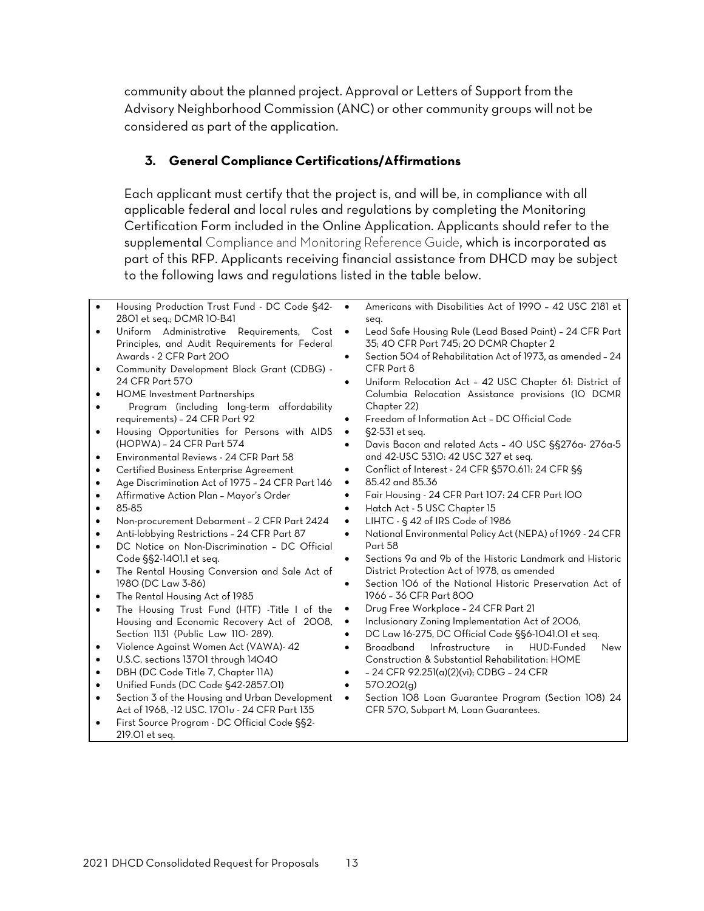community about the planned project. Approval or Letters of Support from the Advisory Neighborhood Commission (ANC) or other community groups will not be considered as part of the application.

### 3. General Compliance Certifications/Affirmations

Each applicant must certify that the project is, and will be, in compliance with all applicable federal and local rules and regulations by completing the Monitoring Certification Form included in the Online Application. Applicants should refer to the supplemental Compliance and Monitoring Reference Guide, which is incorporated as part of this RFP. Applicants receiving financial assistance from DHCD may be subject to the following laws and regulations listed in the table below.

- Housing Production Trust Fund - DC Code §42-2801 et seq.; DCMR 10-B41
- Uniform Administrative Requirements, Cost Principles, and Audit Requirements for Federal Awards - 2 CFR Part 200
- Community Development Block Grant (CDBG) - 24 CFR Part 570
- HOME Investment Partnerships
- Program (including long-term affordability requirements) – 24 CFR Part 92
- Housing Opportunities for Persons with AIDS (HOPWA) – 24 CFR Part 574
- Environmental Reviews - 24 CFR Part 58
- Certified Business Enterprise Agreement
- Age Discrimination Act of 1975 – 24 CFR Part 146
- Affirmative Action Plan – Mayor's Order
- 85-85
- Non-procurement Debarment – 2 CFR Part 2424
- Anti-lobbying Restrictions – 24 CFR Part 87
- DC Notice on Non-Discrimination – DC Official Code §§2-1401.1 et seq.
- The Rental Housing Conversion and Sale Act of 1980 (DC Law 3-86)
- The Rental Housing Act of 1985
- The Housing Trust Fund (HTF) -Title I of the Housing and Economic Recovery Act of 2008, Section 1131 (Public Law 110- 289).
- Violence Against Women Act (VAWA)- 42
- U.S.C. sections 13701 through 14040
- DBH (DC Code Title 7, Chapter 11A)
- Unified Funds (DC Code §42-2857.01)
- Section 3 of the Housing and Urban Development Act of 1968, -12 USC. 1701u - 24 CFR Part 135
- First Source Program - DC Official Code §§2-219.01 et seq.
- Americans with Disabilities Act of 1990 – 42 USC 2181 et seq.
- Lead Safe Housing Rule (Lead Based Paint) – 24 CFR Part 35; 40 CFR Part 745; 20 DCMR Chapter 2
- Section 504 of Rehabilitation Act of 1973, as amended – 24 CFR Part 8
- Uniform Relocation Act – 42 USC Chapter 61: District of Columbia Relocation Assistance provisions (10 DCMR Chapter 22)
- Freedom of Information Act – DC Official Code
- §2-531 et seq.
- Davis Bacon and related Acts – 40 USC §§276a- 276a-5 and 42-USC 5310: 42 USC 327 et seq.
- Conflict of Interest - 24 CFR §570.611: 24 CFR §§
- 85.42 and 85.36
- Fair Housing - 24 CFR Part 107: 24 CFR Part 100
- Hatch Act - 5 USC Chapter 15
- LIHTC - § 42 of IRS Code of 1986
- National Environmental Policy Act (NEPA) of 1969 - 24 CFR Part 58
- Sections 9a and 9b of the Historic Landmark and Historic District Protection Act of 1978, as amended
- Section 106 of the National Historic Preservation Act of 1966 – 36 CFR Part 800
- Drug Free Workplace – 24 CFR Part 21
- Inclusionary Zoning Implementation Act of 2006,
- DC Law 16-275, DC Official Code §§6-1041.01 et seq.
- Broadband Infrastructure in HUD-Funded New Construction & Substantial Rehabilitation: HOME
- – 24 CFR 92.251(a)(2)(vi); CDBG – 24 CFR
- 570.202(g)
- Section 108 Loan Guarantee Program (Section 108) 24 CFR 570, Subpart M, Loan Guarantees.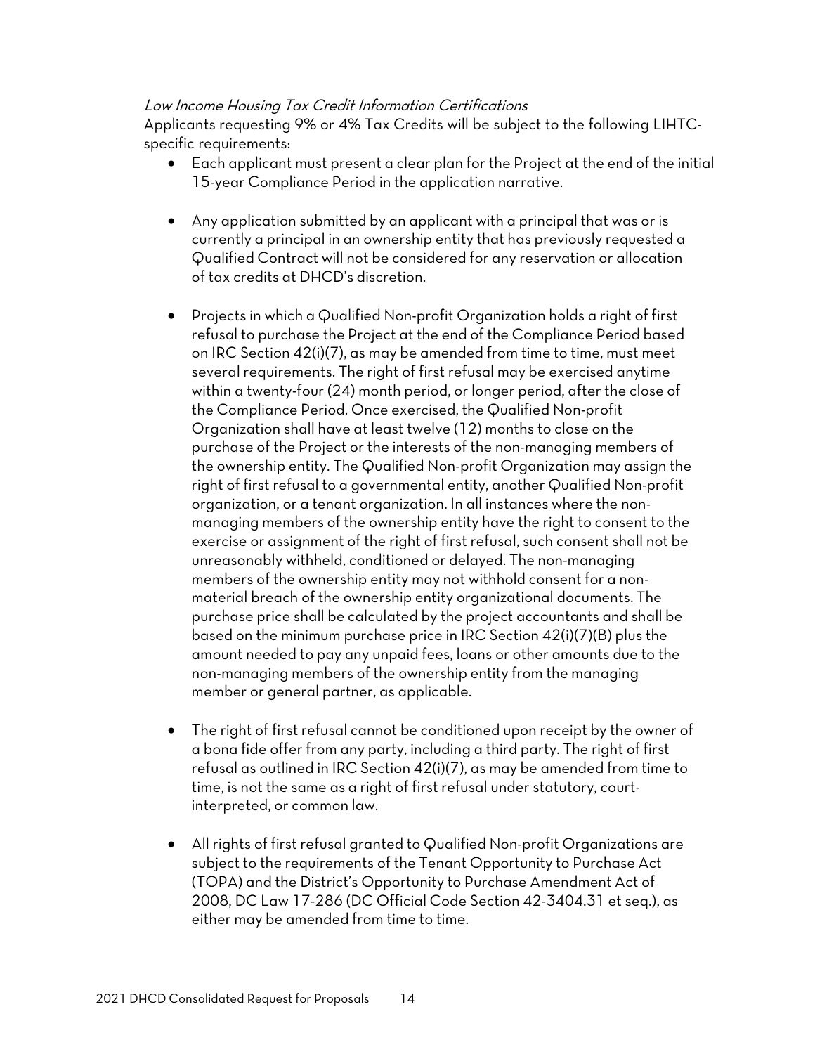*Low Income Housing Tax Credit Information Certifications*

Applicants requesting 9% or 4% Tax Credits will be subject to the following LIHTC-specific requirements:

- Each applicant must present a clear plan for the Project at the end of the initial 15-year Compliance Period in the application narrative.

- Any application submitted by an applicant with a principal that was or is currently a principal in an ownership entity that has previously requested a Qualified Contract will not be considered for any reservation or allocation of tax credits at DHCD's discretion.

- Projects in which a Qualified Non-profit Organization holds a right of first refusal to purchase the Project at the end of the Compliance Period based on IRC Section 42(i)(7), as may be amended from time to time, must meet several requirements. The right of first refusal may be exercised anytime within a twenty-four (24) month period, or longer period, after the close of the Compliance Period. Once exercised, the Qualified Non-profit Organization shall have at least twelve (12) months to close on the purchase of the Project or the interests of the non-managing members of the ownership entity. The Qualified Non-profit Organization may assign the right of first refusal to a governmental entity, another Qualified Non-profit organization, or a tenant organization. In all instances where the non-managing members of the ownership entity have the right to consent to the exercise or assignment of the right of first refusal, such consent shall not be unreasonably withheld, conditioned or delayed. The non-managing members of the ownership entity may not withhold consent for a non-material breach of the ownership entity organizational documents. The purchase price shall be calculated by the project accountants and shall be based on the minimum purchase price in IRC Section 42(i)(7)(B) plus the amount needed to pay any unpaid fees, loans or other amounts due to the non-managing members of the ownership entity from the managing member or general partner, as applicable.

- The right of first refusal cannot be conditioned upon receipt by the owner of a bona fide offer from any party, including a third party. The right of first refusal as outlined in IRC Section 42(i)(7), as may be amended from time to time, is not the same as a right of first refusal under statutory, court-interpreted, or common law.

- All rights of first refusal granted to Qualified Non-profit Organizations are subject to the requirements of the Tenant Opportunity to Purchase Act (TOPA) and the District's Opportunity to Purchase Amendment Act of 2008, DC Law 17-286 (DC Official Code Section 42-3404.31 et seq.), as either may be amended from time to time.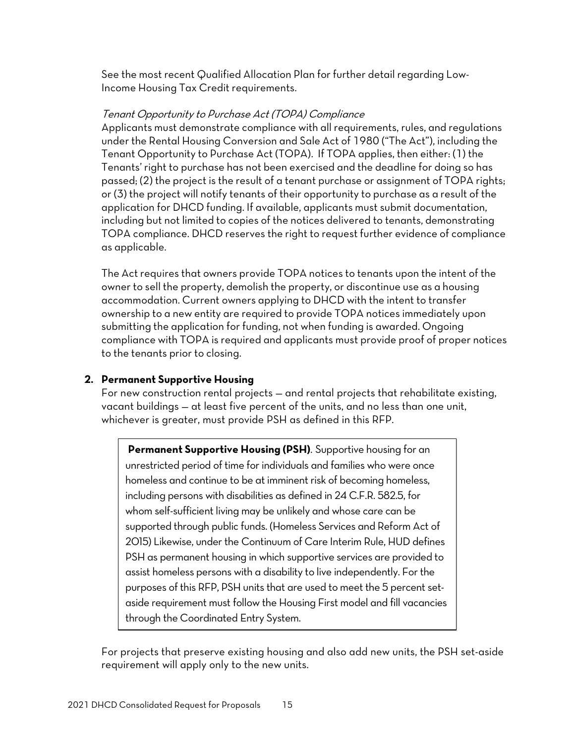See the most recent Qualified Allocation Plan for further detail regarding Low-Income Housing Tax Credit requirements.

*Tenant Opportunity to Purchase Act (TOPA) Compliance*

Applicants must demonstrate compliance with all requirements, rules, and regulations under the Rental Housing Conversion and Sale Act of 1980 ("The Act"), including the Tenant Opportunity to Purchase Act (TOPA). If TOPA applies, then either: (1) the Tenants' right to purchase has not been exercised and the deadline for doing so has passed; (2) the project is the result of a tenant purchase or assignment of TOPA rights; or (3) the project will notify tenants of their opportunity to purchase as a result of the application for DHCD funding. If available, applicants must submit documentation, including but not limited to copies of the notices delivered to tenants, demonstrating TOPA compliance. DHCD reserves the right to request further evidence of compliance as applicable.

The Act requires that owners provide TOPA notices to tenants upon the intent of the owner to sell the property, demolish the property, or discontinue use as a housing accommodation. Current owners applying to DHCD with the intent to transfer ownership to a new entity are required to provide TOPA notices immediately upon submitting the application for funding, not when funding is awarded. Ongoing compliance with TOPA is required and applicants must provide proof of proper notices to the tenants prior to closing.

**2. Permanent Supportive Housing**

For new construction rental projects — and rental projects that rehabilitate existing, vacant buildings — at least five percent of the units, and no less than one unit, whichever is greater, must provide PSH as defined in this RFP.

> **Permanent Supportive Housing (PSH)**. Supportive housing for an unrestricted period of time for individuals and families who were once homeless and continue to be at imminent risk of becoming homeless, including persons with disabilities as defined in 24 C.F.R. 582.5, for whom self-sufficient living may be unlikely and whose care can be supported through public funds. (Homeless Services and Reform Act of 2015) Likewise, under the Continuum of Care Interim Rule, HUD defines PSH as permanent housing in which supportive services are provided to assist homeless persons with a disability to live independently. For the purposes of this RFP, PSH units that are used to meet the 5 percent set-aside requirement must follow the Housing First model and fill vacancies through the Coordinated Entry System.

For projects that preserve existing housing and also add new units, the PSH set-aside requirement will apply only to the new units.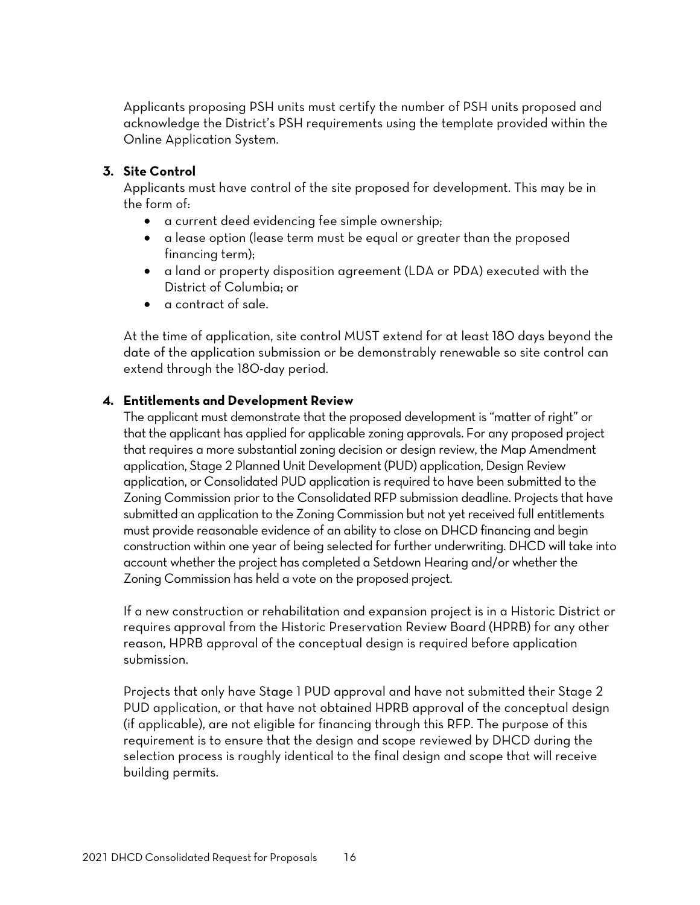Applicants proposing PSH units must certify the number of PSH units proposed and acknowledge the District's PSH requirements using the template provided within the Online Application System.

**3. Site Control**

Applicants must have control of the site proposed for development. This may be in the form of:

- a current deed evidencing fee simple ownership;
- a lease option (lease term must be equal or greater than the proposed financing term);
- a land or property disposition agreement (LDA or PDA) executed with the District of Columbia; or
- a contract of sale.

At the time of application, site control MUST extend for at least 180 days beyond the date of the application submission or be demonstrably renewable so site control can extend through the 180-day period.

**4. Entitlements and Development Review**

The applicant must demonstrate that the proposed development is "matter of right" or that the applicant has applied for applicable zoning approvals. For any proposed project that requires a more substantial zoning decision or design review, the Map Amendment application, Stage 2 Planned Unit Development (PUD) application, Design Review application, or Consolidated PUD application is required to have been submitted to the Zoning Commission prior to the Consolidated RFP submission deadline. Projects that have submitted an application to the Zoning Commission but not yet received full entitlements must provide reasonable evidence of an ability to close on DHCD financing and begin construction within one year of being selected for further underwriting. DHCD will take into account whether the project has completed a Setdown Hearing and/or whether the Zoning Commission has held a vote on the proposed project.

If a new construction or rehabilitation and expansion project is in a Historic District or requires approval from the Historic Preservation Review Board (HPRB) for any other reason, HPRB approval of the conceptual design is required before application submission.

Projects that only have Stage 1 PUD approval and have not submitted their Stage 2 PUD application, or that have not obtained HPRB approval of the conceptual design (if applicable), are not eligible for financing through this RFP. The purpose of this requirement is to ensure that the design and scope reviewed by DHCD during the selection process is roughly identical to the final design and scope that will receive building permits.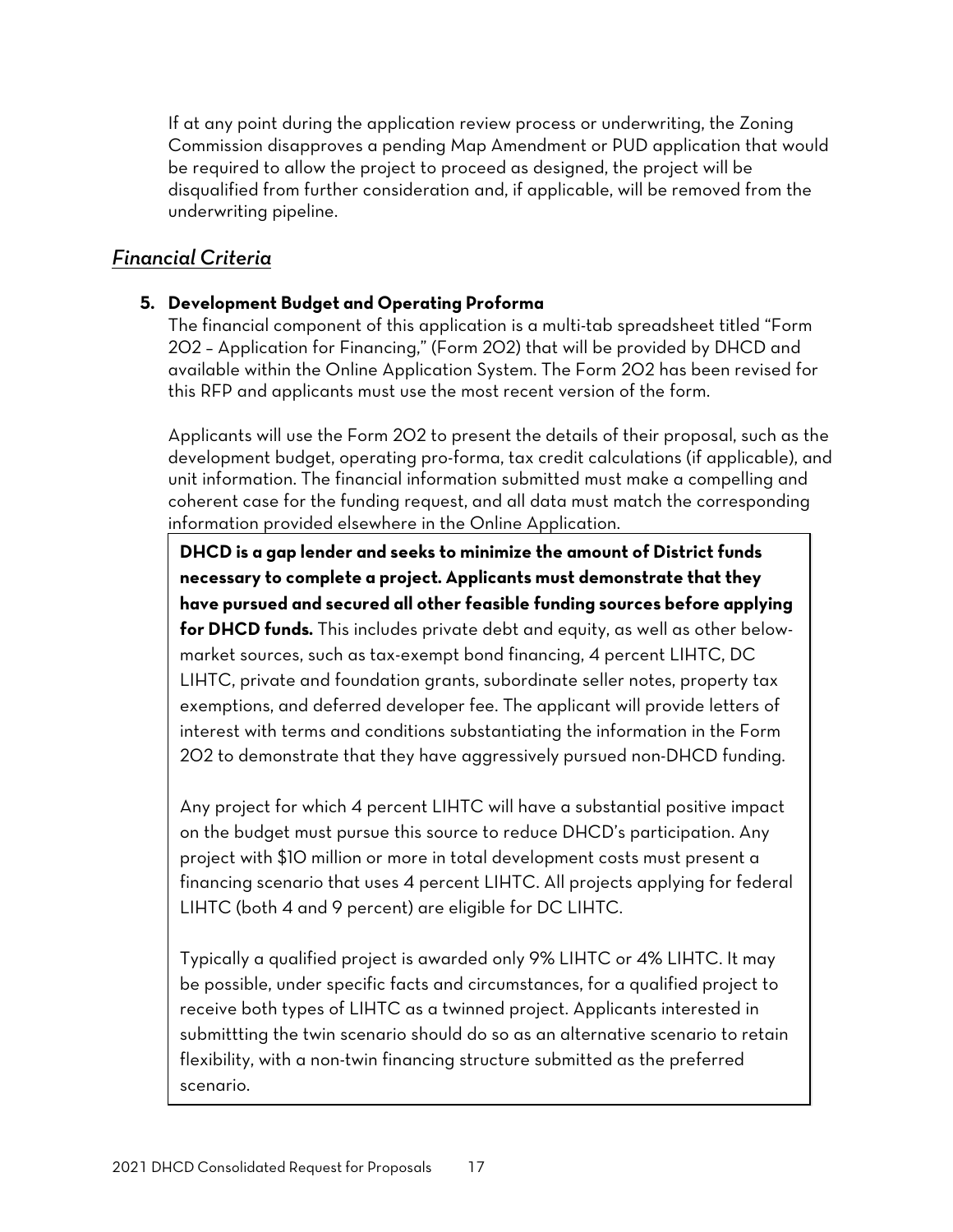If at any point during the application review process or underwriting, the Zoning Commission disapproves a pending Map Amendment or PUD application that would be required to allow the project to proceed as designed, the project will be disqualified from further consideration and, if applicable, will be removed from the underwriting pipeline.

## *Financial Criteria*

### 5. Development Budget and Operating Proforma

The financial component of this application is a multi-tab spreadsheet titled "Form 202 – Application for Financing," (Form 202) that will be provided by DHCD and available within the Online Application System. The Form 202 has been revised for this RFP and applicants must use the most recent version of the form.

Applicants will use the Form 202 to present the details of their proposal, such as the development budget, operating pro-forma, tax credit calculations (if applicable), and unit information. The financial information submitted must make a compelling and coherent case for the funding request, and all data must match the corresponding information provided elsewhere in the Online Application.

**DHCD is a gap lender and seeks to minimize the amount of District funds necessary to complete a project. Applicants must demonstrate that they have pursued and secured all other feasible funding sources before applying for DHCD funds.** This includes private debt and equity, as well as other below-market sources, such as tax-exempt bond financing, 4 percent LIHTC, DC LIHTC, private and foundation grants, subordinate seller notes, property tax exemptions, and deferred developer fee. The applicant will provide letters of interest with terms and conditions substantiating the information in the Form 202 to demonstrate that they have aggressively pursued non-DHCD funding.

Any project for which 4 percent LIHTC will have a substantial positive impact on the budget must pursue this source to reduce DHCD's participation. Any project with $10 million or more in total development costs must present a financing scenario that uses 4 percent LIHTC. All projects applying for federal LIHTC (both 4 and 9 percent) are eligible for DC LIHTC.

Typically a qualified project is awarded only 9% LIHTC or 4% LIHTC. It may be possible, under specific facts and circumstances, for a qualified project to receive both types of LIHTC as a twinned project. Applicants interested in submittting the twin scenario should do so as an alternative scenario to retain flexibility, with a non-twin financing structure submitted as the preferred scenario.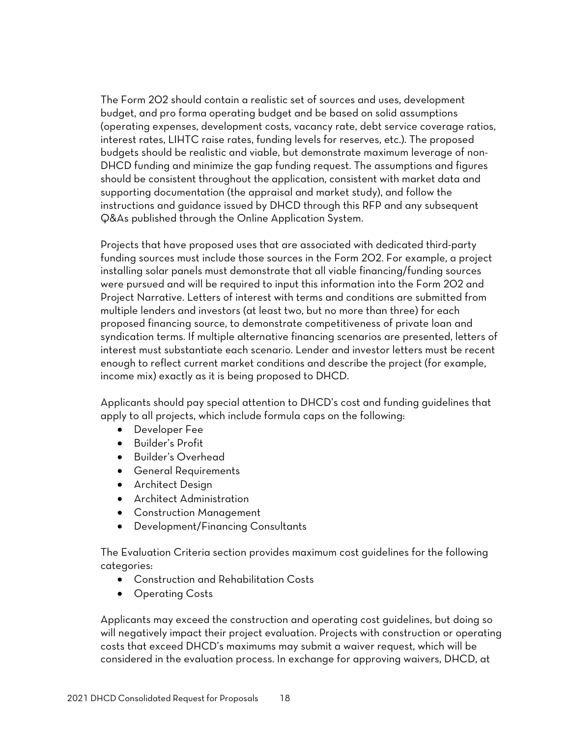The Form 202 should contain a realistic set of sources and uses, development budget, and pro forma operating budget and be based on solid assumptions (operating expenses, development costs, vacancy rate, debt service coverage ratios, interest rates, LIHTC raise rates, funding levels for reserves, etc.). The proposed budgets should be realistic and viable, but demonstrate maximum leverage of non-DHCD funding and minimize the gap funding request. The assumptions and figures should be consistent throughout the application, consistent with market data and supporting documentation (the appraisal and market study), and follow the instructions and guidance issued by DHCD through this RFP and any subsequent Q&As published through the Online Application System.

Projects that have proposed uses that are associated with dedicated third-party funding sources must include those sources in the Form 202. For example, a project installing solar panels must demonstrate that all viable financing/funding sources were pursued and will be required to input this information into the Form 202 and Project Narrative. Letters of interest with terms and conditions are submitted from multiple lenders and investors (at least two, but no more than three) for each proposed financing source, to demonstrate competitiveness of private loan and syndication terms. If multiple alternative financing scenarios are presented, letters of interest must substantiate each scenario. Lender and investor letters must be recent enough to reflect current market conditions and describe the project (for example, income mix) exactly as it is being proposed to DHCD.

Applicants should pay special attention to DHCD's cost and funding guidelines that apply to all projects, which include formula caps on the following:

- Developer Fee
- Builder's Profit
- Builder's Overhead
- General Requirements
- Architect Design
- Architect Administration
- Construction Management
- Development/Financing Consultants

The Evaluation Criteria section provides maximum cost guidelines for the following categories:

- Construction and Rehabilitation Costs
- Operating Costs

Applicants may exceed the construction and operating cost guidelines, but doing so will negatively impact their project evaluation. Projects with construction or operating costs that exceed DHCD's maximums may submit a waiver request, which will be considered in the evaluation process. In exchange for approving waivers, DHCD, at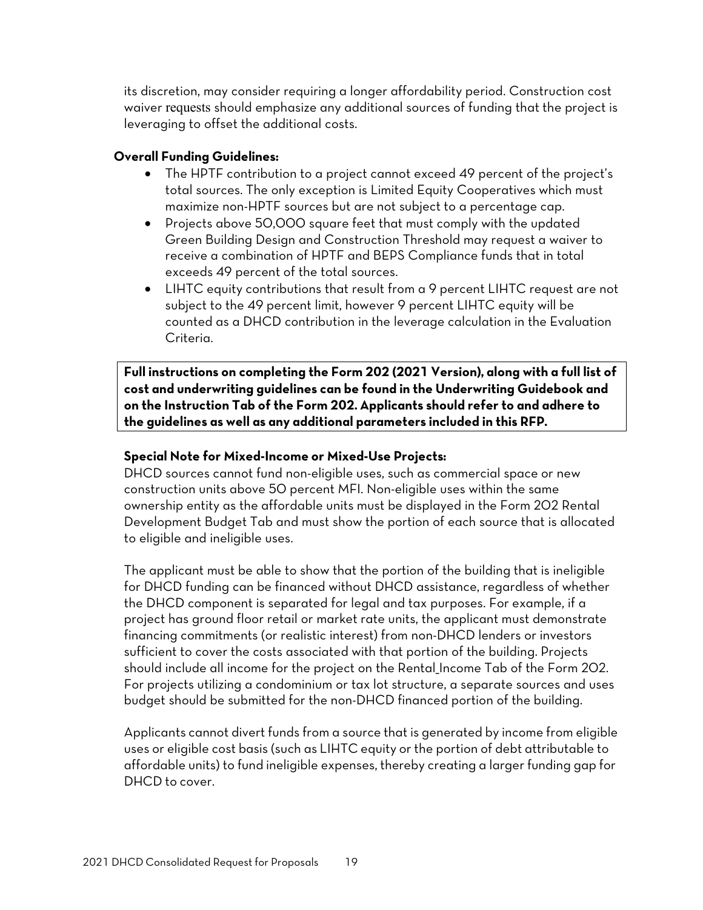its discretion, may consider requiring a longer affordability period. Construction cost waiver requests should emphasize any additional sources of funding that the project is leveraging to offset the additional costs.

**Overall Funding Guidelines:**

- The HPTF contribution to a project cannot exceed 49 percent of the project's total sources. The only exception is Limited Equity Cooperatives which must maximize non-HPTF sources but are not subject to a percentage cap.
- Projects above 50,000 square feet that must comply with the updated Green Building Design and Construction Threshold may request a waiver to receive a combination of HPTF and BEPS Compliance funds that in total exceeds 49 percent of the total sources.
- LIHTC equity contributions that result from a 9 percent LIHTC request are not subject to the 49 percent limit, however 9 percent LIHTC equity will be counted as a DHCD contribution in the leverage calculation in the Evaluation Criteria.

**Full instructions on completing the Form 202 (2021 Version), along with a full list of cost and underwriting guidelines can be found in the Underwriting Guidebook and on the Instruction Tab of the Form 202. Applicants should refer to and adhere to the guidelines as well as any additional parameters included in this RFP.**

**Special Note for Mixed-Income or Mixed-Use Projects:**

DHCD sources cannot fund non-eligible uses, such as commercial space or new construction units above 50 percent MFI. Non-eligible uses within the same ownership entity as the affordable units must be displayed in the Form 202 Rental Development Budget Tab and must show the portion of each source that is allocated to eligible and ineligible uses.

The applicant must be able to show that the portion of the building that is ineligible for DHCD funding can be financed without DHCD assistance, regardless of whether the DHCD component is separated for legal and tax purposes. For example, if a project has ground floor retail or market rate units, the applicant must demonstrate financing commitments (or realistic interest) from non-DHCD lenders or investors sufficient to cover the costs associated with that portion of the building. Projects should include all income for the project on the Rental_Income Tab of the Form 202. For projects utilizing a condominium or tax lot structure, a separate sources and uses budget should be submitted for the non-DHCD financed portion of the building.

Applicants cannot divert funds from a source that is generated by income from eligible uses or eligible cost basis (such as LIHTC equity or the portion of debt attributable to affordable units) to fund ineligible expenses, thereby creating a larger funding gap for DHCD to cover.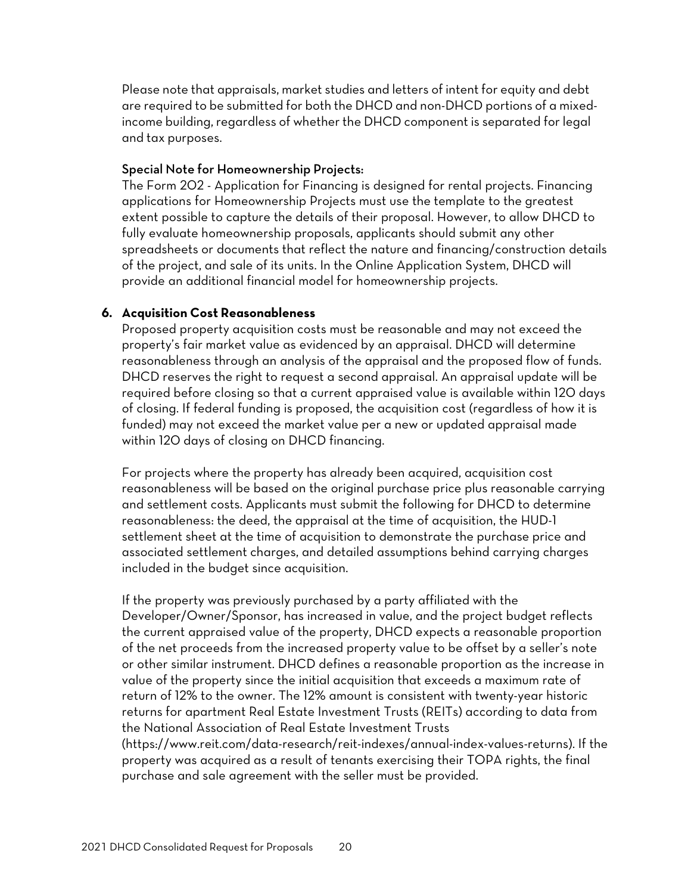Please note that appraisals, market studies and letters of intent for equity and debt are required to be submitted for both the DHCD and non-DHCD portions of a mixed-income building, regardless of whether the DHCD component is separated for legal and tax purposes.

**Special Note for Homeownership Projects:**
The Form 202 - Application for Financing is designed for rental projects. Financing applications for Homeownership Projects must use the template to the greatest extent possible to capture the details of their proposal. However, to allow DHCD to fully evaluate homeownership proposals, applicants should submit any other spreadsheets or documents that reflect the nature and financing/construction details of the project, and sale of its units. In the Online Application System, DHCD will provide an additional financial model for homeownership projects.

**6. Acquisition Cost Reasonableness**

Proposed property acquisition costs must be reasonable and may not exceed the property's fair market value as evidenced by an appraisal. DHCD will determine reasonableness through an analysis of the appraisal and the proposed flow of funds. DHCD reserves the right to request a second appraisal. An appraisal update will be required before closing so that a current appraised value is available within 120 days of closing. If federal funding is proposed, the acquisition cost (regardless of how it is funded) may not exceed the market value per a new or updated appraisal made within 120 days of closing on DHCD financing.

For projects where the property has already been acquired, acquisition cost reasonableness will be based on the original purchase price plus reasonable carrying and settlement costs. Applicants must submit the following for DHCD to determine reasonableness: the deed, the appraisal at the time of acquisition, the HUD-1 settlement sheet at the time of acquisition to demonstrate the purchase price and associated settlement charges, and detailed assumptions behind carrying charges included in the budget since acquisition.

If the property was previously purchased by a party affiliated with the Developer/Owner/Sponsor, has increased in value, and the project budget reflects the current appraised value of the property, DHCD expects a reasonable proportion of the net proceeds from the increased property value to be offset by a seller's note or other similar instrument. DHCD defines a reasonable proportion as the increase in value of the property since the initial acquisition that exceeds a maximum rate of return of 12% to the owner. The 12% amount is consistent with twenty-year historic returns for apartment Real Estate Investment Trusts (REITs) according to data from the National Association of Real Estate Investment Trusts (https://www.reit.com/data-research/reit-indexes/annual-index-values-returns). If the property was acquired as a result of tenants exercising their TOPA rights, the final purchase and sale agreement with the seller must be provided.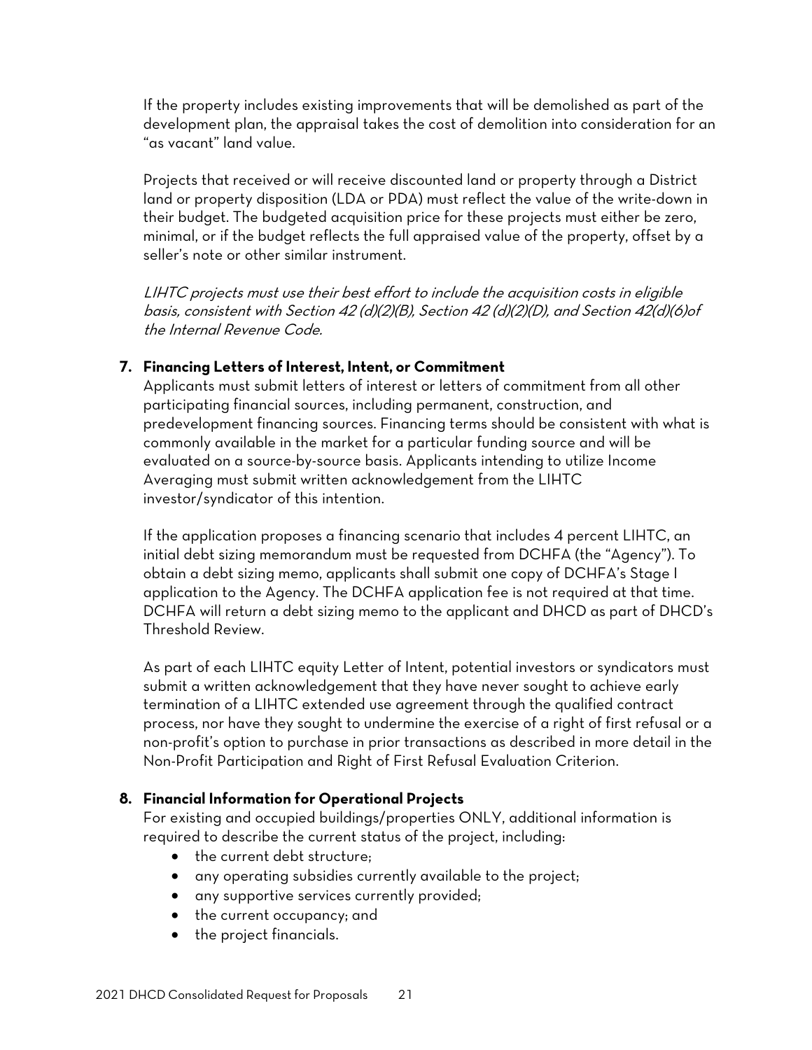If the property includes existing improvements that will be demolished as part of the development plan, the appraisal takes the cost of demolition into consideration for an "as vacant" land value.

Projects that received or will receive discounted land or property through a District land or property disposition (LDA or PDA) must reflect the value of the write-down in their budget. The budgeted acquisition price for these projects must either be zero, minimal, or if the budget reflects the full appraised value of the property, offset by a seller's note or other similar instrument.

*LIHTC projects must use their best effort to include the acquisition costs in eligible basis, consistent with Section 42 (d)(2)(B), Section 42 (d)(2)(D), and Section 42(d)(6)of the Internal Revenue Code.*

**7. Financing Letters of Interest, Intent, or Commitment**

Applicants must submit letters of interest or letters of commitment from all other participating financial sources, including permanent, construction, and predevelopment financing sources. Financing terms should be consistent with what is commonly available in the market for a particular funding source and will be evaluated on a source-by-source basis. Applicants intending to utilize Income Averaging must submit written acknowledgement from the LIHTC investor/syndicator of this intention.

If the application proposes a financing scenario that includes 4 percent LIHTC, an initial debt sizing memorandum must be requested from DCHFA (the "Agency"). To obtain a debt sizing memo, applicants shall submit one copy of DCHFA's Stage I application to the Agency. The DCHFA application fee is not required at that time. DCHFA will return a debt sizing memo to the applicant and DHCD as part of DHCD's Threshold Review.

As part of each LIHTC equity Letter of Intent, potential investors or syndicators must submit a written acknowledgement that they have never sought to achieve early termination of a LIHTC extended use agreement through the qualified contract process, nor have they sought to undermine the exercise of a right of first refusal or a non-profit's option to purchase in prior transactions as described in more detail in the Non-Profit Participation and Right of First Refusal Evaluation Criterion.

**8. Financial Information for Operational Projects**

For existing and occupied buildings/properties ONLY, additional information is required to describe the current status of the project, including:

- the current debt structure;
- any operating subsidies currently available to the project;
- any supportive services currently provided;
- the current occupancy; and
- the project financials.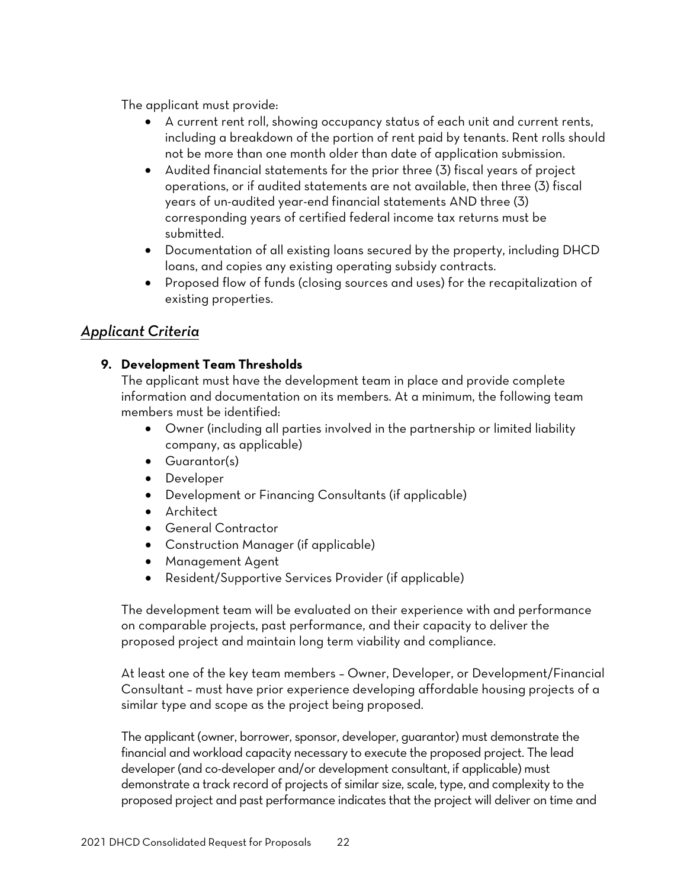The applicant must provide:

- A current rent roll, showing occupancy status of each unit and current rents, including a breakdown of the portion of rent paid by tenants. Rent rolls should not be more than one month older than date of application submission.
- Audited financial statements for the prior three (3) fiscal years of project operations, or if audited statements are not available, then three (3) fiscal years of un-audited year-end financial statements AND three (3) corresponding years of certified federal income tax returns must be submitted.
- Documentation of all existing loans secured by the property, including DHCD loans, and copies any existing operating subsidy contracts.
- Proposed flow of funds (closing sources and uses) for the recapitalization of existing properties.

## *Applicant Criteria*

### 9. Development Team Thresholds

The applicant must have the development team in place and provide complete information and documentation on its members. At a minimum, the following team members must be identified:

- Owner (including all parties involved in the partnership or limited liability company, as applicable)
- Guarantor(s)
- Developer
- Development or Financing Consultants (if applicable)
- Architect
- General Contractor
- Construction Manager (if applicable)
- Management Agent
- Resident/Supportive Services Provider (if applicable)

The development team will be evaluated on their experience with and performance on comparable projects, past performance, and their capacity to deliver the proposed project and maintain long term viability and compliance.

At least one of the key team members – Owner, Developer, or Development/Financial Consultant – must have prior experience developing affordable housing projects of a similar type and scope as the project being proposed.

The applicant (owner, borrower, sponsor, developer, guarantor) must demonstrate the financial and workload capacity necessary to execute the proposed project. The lead developer (and co-developer and/or development consultant, if applicable) must demonstrate a track record of projects of similar size, scale, type, and complexity to the proposed project and past performance indicates that the project will deliver on time and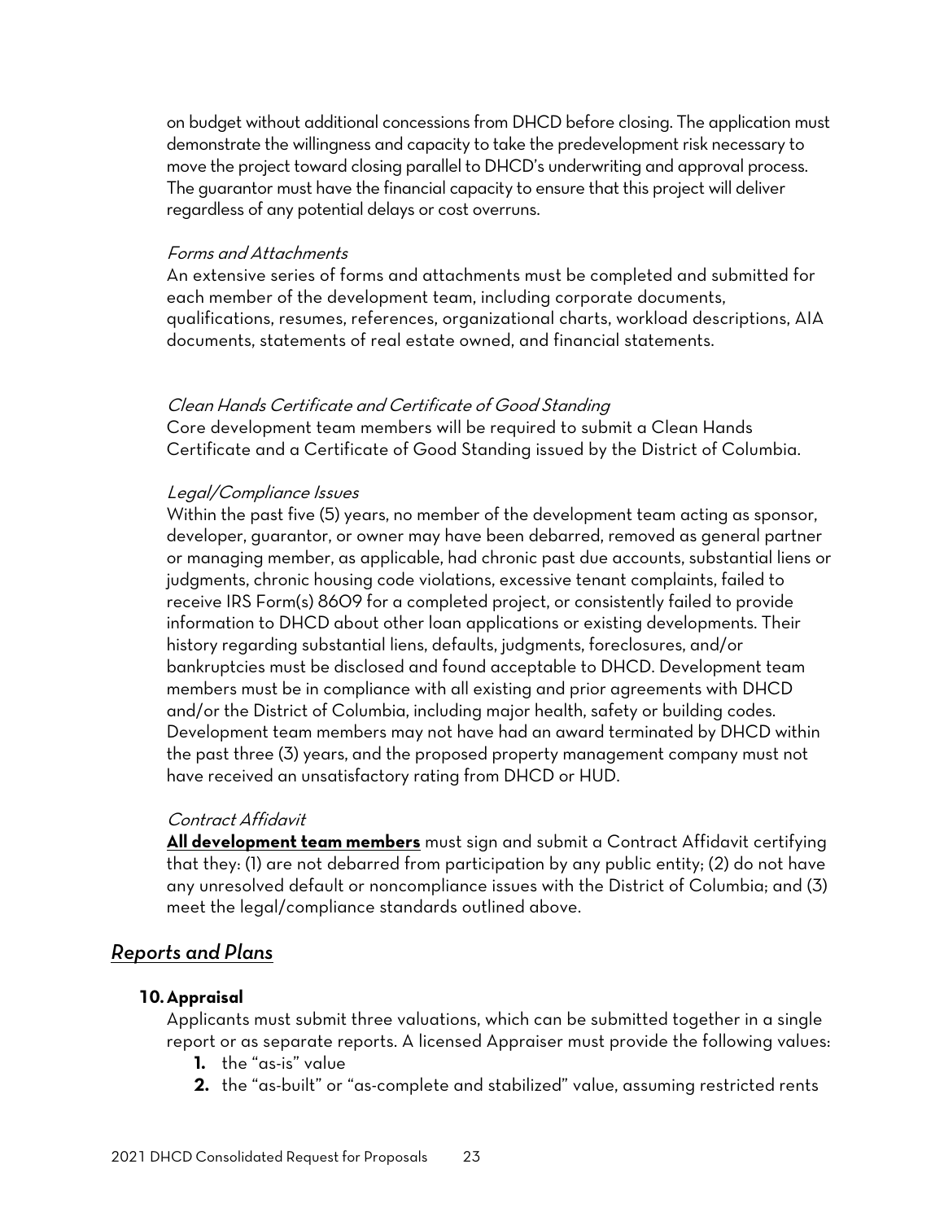on budget without additional concessions from DHCD before closing. The application must demonstrate the willingness and capacity to take the predevelopment risk necessary to move the project toward closing parallel to DHCD's underwriting and approval process. The guarantor must have the financial capacity to ensure that this project will deliver regardless of any potential delays or cost overruns.

*Forms and Attachments*

An extensive series of forms and attachments must be completed and submitted for each member of the development team, including corporate documents, qualifications, resumes, references, organizational charts, workload descriptions, AIA documents, statements of real estate owned, and financial statements.

*Clean Hands Certificate and Certificate of Good Standing*

Core development team members will be required to submit a Clean Hands Certificate and a Certificate of Good Standing issued by the District of Columbia.

*Legal/Compliance Issues*

Within the past five (5) years, no member of the development team acting as sponsor, developer, guarantor, or owner may have been debarred, removed as general partner or managing member, as applicable, had chronic past due accounts, substantial liens or judgments, chronic housing code violations, excessive tenant complaints, failed to receive IRS Form(s) 8609 for a completed project, or consistently failed to provide information to DHCD about other loan applications or existing developments. Their history regarding substantial liens, defaults, judgments, foreclosures, and/or bankruptcies must be disclosed and found acceptable to DHCD. Development team members must be in compliance with all existing and prior agreements with DHCD and/or the District of Columbia, including major health, safety or building codes. Development team members may not have had an award terminated by DHCD within the past three (3) years, and the proposed property management company must not have received an unsatisfactory rating from DHCD or HUD.

*Contract Affidavit*

**All development team members** must sign and submit a Contract Affidavit certifying that they: (1) are not debarred from participation by any public entity; (2) do not have any unresolved default or noncompliance issues with the District of Columbia; and (3) meet the legal/compliance standards outlined above.

## *Reports and Plans*

**10. Appraisal**

Applicants must submit three valuations, which can be submitted together in a single report or as separate reports. A licensed Appraiser must provide the following values:

1. the "as-is" value
2. the "as-built" or "as-complete and stabilized" value, assuming restricted rents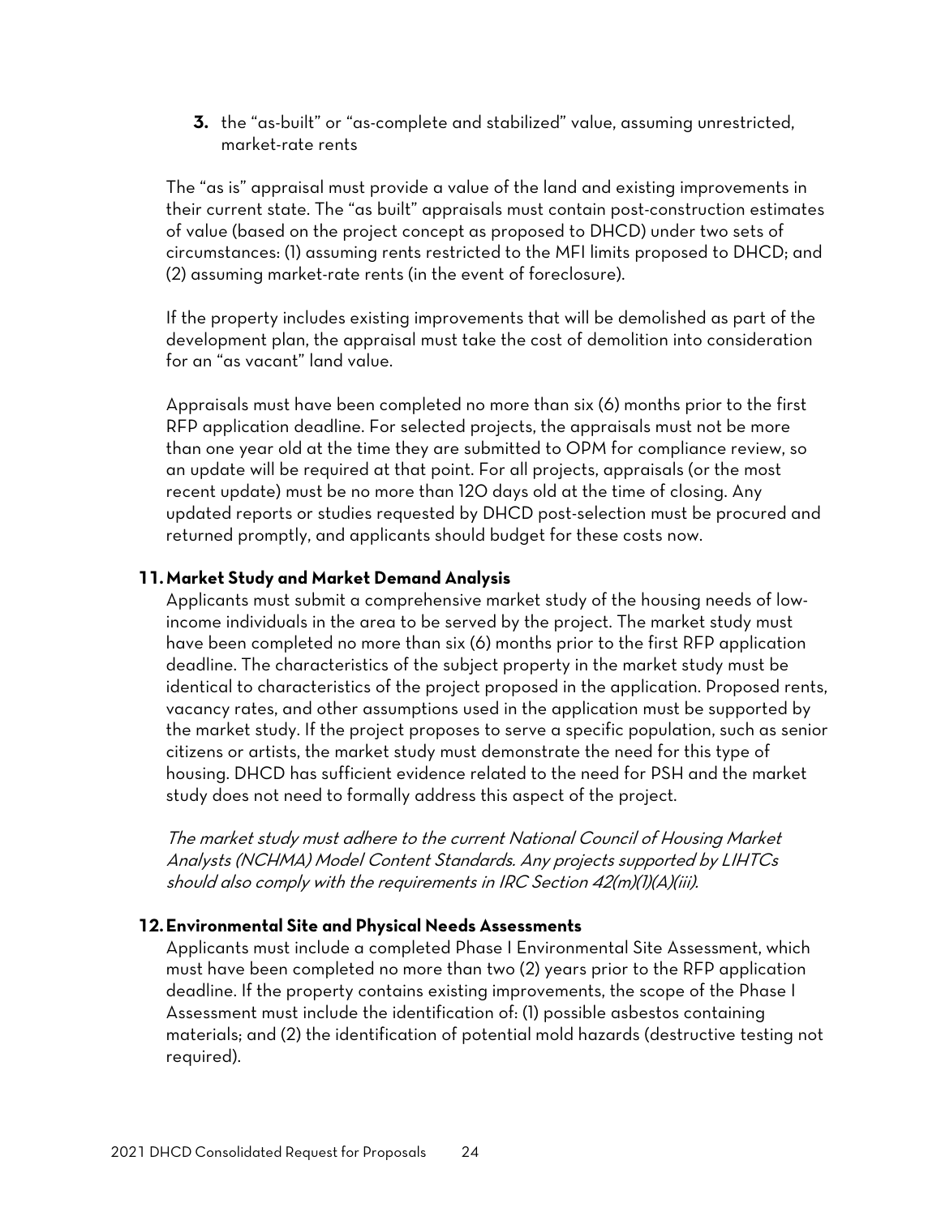3. the "as-built" or "as-complete and stabilized" value, assuming unrestricted, market-rate rents

The "as is" appraisal must provide a value of the land and existing improvements in their current state. The "as built" appraisals must contain post-construction estimates of value (based on the project concept as proposed to DHCD) under two sets of circumstances: (1) assuming rents restricted to the MFI limits proposed to DHCD; and (2) assuming market-rate rents (in the event of foreclosure).

If the property includes existing improvements that will be demolished as part of the development plan, the appraisal must take the cost of demolition into consideration for an "as vacant" land value.

Appraisals must have been completed no more than six (6) months prior to the first RFP application deadline. For selected projects, the appraisals must not be more than one year old at the time they are submitted to OPM for compliance review, so an update will be required at that point. For all projects, appraisals (or the most recent update) must be no more than 120 days old at the time of closing. Any updated reports or studies requested by DHCD post-selection must be procured and returned promptly, and applicants should budget for these costs now.

**11. Market Study and Market Demand Analysis**

Applicants must submit a comprehensive market study of the housing needs of low-income individuals in the area to be served by the project. The market study must have been completed no more than six (6) months prior to the first RFP application deadline. The characteristics of the subject property in the market study must be identical to characteristics of the project proposed in the application. Proposed rents, vacancy rates, and other assumptions used in the application must be supported by the market study. If the project proposes to serve a specific population, such as senior citizens or artists, the market study must demonstrate the need for this type of housing. DHCD has sufficient evidence related to the need for PSH and the market study does not need to formally address this aspect of the project.

*The market study must adhere to the current National Council of Housing Market Analysts (NCHMA) Model Content Standards. Any projects supported by LIHTCs should also comply with the requirements in IRC Section 42(m)(1)(A)(iii).*

**12. Environmental Site and Physical Needs Assessments**

Applicants must include a completed Phase I Environmental Site Assessment, which must have been completed no more than two (2) years prior to the RFP application deadline. If the property contains existing improvements, the scope of the Phase I Assessment must include the identification of: (1) possible asbestos containing materials; and (2) the identification of potential mold hazards (destructive testing not required).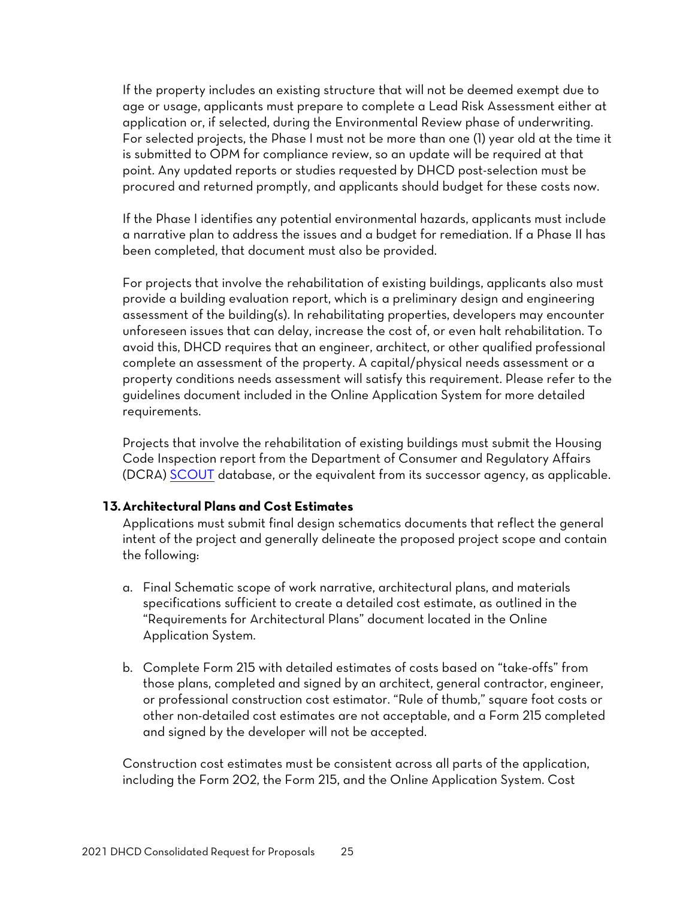If the property includes an existing structure that will not be deemed exempt due to age or usage, applicants must prepare to complete a Lead Risk Assessment either at application or, if selected, during the Environmental Review phase of underwriting. For selected projects, the Phase I must not be more than one (1) year old at the time it is submitted to OPM for compliance review, so an update will be required at that point. Any updated reports or studies requested by DHCD post-selection must be procured and returned promptly, and applicants should budget for these costs now.

If the Phase I identifies any potential environmental hazards, applicants must include a narrative plan to address the issues and a budget for remediation. If a Phase II has been completed, that document must also be provided.

For projects that involve the rehabilitation of existing buildings, applicants also must provide a building evaluation report, which is a preliminary design and engineering assessment of the building(s). In rehabilitating properties, developers may encounter unforeseen issues that can delay, increase the cost of, or even halt rehabilitation. To avoid this, DHCD requires that an engineer, architect, or other qualified professional complete an assessment of the property. A capital/physical needs assessment or a property conditions needs assessment will satisfy this requirement. Please refer to the guidelines document included in the Online Application System for more detailed requirements.

Projects that involve the rehabilitation of existing buildings must submit the Housing Code Inspection report from the Department of Consumer and Regulatory Affairs (DCRA) SCOUT database, or the equivalent from its successor agency, as applicable.

**13. Architectural Plans and Cost Estimates**

Applications must submit final design schematics documents that reflect the general intent of the project and generally delineate the proposed project scope and contain the following:

a. Final Schematic scope of work narrative, architectural plans, and materials specifications sufficient to create a detailed cost estimate, as outlined in the "Requirements for Architectural Plans" document located in the Online Application System.

b. Complete Form 215 with detailed estimates of costs based on "take-offs" from those plans, completed and signed by an architect, general contractor, engineer, or professional construction cost estimator. "Rule of thumb," square foot costs or other non-detailed cost estimates are not acceptable, and a Form 215 completed and signed by the developer will not be accepted.

Construction cost estimates must be consistent across all parts of the application, including the Form 202, the Form 215, and the Online Application System. Cost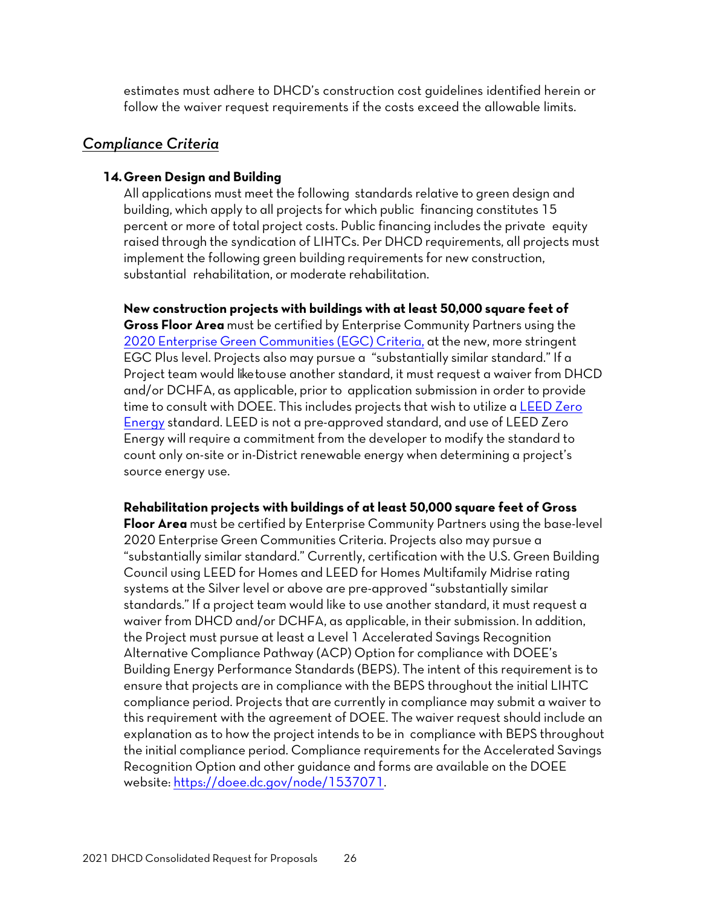estimates must adhere to DHCD's construction cost guidelines identified herein or follow the waiver request requirements if the costs exceed the allowable limits.

## *Compliance Criteria*

**14. Green Design and Building**

All applications must meet the following standards relative to green design and building, which apply to all projects for which public financing constitutes 15 percent or more of total project costs. Public financing includes the private equity raised through the syndication of LIHTCs. Per DHCD requirements, all projects must implement the following green building requirements for new construction, substantial rehabilitation, or moderate rehabilitation.

**New construction projects with buildings with at least 50,000 square feet of Gross Floor Area** must be certified by Enterprise Community Partners using the 2020 Enterprise Green Communities (EGC) Criteria, at the new, more stringent EGC Plus level. Projects also may pursue a "substantially similar standard." If a Project team would like to use another standard, it must request a waiver from DHCD and/or DCHFA, as applicable, prior to application submission in order to provide time to consult with DOEE. This includes projects that wish to utilize a LEED Zero Energy standard. LEED is not a pre-approved standard, and use of LEED Zero Energy will require a commitment from the developer to modify the standard to count only on-site or in-District renewable energy when determining a project's source energy use.

**Rehabilitation projects with buildings of at least 50,000 square feet of Gross Floor Area** must be certified by Enterprise Community Partners using the base-level 2020 Enterprise Green Communities Criteria. Projects also may pursue a "substantially similar standard." Currently, certification with the U.S. Green Building Council using LEED for Homes and LEED for Homes Multifamily Midrise rating systems at the Silver level or above are pre-approved "substantially similar standards." If a project team would like to use another standard, it must request a waiver from DHCD and/or DCHFA, as applicable, in their submission. In addition, the Project must pursue at least a Level 1 Accelerated Savings Recognition Alternative Compliance Pathway (ACP) Option for compliance with DOEE's Building Energy Performance Standards (BEPS). The intent of this requirement is to ensure that projects are in compliance with the BEPS throughout the initial LIHTC compliance period. Projects that are currently in compliance may submit a waiver to this requirement with the agreement of DOEE. The waiver request should include an explanation as to how the project intends to be in compliance with BEPS throughout the initial compliance period. Compliance requirements for the Accelerated Savings Recognition Option and other guidance and forms are available on the DOEE website: https://doee.dc.gov/node/1537071.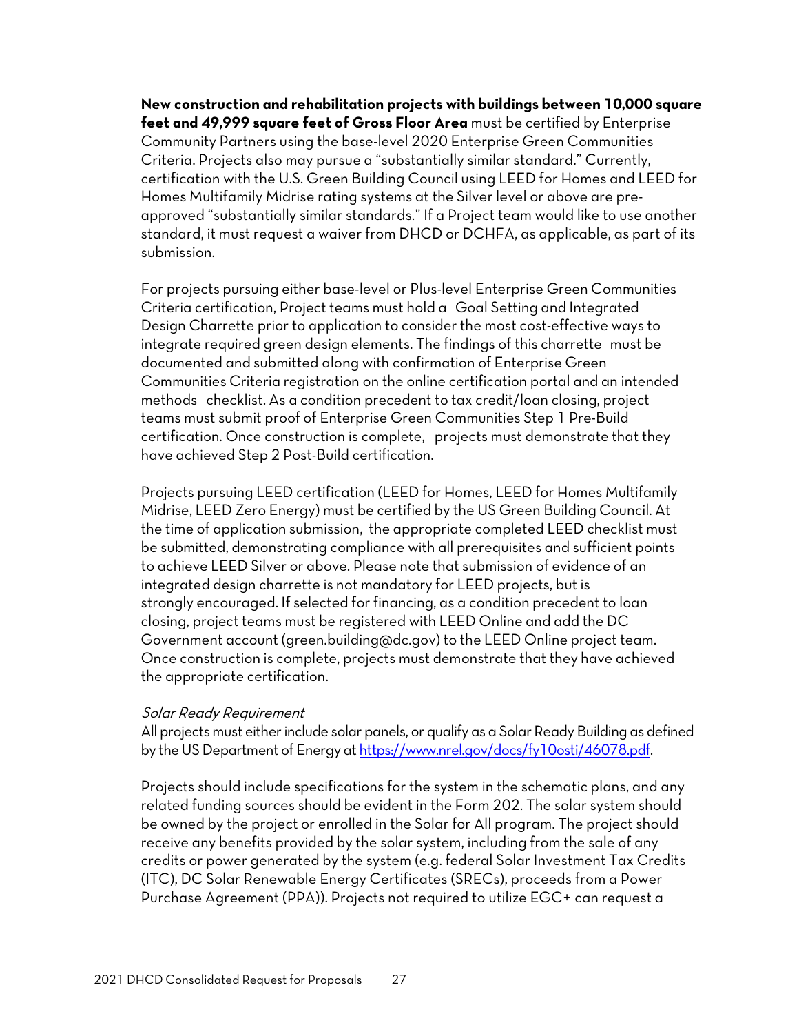**New construction and rehabilitation projects with buildings between 10,000 square feet and 49,999 square feet of Gross Floor Area** must be certified by Enterprise Community Partners using the base-level 2020 Enterprise Green Communities Criteria. Projects also may pursue a "substantially similar standard." Currently, certification with the U.S. Green Building Council using LEED for Homes and LEED for Homes Multifamily Midrise rating systems at the Silver level or above are pre-approved "substantially similar standards." If a Project team would like to use another standard, it must request a waiver from DHCD or DCHFA, as applicable, as part of its submission.

For projects pursuing either base-level or Plus-level Enterprise Green Communities Criteria certification, Project teams must hold a Goal Setting and Integrated Design Charrette prior to application to consider the most cost-effective ways to integrate required green design elements. The findings of this charrette must be documented and submitted along with confirmation of Enterprise Green Communities Criteria registration on the online certification portal and an intended methods checklist. As a condition precedent to tax credit/loan closing, project teams must submit proof of Enterprise Green Communities Step 1 Pre-Build certification. Once construction is complete, projects must demonstrate that they have achieved Step 2 Post-Build certification.

Projects pursuing LEED certification (LEED for Homes, LEED for Homes Multifamily Midrise, LEED Zero Energy) must be certified by the US Green Building Council. At the time of application submission, the appropriate completed LEED checklist must be submitted, demonstrating compliance with all prerequisites and sufficient points to achieve LEED Silver or above. Please note that submission of evidence of an integrated design charrette is not mandatory for LEED projects, but is strongly encouraged. If selected for financing, as a condition precedent to loan closing, project teams must be registered with LEED Online and add the DC Government account (green.building@dc.gov) to the LEED Online project team. Once construction is complete, projects must demonstrate that they have achieved the appropriate certification.

*Solar Ready Requirement*

All projects must either include solar panels, or qualify as a Solar Ready Building as defined by the US Department of Energy at https://www.nrel.gov/docs/fy10osti/46078.pdf.

Projects should include specifications for the system in the schematic plans, and any related funding sources should be evident in the Form 202. The solar system should be owned by the project or enrolled in the Solar for All program. The project should receive any benefits provided by the solar system, including from the sale of any credits or power generated by the system (e.g. federal Solar Investment Tax Credits (ITC), DC Solar Renewable Energy Certificates (SRECs), proceeds from a Power Purchase Agreement (PPA)). Projects not required to utilize EGC+ can request a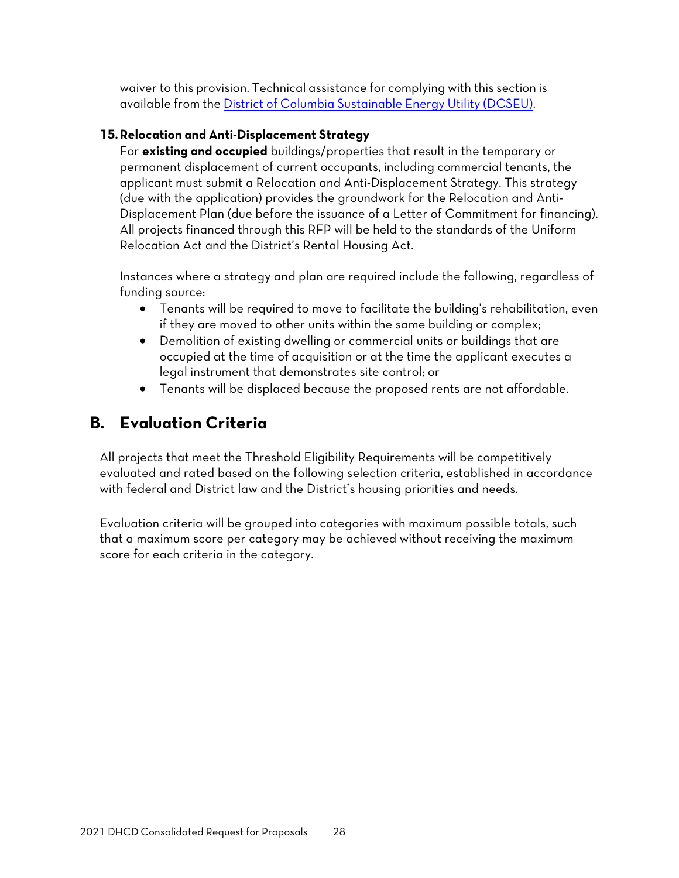waiver to this provision. Technical assistance for complying with this section is available from the [District of Columbia Sustainable Energy Utility (DCSEU)]().

**15. Relocation and Anti-Displacement Strategy**

For **existing and occupied** buildings/properties that result in the temporary or permanent displacement of current occupants, including commercial tenants, the applicant must submit a Relocation and Anti-Displacement Strategy. This strategy (due with the application) provides the groundwork for the Relocation and Anti-Displacement Plan (due before the issuance of a Letter of Commitment for financing). All projects financed through this RFP will be held to the standards of the Uniform Relocation Act and the District's Rental Housing Act.

Instances where a strategy and plan are required include the following, regardless of funding source:

- Tenants will be required to move to facilitate the building's rehabilitation, even if they are moved to other units within the same building or complex;
- Demolition of existing dwelling or commercial units or buildings that are occupied at the time of acquisition or at the time the applicant executes a legal instrument that demonstrates site control; or
- Tenants will be displaced because the proposed rents are not affordable.

## B. Evaluation Criteria

All projects that meet the Threshold Eligibility Requirements will be competitively evaluated and rated based on the following selection criteria, established in accordance with federal and District law and the District's housing priorities and needs.

Evaluation criteria will be grouped into categories with maximum possible totals, such that a maximum score per category may be achieved without receiving the maximum score for each criteria in the category.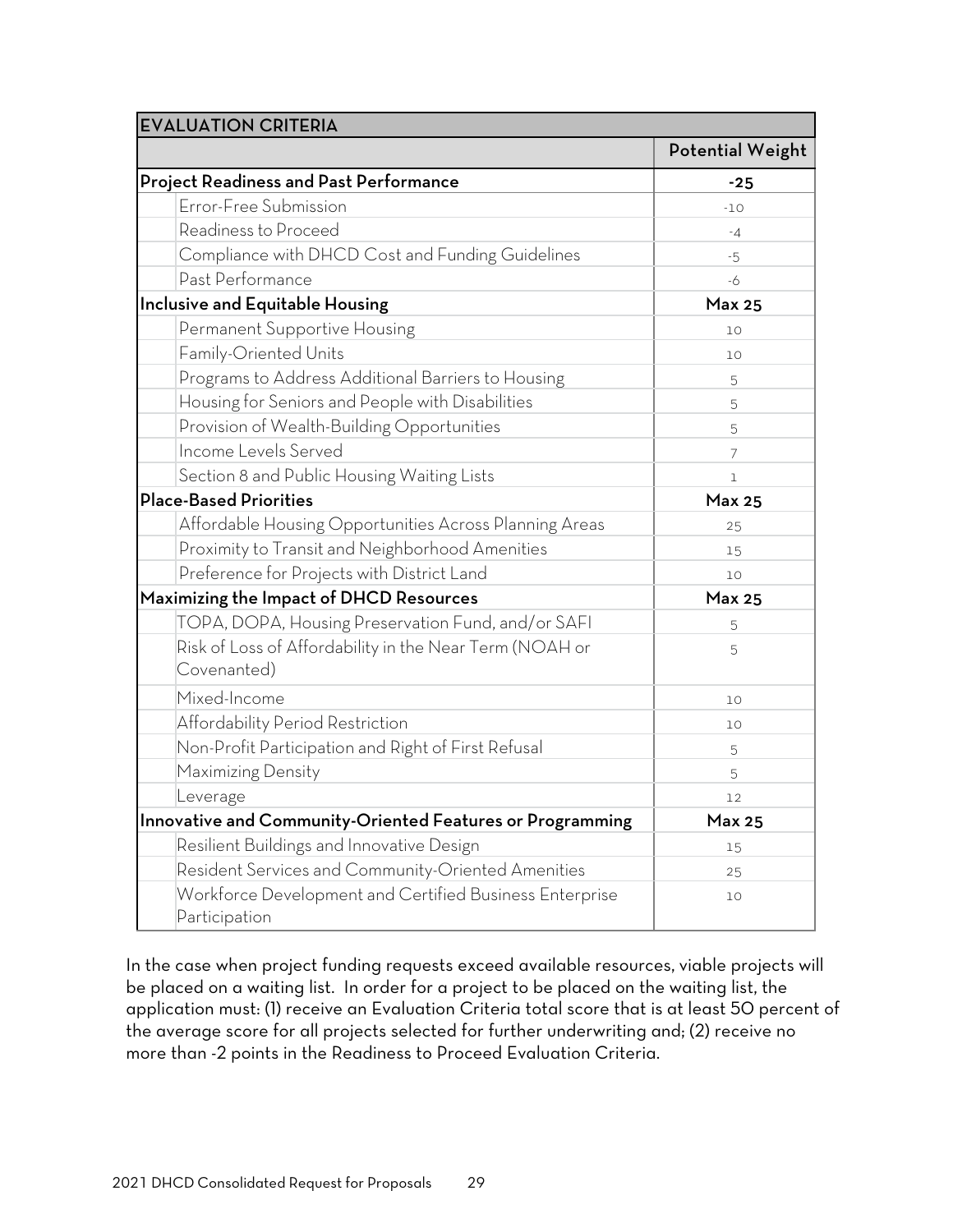| EVALUATION CRITERIA | |
|---|---|
| | **Potential Weight** |
| **Project Readiness and Past Performance** | **-25** |
| Error-Free Submission | -10 |
| Readiness to Proceed | -4 |
| Compliance with DHCD Cost and Funding Guidelines | -5 |
| Past Performance | -6 |
| **Inclusive and Equitable Housing** | **Max 25** |
| Permanent Supportive Housing | 10 |
| Family-Oriented Units | 10 |
| Programs to Address Additional Barriers to Housing | 5 |
| Housing for Seniors and People with Disabilities | 5 |
| Provision of Wealth-Building Opportunities | 5 |
| Income Levels Served | 7 |
| Section 8 and Public Housing Waiting Lists | 1 |
| **Place-Based Priorities** | **Max 25** |
| Affordable Housing Opportunities Across Planning Areas | 25 |
| Proximity to Transit and Neighborhood Amenities | 15 |
| Preference for Projects with District Land | 10 |
| **Maximizing the Impact of DHCD Resources** | **Max 25** |
| TOPA, DOPA, Housing Preservation Fund, and/or SAFI | 5 |
| Risk of Loss of Affordability in the Near Term (NOAH or Covenanted) | 5 |
| Mixed-Income | 10 |
| Affordability Period Restriction | 10 |
| Non-Profit Participation and Right of First Refusal | 5 |
| Maximizing Density | 5 |
| Leverage | 12 |
| **Innovative and Community-Oriented Features or Programming** | **Max 25** |
| Resilient Buildings and Innovative Design | 15 |
| Resident Services and Community-Oriented Amenities | 25 |
| Workforce Development and Certified Business Enterprise Participation | 10 |

In the case when project funding requests exceed available resources, viable projects will be placed on a waiting list. In order for a project to be placed on the waiting list, the application must: (1) receive an Evaluation Criteria total score that is at least 50 percent of the average score for all projects selected for further underwriting and; (2) receive no more than -2 points in the Readiness to Proceed Evaluation Criteria.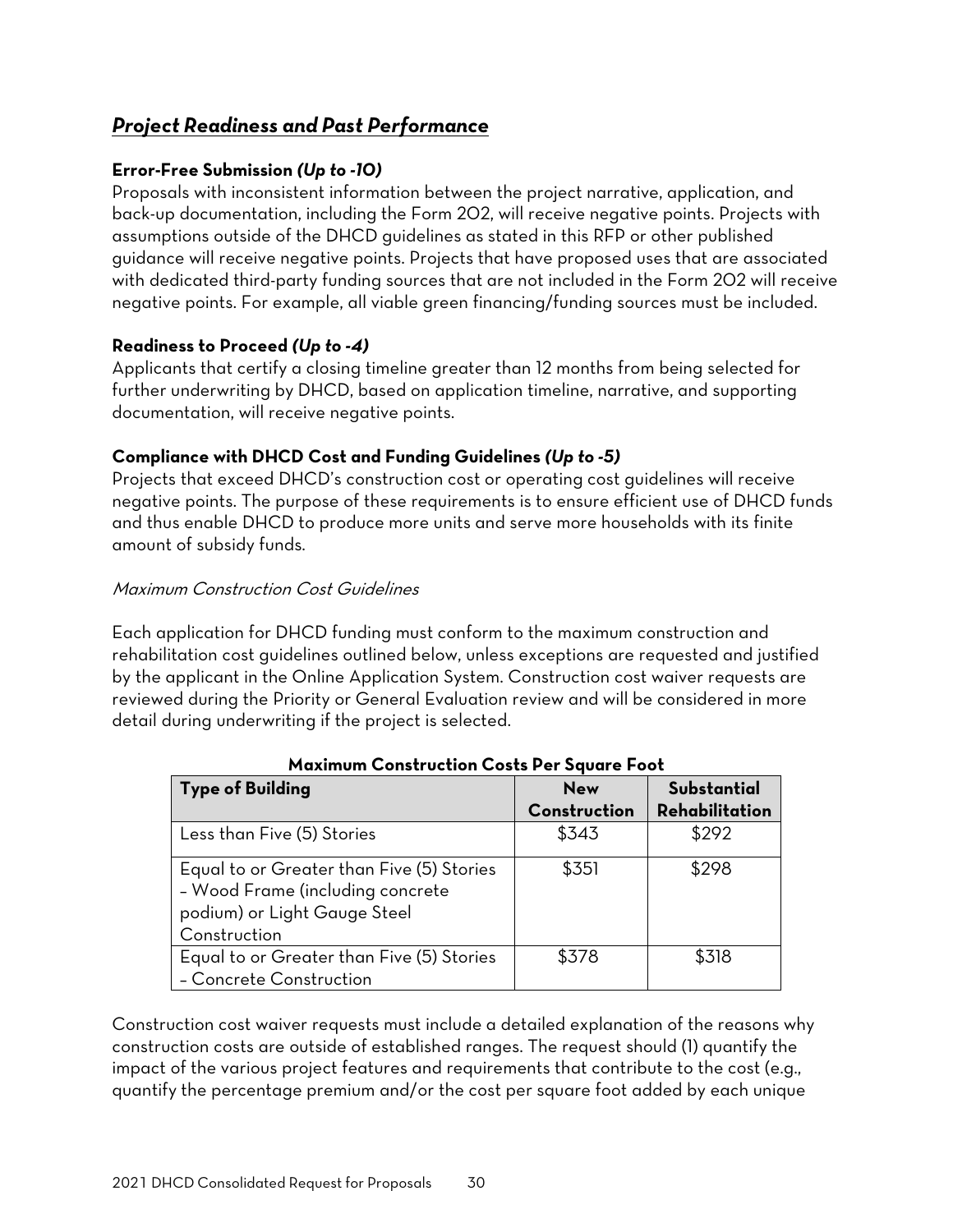## ***Project Readiness and Past Performance***

**Error-Free Submission *(Up to -10)***
Proposals with inconsistent information between the project narrative, application, and back-up documentation, including the Form 202, will receive negative points. Projects with assumptions outside of the DHCD guidelines as stated in this RFP or other published guidance will receive negative points. Projects that have proposed uses that are associated with dedicated third-party funding sources that are not included in the Form 202 will receive negative points. For example, all viable green financing/funding sources must be included.

**Readiness to Proceed *(Up to -4)***
Applicants that certify a closing timeline greater than 12 months from being selected for further underwriting by DHCD, based on application timeline, narrative, and supporting documentation, will receive negative points.

**Compliance with DHCD Cost and Funding Guidelines *(Up to -5)***
Projects that exceed DHCD's construction cost or operating cost guidelines will receive negative points. The purpose of these requirements is to ensure efficient use of DHCD funds and thus enable DHCD to produce more units and serve more households with its finite amount of subsidy funds.

*Maximum Construction Cost Guidelines*

Each application for DHCD funding must conform to the maximum construction and rehabilitation cost guidelines outlined below, unless exceptions are requested and justified by the applicant in the Online Application System. Construction cost waiver requests are reviewed during the Priority or General Evaluation review and will be considered in more detail during underwriting if the project is selected.

**Maximum Construction Costs Per Square Foot**

| Type of Building | New Construction | Substantial Rehabilitation |
| --- | --- | --- |
| Less than Five (5) Stories | $343 | $292 |
| Equal to or Greater than Five (5) Stories – Wood Frame (including concrete podium) or Light Gauge Steel Construction | $351 | $298 |
| Equal to or Greater than Five (5) Stories – Concrete Construction | $378 | $318 |

Construction cost waiver requests must include a detailed explanation of the reasons why construction costs are outside of established ranges. The request should (1) quantify the impact of the various project features and requirements that contribute to the cost (e.g., quantify the percentage premium and/or the cost per square foot added by each unique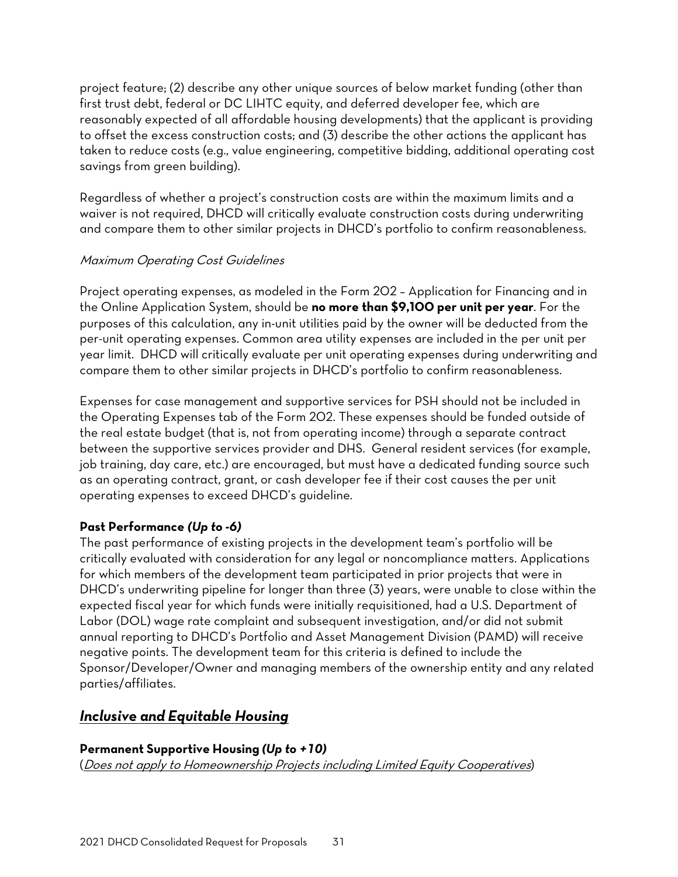project feature; (2) describe any other unique sources of below market funding (other than first trust debt, federal or DC LIHTC equity, and deferred developer fee, which are reasonably expected of all affordable housing developments) that the applicant is providing to offset the excess construction costs; and (3) describe the other actions the applicant has taken to reduce costs (e.g., value engineering, competitive bidding, additional operating cost savings from green building).

Regardless of whether a project's construction costs are within the maximum limits and a waiver is not required, DHCD will critically evaluate construction costs during underwriting and compare them to other similar projects in DHCD's portfolio to confirm reasonableness.

*Maximum Operating Cost Guidelines*

Project operating expenses, as modeled in the Form 202 – Application for Financing and in the Online Application System, should be **no more than $9,100 per unit per year**. For the purposes of this calculation, any in-unit utilities paid by the owner will be deducted from the per-unit operating expenses. Common area utility expenses are included in the per unit per year limit. DHCD will critically evaluate per unit operating expenses during underwriting and compare them to other similar projects in DHCD's portfolio to confirm reasonableness.

Expenses for case management and supportive services for PSH should not be included in the Operating Expenses tab of the Form 202. These expenses should be funded outside of the real estate budget (that is, not from operating income) through a separate contract between the supportive services provider and DHS. General resident services (for example, job training, day care, etc.) are encouraged, but must have a dedicated funding source such as an operating contract, grant, or cash developer fee if their cost causes the per unit operating expenses to exceed DHCD's guideline.

**Past Performance *(Up to -6)***

The past performance of existing projects in the development team's portfolio will be critically evaluated with consideration for any legal or noncompliance matters. Applications for which members of the development team participated in prior projects that were in DHCD's underwriting pipeline for longer than three (3) years, were unable to close within the expected fiscal year for which funds were initially requisitioned, had a U.S. Department of Labor (DOL) wage rate complaint and subsequent investigation, and/or did not submit annual reporting to DHCD's Portfolio and Asset Management Division (PAMD) will receive negative points. The development team for this criteria is defined to include the Sponsor/Developer/Owner and managing members of the ownership entity and any related parties/affiliates.

## ***Inclusive and Equitable Housing***

**Permanent Supportive Housing *(Up to +10)***

(*Does not apply to Homeownership Projects including Limited Equity Cooperatives*)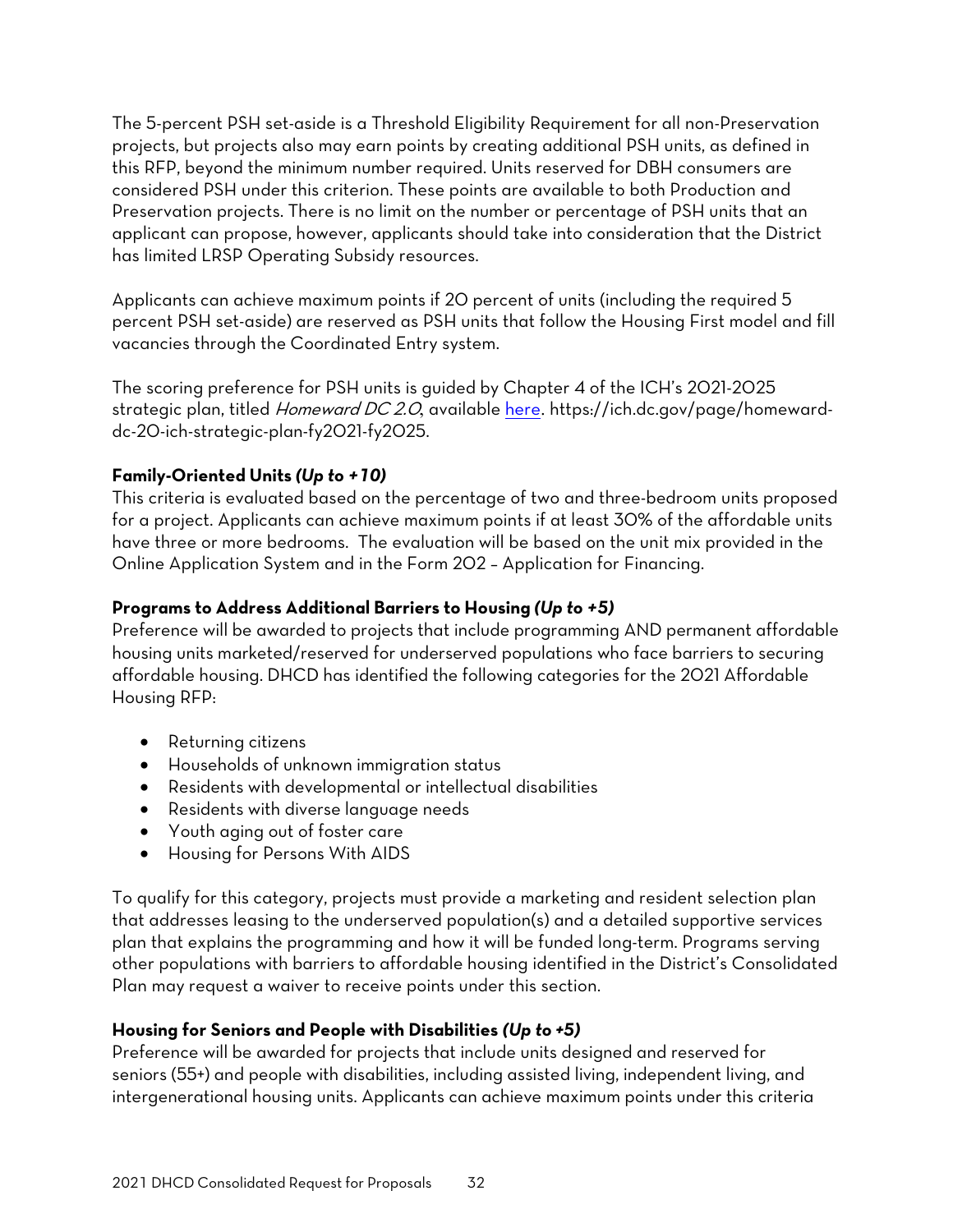The 5-percent PSH set-aside is a Threshold Eligibility Requirement for all non-Preservation projects, but projects also may earn points by creating additional PSH units, as defined in this RFP, beyond the minimum number required. Units reserved for DBH consumers are considered PSH under this criterion. These points are available to both Production and Preservation projects. There is no limit on the number or percentage of PSH units that an applicant can propose, however, applicants should take into consideration that the District has limited LRSP Operating Subsidy resources.

Applicants can achieve maximum points if 20 percent of units (including the required 5 percent PSH set-aside) are reserved as PSH units that follow the Housing First model and fill vacancies through the Coordinated Entry system.

The scoring preference for PSH units is guided by Chapter 4 of the ICH's 2021-2025 strategic plan, titled *Homeward DC 2.0*, available here. https://ich.dc.gov/page/homeward-dc-20-ich-strategic-plan-fy2021-fy2025.

**Family-Oriented Units *(Up to +10)***

This criteria is evaluated based on the percentage of two and three-bedroom units proposed for a project. Applicants can achieve maximum points if at least 30% of the affordable units have three or more bedrooms. The evaluation will be based on the unit mix provided in the Online Application System and in the Form 202 – Application for Financing.

**Programs to Address Additional Barriers to Housing *(Up to +5)***

Preference will be awarded to projects that include programming AND permanent affordable housing units marketed/reserved for underserved populations who face barriers to securing affordable housing. DHCD has identified the following categories for the 2021 Affordable Housing RFP:

- Returning citizens
- Households of unknown immigration status
- Residents with developmental or intellectual disabilities
- Residents with diverse language needs
- Youth aging out of foster care
- Housing for Persons With AIDS

To qualify for this category, projects must provide a marketing and resident selection plan that addresses leasing to the underserved population(s) and a detailed supportive services plan that explains the programming and how it will be funded long-term. Programs serving other populations with barriers to affordable housing identified in the District's Consolidated Plan may request a waiver to receive points under this section.

**Housing for Seniors and People with Disabilities *(Up to +5)***

Preference will be awarded for projects that include units designed and reserved for seniors (55+) and people with disabilities, including assisted living, independent living, and intergenerational housing units. Applicants can achieve maximum points under this criteria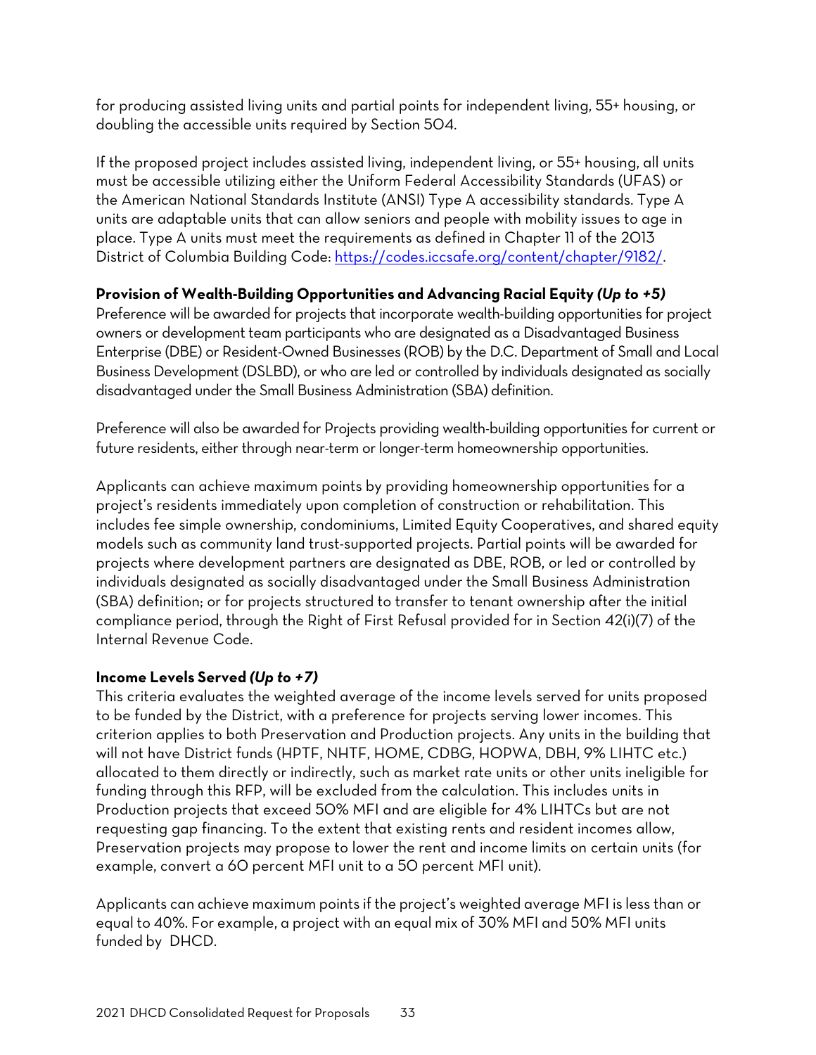for producing assisted living units and partial points for independent living, 55+ housing, or doubling the accessible units required by Section 504.

If the proposed project includes assisted living, independent living, or 55+ housing, all units must be accessible utilizing either the Uniform Federal Accessibility Standards (UFAS) or the American National Standards Institute (ANSI) Type A accessibility standards. Type A units are adaptable units that can allow seniors and people with mobility issues to age in place. Type A units must meet the requirements as defined in Chapter 11 of the 2013 District of Columbia Building Code: [https://codes.iccsafe.org/content/chapter/9182/](https://codes.iccsafe.org/content/chapter/9182/).

**Provision of Wealth-Building Opportunities and Advancing Racial Equity *(Up to +5)***

Preference will be awarded for projects that incorporate wealth-building opportunities for project owners or development team participants who are designated as a Disadvantaged Business Enterprise (DBE) or Resident-Owned Businesses (ROB) by the D.C. Department of Small and Local Business Development (DSLBD), or who are led or controlled by individuals designated as socially disadvantaged under the Small Business Administration (SBA) definition.

Preference will also be awarded for Projects providing wealth-building opportunities for current or future residents, either through near-term or longer-term homeownership opportunities.

Applicants can achieve maximum points by providing homeownership opportunities for a project's residents immediately upon completion of construction or rehabilitation. This includes fee simple ownership, condominiums, Limited Equity Cooperatives, and shared equity models such as community land trust-supported projects. Partial points will be awarded for projects where development partners are designated as DBE, ROB, or led or controlled by individuals designated as socially disadvantaged under the Small Business Administration (SBA) definition; or for projects structured to transfer to tenant ownership after the initial compliance period, through the Right of First Refusal provided for in Section 42(i)(7) of the Internal Revenue Code.

**Income Levels Served *(Up to +7)***

This criteria evaluates the weighted average of the income levels served for units proposed to be funded by the District, with a preference for projects serving lower incomes. This criterion applies to both Preservation and Production projects. Any units in the building that will not have District funds (HPTF, NHTF, HOME, CDBG, HOPWA, DBH, 9% LIHTC etc.) allocated to them directly or indirectly, such as market rate units or other units ineligible for funding through this RFP, will be excluded from the calculation. This includes units in Production projects that exceed 50% MFI and are eligible for 4% LIHTCs but are not requesting gap financing. To the extent that existing rents and resident incomes allow, Preservation projects may propose to lower the rent and income limits on certain units (for example, convert a 60 percent MFI unit to a 50 percent MFI unit).

Applicants can achieve maximum points if the project's weighted average MFI is less than or equal to 40%. For example, a project with an equal mix of 30% MFI and 50% MFI units funded by DHCD.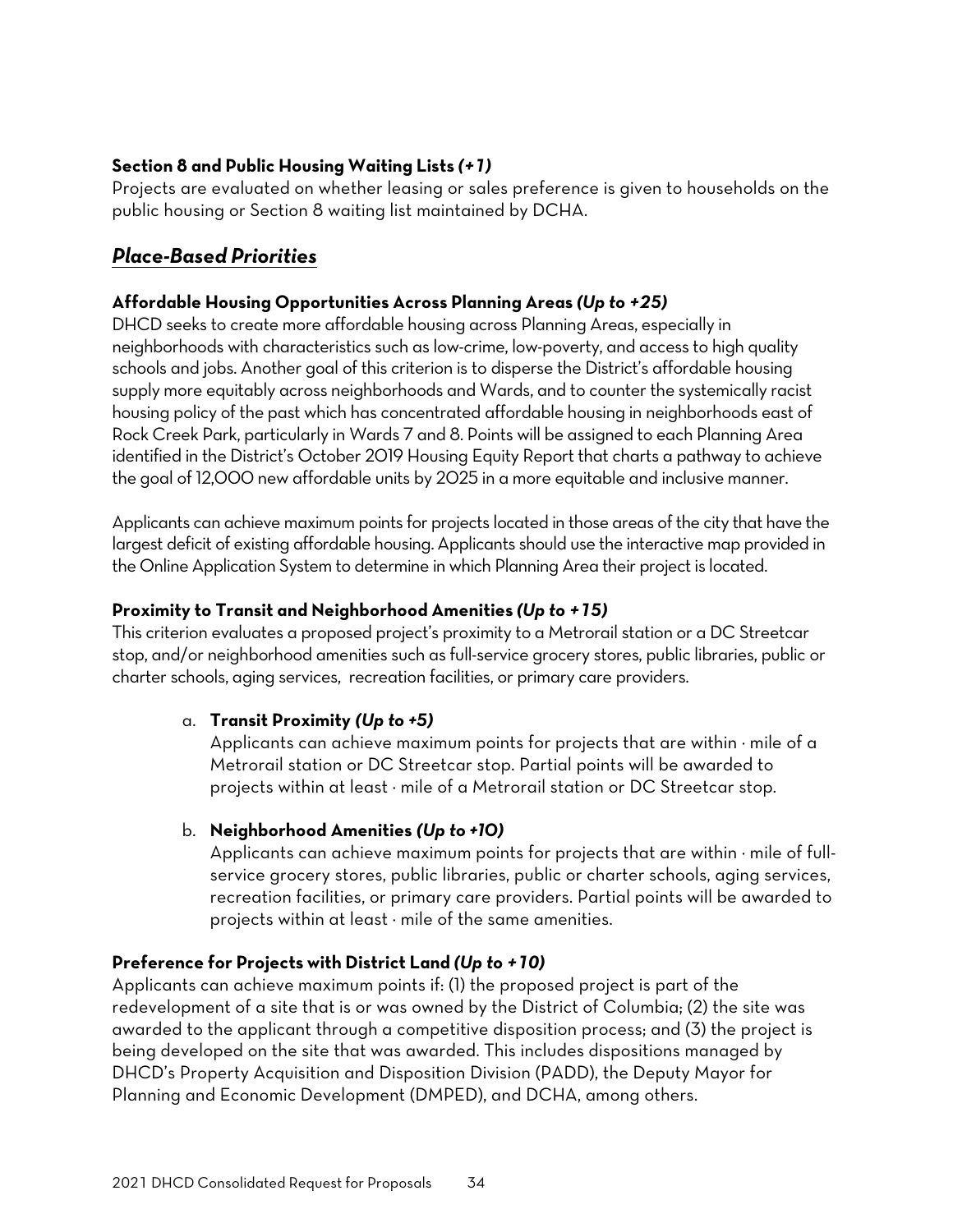**Section 8 and Public Housing Waiting Lists *(+1)***
Projects are evaluated on whether leasing or sales preference is given to households on the public housing or Section 8 waiting list maintained by DCHA.

## ***Place-Based Priorities***

**Affordable Housing Opportunities Across Planning Areas *(Up to +25)***
DHCD seeks to create more affordable housing across Planning Areas, especially in neighborhoods with characteristics such as low-crime, low-poverty, and access to high quality schools and jobs. Another goal of this criterion is to disperse the District's affordable housing supply more equitably across neighborhoods and Wards, and to counter the systemically racist housing policy of the past which has concentrated affordable housing in neighborhoods east of Rock Creek Park, particularly in Wards 7 and 8. Points will be assigned to each Planning Area identified in the District's October 2019 Housing Equity Report that charts a pathway to achieve the goal of 12,000 new affordable units by 2025 in a more equitable and inclusive manner.

Applicants can achieve maximum points for projects located in those areas of the city that have the largest deficit of existing affordable housing. Applicants should use the interactive map provided in the Online Application System to determine in which Planning Area their project is located.

**Proximity to Transit and Neighborhood Amenities *(Up to +15)***
This criterion evaluates a proposed project's proximity to a Metrorail station or a DC Streetcar stop, and/or neighborhood amenities such as full-service grocery stores, public libraries, public or charter schools, aging services, recreation facilities, or primary care providers.

a. **Transit Proximity *(Up to +5)***
   Applicants can achieve maximum points for projects that are within · mile of a Metrorail station or DC Streetcar stop. Partial points will be awarded to projects within at least · mile of a Metrorail station or DC Streetcar stop.

b. **Neighborhood Amenities *(Up to +10)***
   Applicants can achieve maximum points for projects that are within · mile of full-service grocery stores, public libraries, public or charter schools, aging services, recreation facilities, or primary care providers. Partial points will be awarded to projects within at least · mile of the same amenities.

**Preference for Projects with District Land *(Up to +10)***
Applicants can achieve maximum points if: (1) the proposed project is part of the redevelopment of a site that is or was owned by the District of Columbia; (2) the site was awarded to the applicant through a competitive disposition process; and (3) the project is being developed on the site that was awarded. This includes dispositions managed by DHCD's Property Acquisition and Disposition Division (PADD), the Deputy Mayor for Planning and Economic Development (DMPED), and DCHA, among others.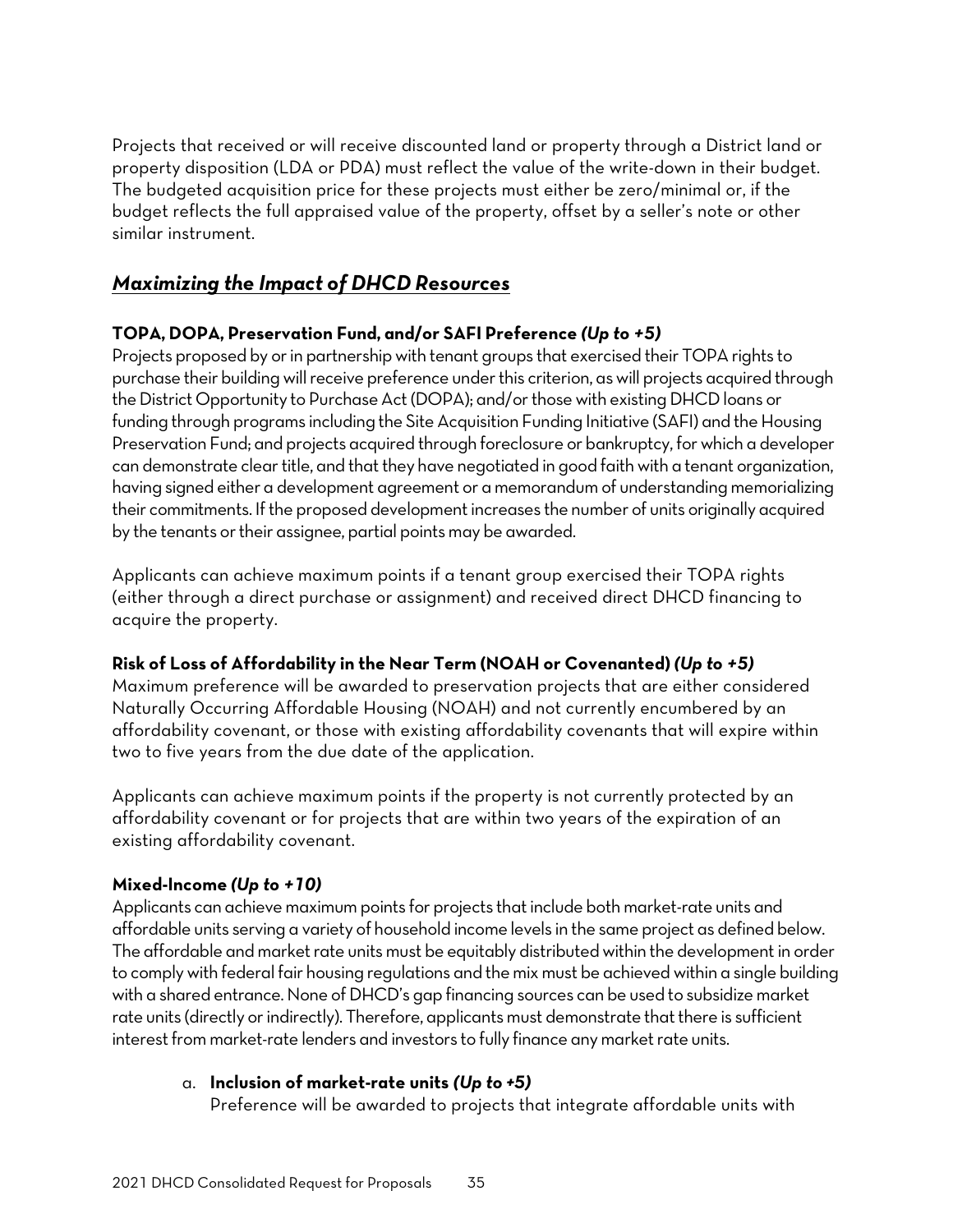Projects that received or will receive discounted land or property through a District land or property disposition (LDA or PDA) must reflect the value of the write-down in their budget. The budgeted acquisition price for these projects must either be zero/minimal or, if the budget reflects the full appraised value of the property, offset by a seller's note or other similar instrument.

## ***Maximizing the Impact of DHCD Resources***

**TOPA, DOPA, Preservation Fund, and/or SAFI Preference *(Up to +5)***

Projects proposed by or in partnership with tenant groups that exercised their TOPA rights to purchase their building will receive preference under this criterion, as will projects acquired through the District Opportunity to Purchase Act (DOPA); and/or those with existing DHCD loans or funding through programs including the Site Acquisition Funding Initiative (SAFI) and the Housing Preservation Fund; and projects acquired through foreclosure or bankruptcy, for which a developer can demonstrate clear title, and that they have negotiated in good faith with a tenant organization, having signed either a development agreement or a memorandum of understanding memorializing their commitments. If the proposed development increases the number of units originally acquired by the tenants or their assignee, partial points may be awarded.

Applicants can achieve maximum points if a tenant group exercised their TOPA rights (either through a direct purchase or assignment) and received direct DHCD financing to acquire the property.

**Risk of Loss of Affordability in the Near Term (NOAH or Covenanted) *(Up to +5)***

Maximum preference will be awarded to preservation projects that are either considered Naturally Occurring Affordable Housing (NOAH) and not currently encumbered by an affordability covenant, or those with existing affordability covenants that will expire within two to five years from the due date of the application.

Applicants can achieve maximum points if the property is not currently protected by an affordability covenant or for projects that are within two years of the expiration of an existing affordability covenant.

**Mixed-Income *(Up to +10)***

Applicants can achieve maximum points for projects that include both market-rate units and affordable units serving a variety of household income levels in the same project as defined below. The affordable and market rate units must be equitably distributed within the development in order to comply with federal fair housing regulations and the mix must be achieved within a single building with a shared entrance. None of DHCD's gap financing sources can be used to subsidize market rate units (directly or indirectly). Therefore, applicants must demonstrate that there is sufficient interest from market-rate lenders and investors to fully finance any market rate units.

a. **Inclusion of market-rate units *(Up to +5)***
   Preference will be awarded to projects that integrate affordable units with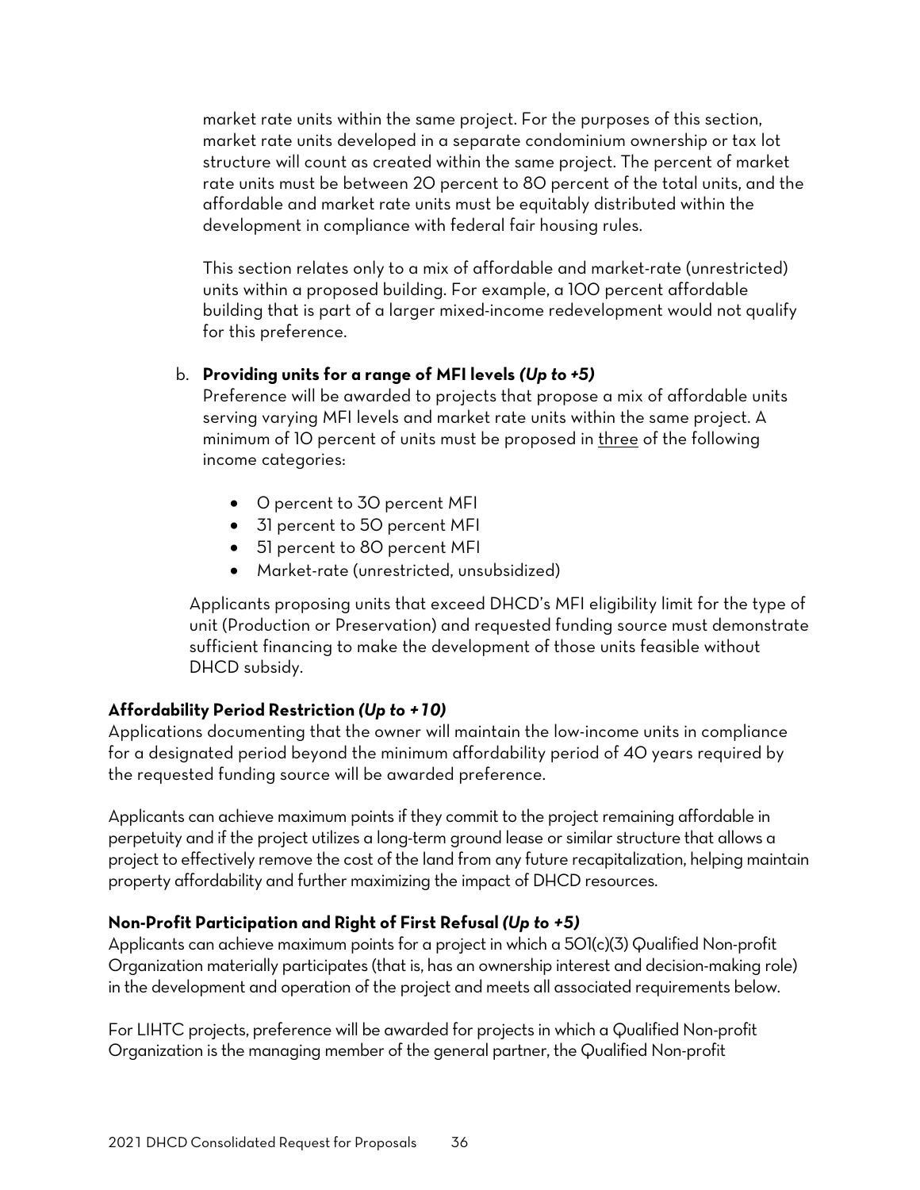market rate units within the same project. For the purposes of this section, market rate units developed in a separate condominium ownership or tax lot structure will count as created within the same project. The percent of market rate units must be between 20 percent to 80 percent of the total units, and the affordable and market rate units must be equitably distributed within the development in compliance with federal fair housing rules.

This section relates only to a mix of affordable and market-rate (unrestricted) units within a proposed building. For example, a 100 percent affordable building that is part of a larger mixed-income redevelopment would not qualify for this preference.

b. **Providing units for a range of MFI levels *(Up to +5)***
Preference will be awarded to projects that propose a mix of affordable units serving varying MFI levels and market rate units within the same project. A minimum of 10 percent of units must be proposed in <u>three</u> of the following income categories:

- 0 percent to 30 percent MFI
- 31 percent to 50 percent MFI
- 51 percent to 80 percent MFI
- Market-rate (unrestricted, unsubsidized)

Applicants proposing units that exceed DHCD's MFI eligibility limit for the type of unit (Production or Preservation) and requested funding source must demonstrate sufficient financing to make the development of those units feasible without DHCD subsidy.

**Affordability Period Restriction *(Up to +10)***

Applications documenting that the owner will maintain the low-income units in compliance for a designated period beyond the minimum affordability period of 40 years required by the requested funding source will be awarded preference.

Applicants can achieve maximum points if they commit to the project remaining affordable in perpetuity and if the project utilizes a long-term ground lease or similar structure that allows a project to effectively remove the cost of the land from any future recapitalization, helping maintain property affordability and further maximizing the impact of DHCD resources.

**Non-Profit Participation and Right of First Refusal *(Up to +5)***

Applicants can achieve maximum points for a project in which a 501(c)(3) Qualified Non-profit Organization materially participates (that is, has an ownership interest and decision-making role) in the development and operation of the project and meets all associated requirements below.

For LIHTC projects, preference will be awarded for projects in which a Qualified Non-profit Organization is the managing member of the general partner, the Qualified Non-profit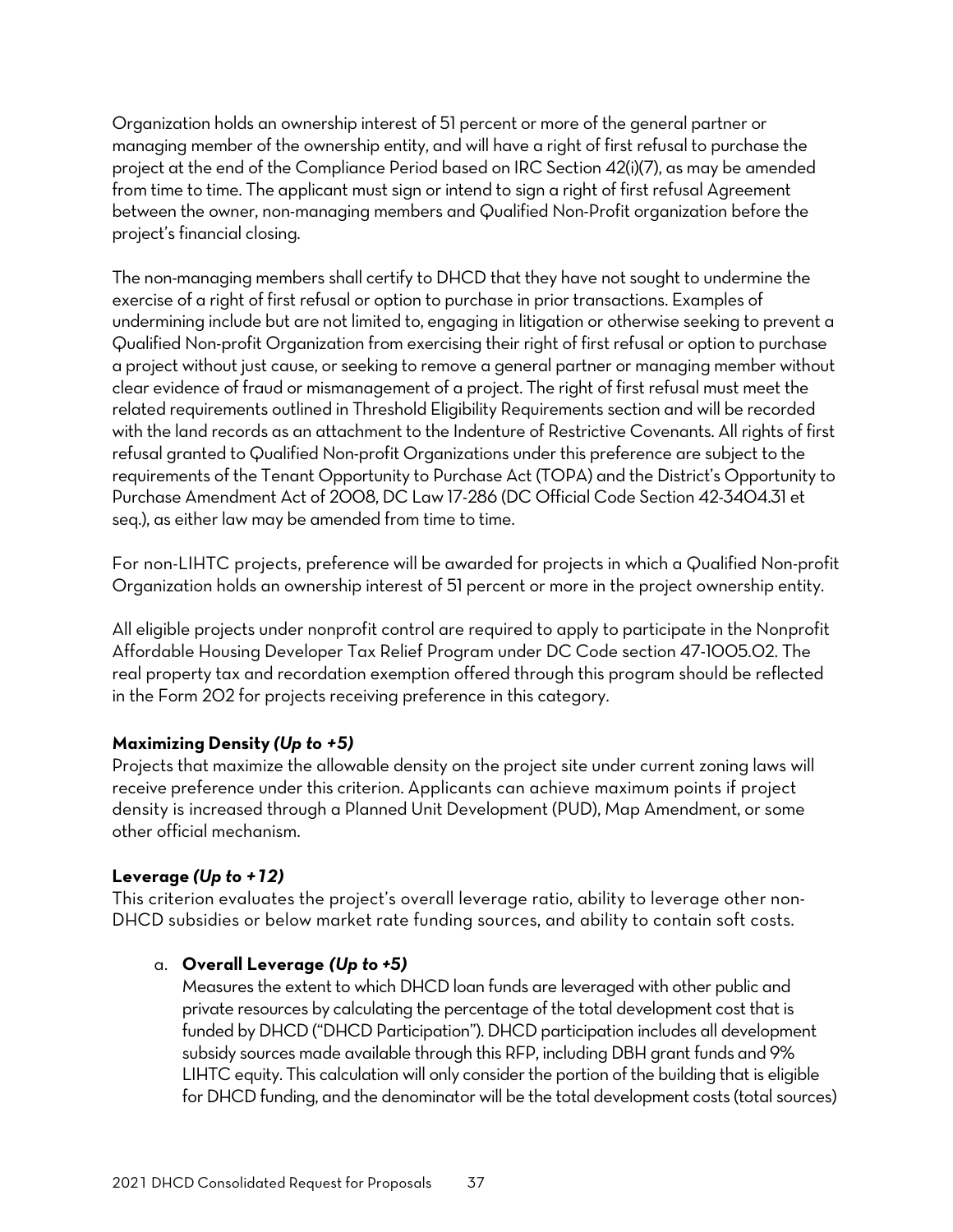Organization holds an ownership interest of 51 percent or more of the general partner or managing member of the ownership entity, and will have a right of first refusal to purchase the project at the end of the Compliance Period based on IRC Section 42(i)(7), as may be amended from time to time. The applicant must sign or intend to sign a right of first refusal Agreement between the owner, non-managing members and Qualified Non-Profit organization before the project's financial closing.

The non-managing members shall certify to DHCD that they have not sought to undermine the exercise of a right of first refusal or option to purchase in prior transactions. Examples of undermining include but are not limited to, engaging in litigation or otherwise seeking to prevent a Qualified Non-profit Organization from exercising their right of first refusal or option to purchase a project without just cause, or seeking to remove a general partner or managing member without clear evidence of fraud or mismanagement of a project. The right of first refusal must meet the related requirements outlined in Threshold Eligibility Requirements section and will be recorded with the land records as an attachment to the Indenture of Restrictive Covenants. All rights of first refusal granted to Qualified Non-profit Organizations under this preference are subject to the requirements of the Tenant Opportunity to Purchase Act (TOPA) and the District's Opportunity to Purchase Amendment Act of 2008, DC Law 17-286 (DC Official Code Section 42-3404.31 et seq.), as either law may be amended from time to time.

For non-LIHTC projects, preference will be awarded for projects in which a Qualified Non-profit Organization holds an ownership interest of 51 percent or more in the project ownership entity.

All eligible projects under nonprofit control are required to apply to participate in the Nonprofit Affordable Housing Developer Tax Relief Program under DC Code section 47-1005.02. The real property tax and recordation exemption offered through this program should be reflected in the Form 202 for projects receiving preference in this category.

**Maximizing Density *(Up to +5)***

Projects that maximize the allowable density on the project site under current zoning laws will receive preference under this criterion. Applicants can achieve maximum points if project density is increased through a Planned Unit Development (PUD), Map Amendment, or some other official mechanism.

**Leverage *(Up to +12)***

This criterion evaluates the project's overall leverage ratio, ability to leverage other non-DHCD subsidies or below market rate funding sources, and ability to contain soft costs.

a. **Overall Leverage *(Up to +5)***

   Measures the extent to which DHCD loan funds are leveraged with other public and private resources by calculating the percentage of the total development cost that is funded by DHCD ("DHCD Participation"). DHCD participation includes all development subsidy sources made available through this RFP, including DBH grant funds and 9% LIHTC equity. This calculation will only consider the portion of the building that is eligible for DHCD funding, and the denominator will be the total development costs (total sources)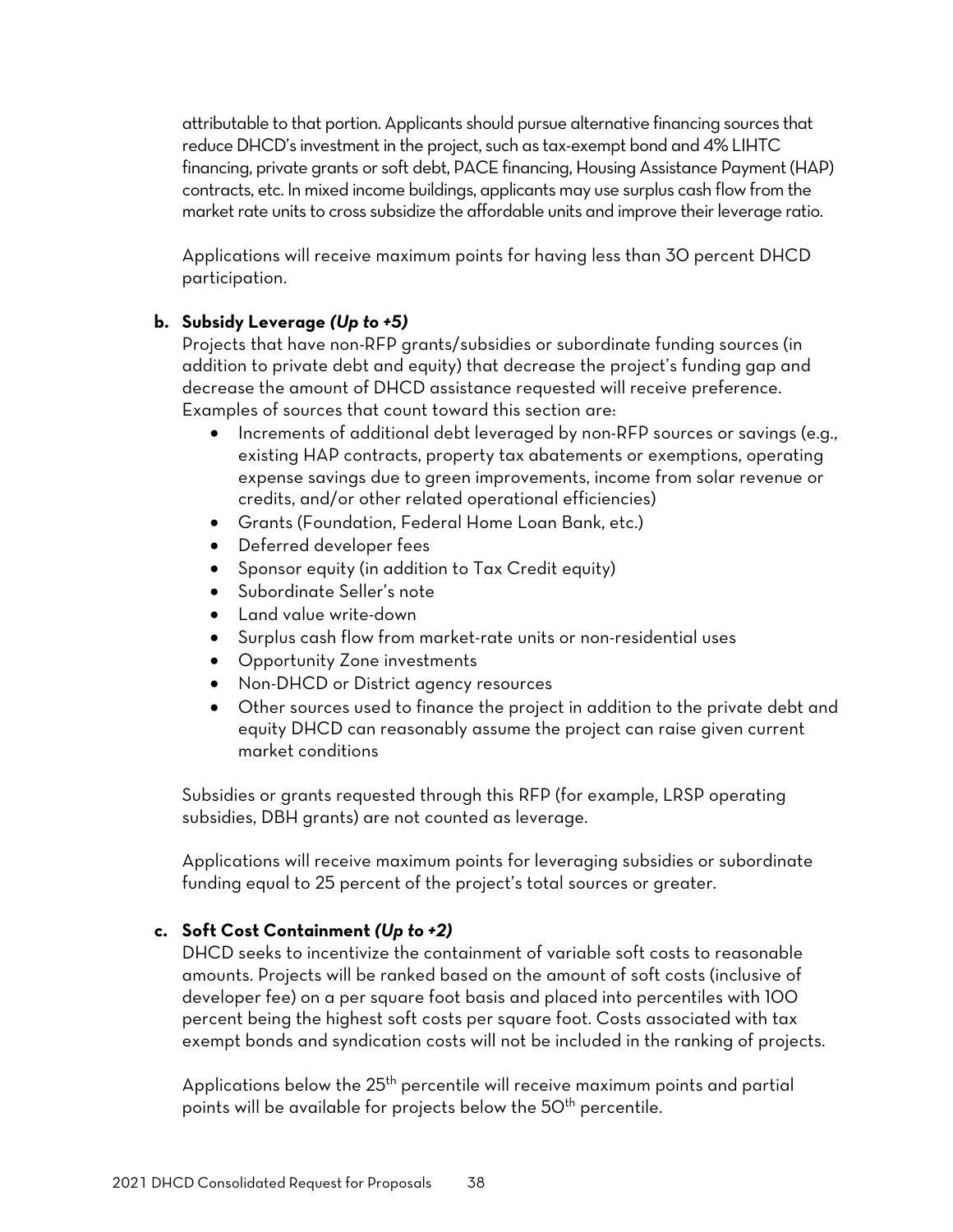attributable to that portion. Applicants should pursue alternative financing sources that reduce DHCD's investment in the project, such as tax-exempt bond and 4% LIHTC financing, private grants or soft debt, PACE financing, Housing Assistance Payment (HAP) contracts, etc. In mixed income buildings, applicants may use surplus cash flow from the market rate units to cross subsidize the affordable units and improve their leverage ratio.

Applications will receive maximum points for having less than 30 percent DHCD participation.

**b. Subsidy Leverage *(Up to +5)***

Projects that have non-RFP grants/subsidies or subordinate funding sources (in addition to private debt and equity) that decrease the project's funding gap and decrease the amount of DHCD assistance requested will receive preference. Examples of sources that count toward this section are:

- Increments of additional debt leveraged by non-RFP sources or savings (e.g., existing HAP contracts, property tax abatements or exemptions, operating expense savings due to green improvements, income from solar revenue or credits, and/or other related operational efficiencies)
- Grants (Foundation, Federal Home Loan Bank, etc.)
- Deferred developer fees
- Sponsor equity (in addition to Tax Credit equity)
- Subordinate Seller's note
- Land value write-down
- Surplus cash flow from market-rate units or non-residential uses
- Opportunity Zone investments
- Non-DHCD or District agency resources
- Other sources used to finance the project in addition to the private debt and equity DHCD can reasonably assume the project can raise given current market conditions

Subsidies or grants requested through this RFP (for example, LRSP operating subsidies, DBH grants) are not counted as leverage.

Applications will receive maximum points for leveraging subsidies or subordinate funding equal to 25 percent of the project's total sources or greater.

**c. Soft Cost Containment *(Up to +2)***

DHCD seeks to incentivize the containment of variable soft costs to reasonable amounts. Projects will be ranked based on the amount of soft costs (inclusive of developer fee) on a per square foot basis and placed into percentiles with 100 percent being the highest soft costs per square foot. Costs associated with tax exempt bonds and syndication costs will not be included in the ranking of projects.

Applications below the 25th percentile will receive maximum points and partial points will be available for projects below the 50th percentile.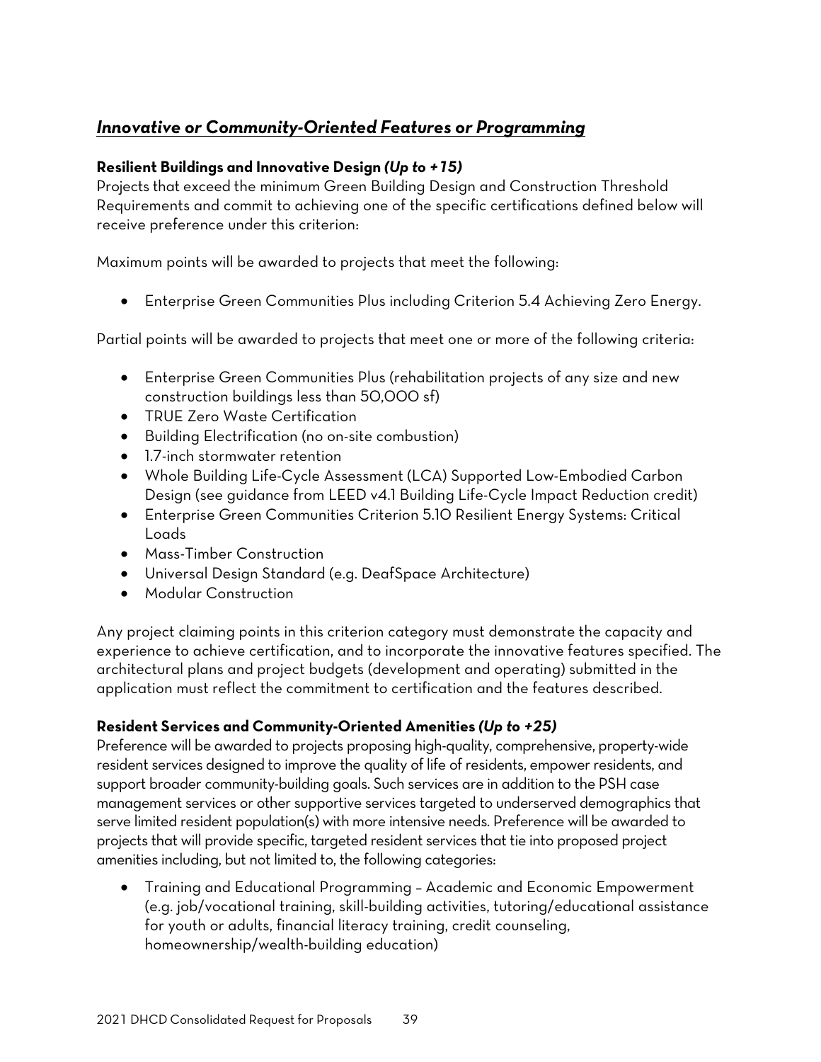## ***Innovative or Community-Oriented Features or Programming***

**Resilient Buildings and Innovative Design *(Up to +15)***

Projects that exceed the minimum Green Building Design and Construction Threshold Requirements and commit to achieving one of the specific certifications defined below will receive preference under this criterion:

Maximum points will be awarded to projects that meet the following:

- Enterprise Green Communities Plus including Criterion 5.4 Achieving Zero Energy.

Partial points will be awarded to projects that meet one or more of the following criteria:

- Enterprise Green Communities Plus (rehabilitation projects of any size and new construction buildings less than 50,000 sf)
- TRUE Zero Waste Certification
- Building Electrification (no on-site combustion)
- 1.7-inch stormwater retention
- Whole Building Life-Cycle Assessment (LCA) Supported Low-Embodied Carbon Design (see guidance from LEED v4.1 Building Life-Cycle Impact Reduction credit)
- Enterprise Green Communities Criterion 5.10 Resilient Energy Systems: Critical Loads
- Mass-Timber Construction
- Universal Design Standard (e.g. DeafSpace Architecture)
- Modular Construction

Any project claiming points in this criterion category must demonstrate the capacity and experience to achieve certification, and to incorporate the innovative features specified. The architectural plans and project budgets (development and operating) submitted in the application must reflect the commitment to certification and the features described.

**Resident Services and Community-Oriented Amenities *(Up to +25)***

Preference will be awarded to projects proposing high-quality, comprehensive, property-wide resident services designed to improve the quality of life of residents, empower residents, and support broader community-building goals. Such services are in addition to the PSH case management services or other supportive services targeted to underserved demographics that serve limited resident population(s) with more intensive needs. Preference will be awarded to projects that will provide specific, targeted resident services that tie into proposed project amenities including, but not limited to, the following categories:

- Training and Educational Programming – Academic and Economic Empowerment (e.g. job/vocational training, skill-building activities, tutoring/educational assistance for youth or adults, financial literacy training, credit counseling, homeownership/wealth-building education)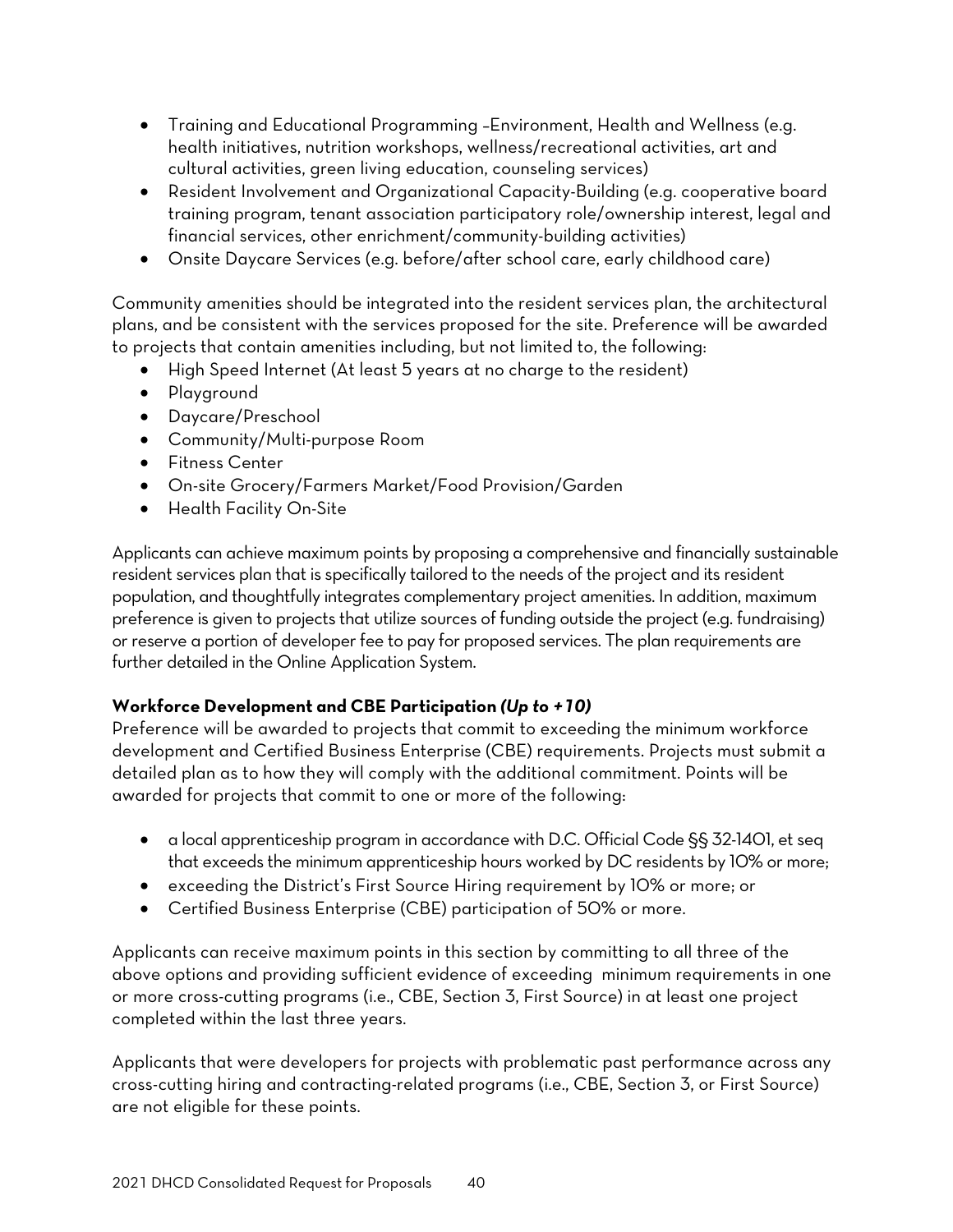- Training and Educational Programming –Environment, Health and Wellness (e.g. health initiatives, nutrition workshops, wellness/recreational activities, art and cultural activities, green living education, counseling services)
- Resident Involvement and Organizational Capacity-Building (e.g. cooperative board training program, tenant association participatory role/ownership interest, legal and financial services, other enrichment/community-building activities)
- Onsite Daycare Services (e.g. before/after school care, early childhood care)

Community amenities should be integrated into the resident services plan, the architectural plans, and be consistent with the services proposed for the site. Preference will be awarded to projects that contain amenities including, but not limited to, the following:

- High Speed Internet (At least 5 years at no charge to the resident)
- Playground
- Daycare/Preschool
- Community/Multi-purpose Room
- Fitness Center
- On-site Grocery/Farmers Market/Food Provision/Garden
- Health Facility On-Site

Applicants can achieve maximum points by proposing a comprehensive and financially sustainable resident services plan that is specifically tailored to the needs of the project and its resident population, and thoughtfully integrates complementary project amenities. In addition, maximum preference is given to projects that utilize sources of funding outside the project (e.g. fundraising) or reserve a portion of developer fee to pay for proposed services. The plan requirements are further detailed in the Online Application System.

**Workforce Development and CBE Participation *(Up to +10)***

Preference will be awarded to projects that commit to exceeding the minimum workforce development and Certified Business Enterprise (CBE) requirements. Projects must submit a detailed plan as to how they will comply with the additional commitment. Points will be awarded for projects that commit to one or more of the following:

- a local apprenticeship program in accordance with D.C. Official Code §§ 32-1401, et seq that exceeds the minimum apprenticeship hours worked by DC residents by 10% or more;
- exceeding the District's First Source Hiring requirement by 10% or more; or
- Certified Business Enterprise (CBE) participation of 50% or more.

Applicants can receive maximum points in this section by committing to all three of the above options and providing sufficient evidence of exceeding minimum requirements in one or more cross-cutting programs (i.e., CBE, Section 3, First Source) in at least one project completed within the last three years.

Applicants that were developers for projects with problematic past performance across any cross-cutting hiring and contracting-related programs (i.e., CBE, Section 3, or First Source) are not eligible for these points.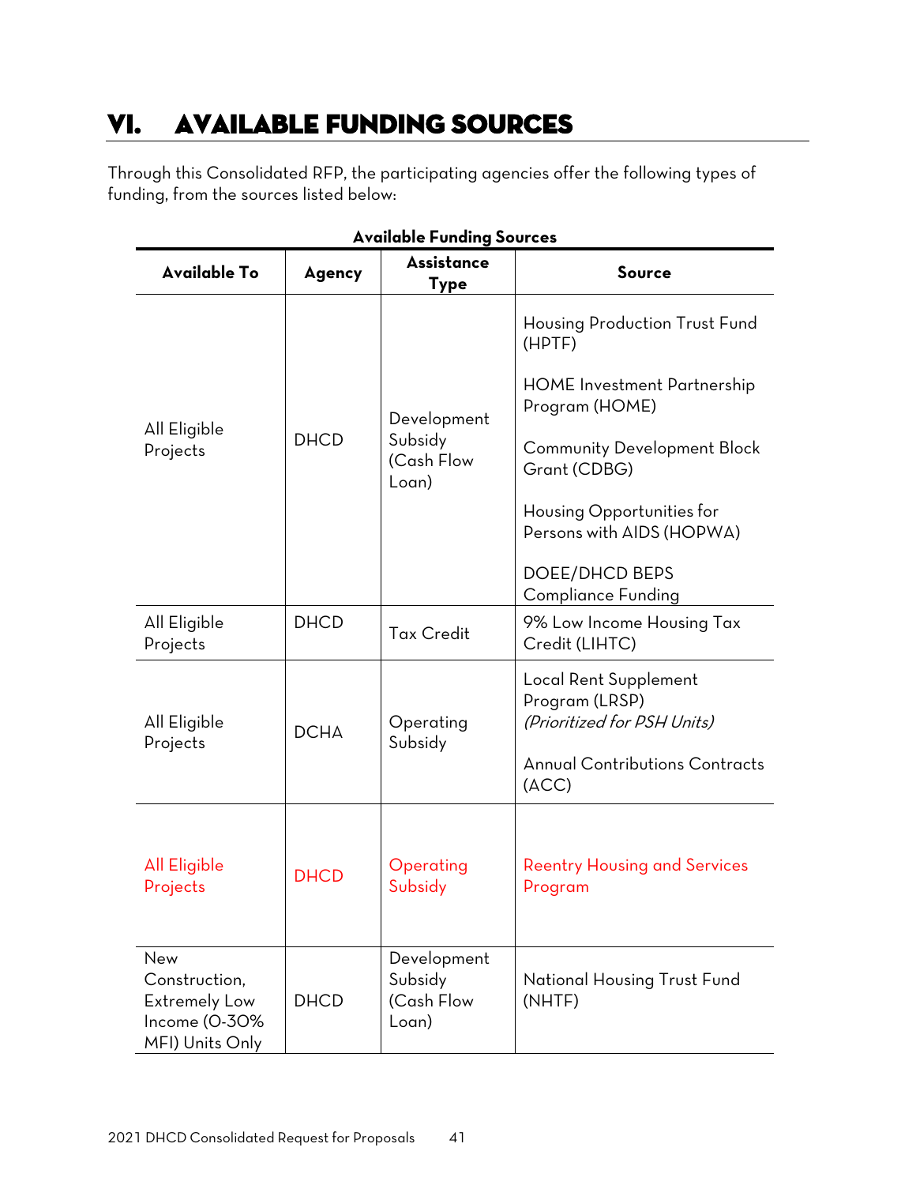# VI. AVAILABLE FUNDING SOURCES

Through this Consolidated RFP, the participating agencies offer the following types of funding, from the sources listed below:

**Available Funding Sources**

| Available To | Agency | Assistance Type | Source |
|---|---|---|---|
| All Eligible Projects | DHCD | Development Subsidy (Cash Flow Loan) | Housing Production Trust Fund (HPTF)<br><br>HOME Investment Partnership Program (HOME)<br><br>Community Development Block Grant (CDBG)<br><br>Housing Opportunities for Persons with AIDS (HOPWA)<br><br>DOEE/DHCD BEPS Compliance Funding |
| All Eligible Projects | DHCD | Tax Credit | 9% Low Income Housing Tax Credit (LIHTC) |
| All Eligible Projects | DCHA | Operating Subsidy | Local Rent Supplement Program (LRSP) *(Prioritized for PSH Units)*<br><br>Annual Contributions Contracts (ACC) |
| All Eligible Projects | DHCD | Operating Subsidy | Reentry Housing and Services Program |
| New Construction, Extremely Low Income (0-30% MFI) Units Only | DHCD | Development Subsidy (Cash Flow Loan) | National Housing Trust Fund (NHTF) |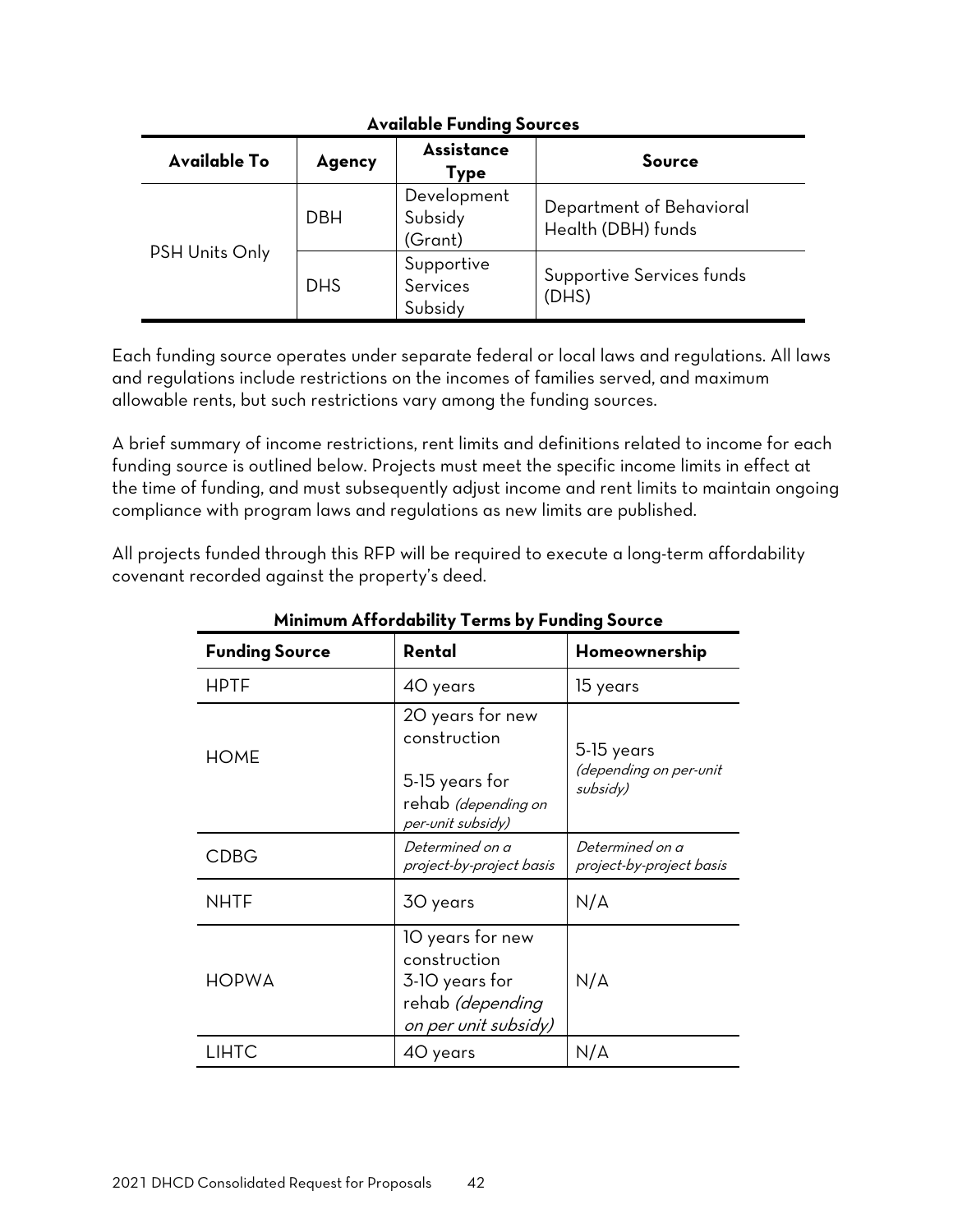**Available Funding Sources**

| Available To | Agency | Assistance Type | Source |
|---|---|---|---|
| PSH Units Only | DBH | Development Subsidy (Grant) | Department of Behavioral Health (DBH) funds |
| | DHS | Supportive Services Subsidy | Supportive Services funds (DHS) |

Each funding source operates under separate federal or local laws and regulations. All laws and regulations include restrictions on the incomes of families served, and maximum allowable rents, but such restrictions vary among the funding sources.

A brief summary of income restrictions, rent limits and definitions related to income for each funding source is outlined below. Projects must meet the specific income limits in effect at the time of funding, and must subsequently adjust income and rent limits to maintain ongoing compliance with program laws and regulations as new limits are published.

All projects funded through this RFP will be required to execute a long-term affordability covenant recorded against the property's deed.

**Minimum Affordability Terms by Funding Source**

| Funding Source | Rental | Homeownership |
|---|---|---|
| HPTF | 40 years | 15 years |
| HOME | 20 years for new construction<br><br>5-15 years for rehab *(depending on per-unit subsidy)* | 5-15 years *(depending on per-unit subsidy)* |
| CDBG | *Determined on a project-by-project basis* | *Determined on a project-by-project basis* |
| NHTF | 30 years | N/A |
| HOPWA | 10 years for new construction<br>3-10 years for rehab *(depending on per unit subsidy)* | N/A |
| LIHTC | 40 years | N/A |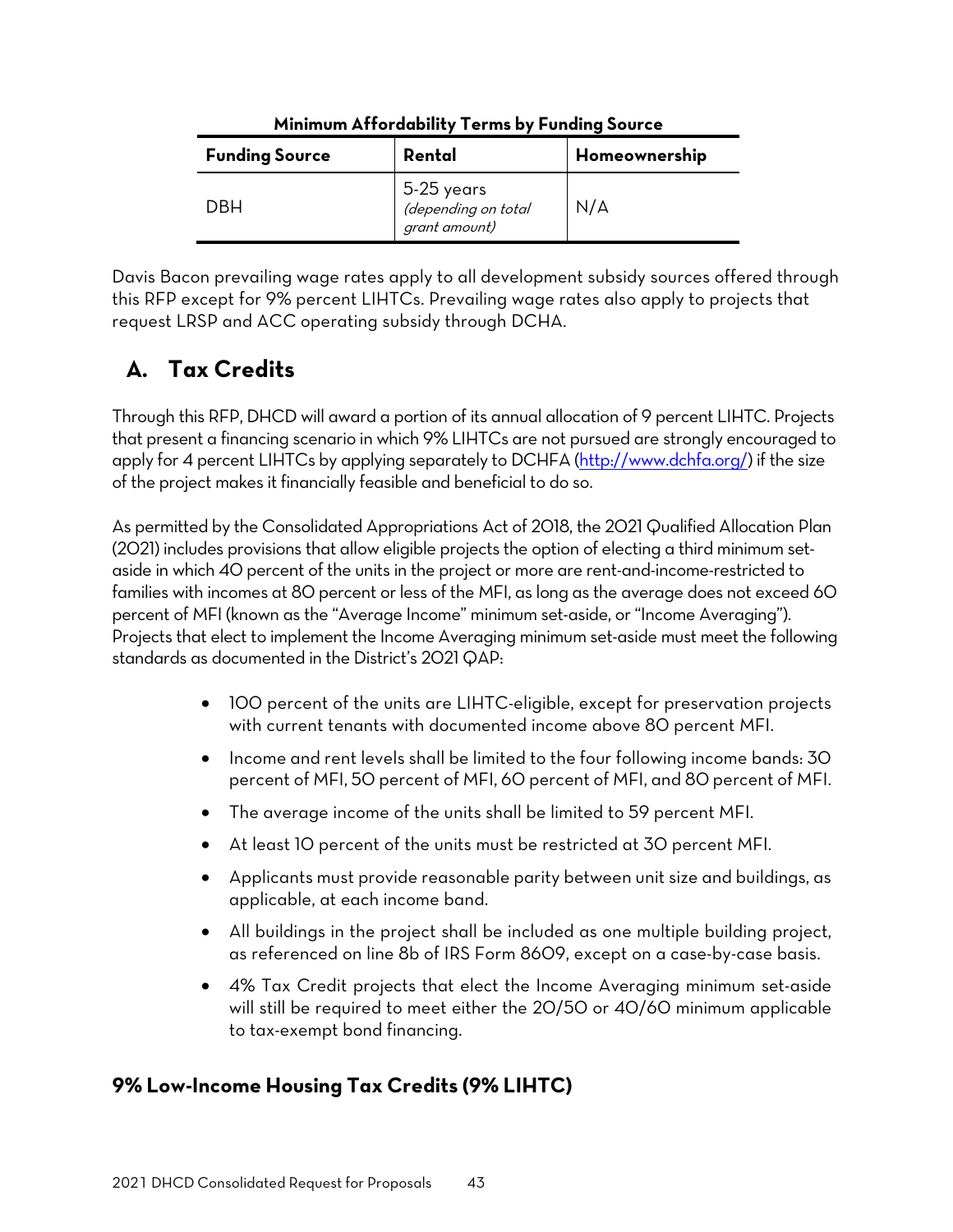**Minimum Affordability Terms by Funding Source**

| Funding Source | Rental | Homeownership |
|---|---|---|
| DBH | 5-25 years *(depending on total grant amount)* | N/A |

Davis Bacon prevailing wage rates apply to all development subsidy sources offered through this RFP except for 9% percent LIHTCs. Prevailing wage rates also apply to projects that request LRSP and ACC operating subsidy through DCHA.

## A. Tax Credits

Through this RFP, DHCD will award a portion of its annual allocation of 9 percent LIHTC. Projects that present a financing scenario in which 9% LIHTCs are not pursued are strongly encouraged to apply for 4 percent LIHTCs by applying separately to DCHFA (http://www.dchfa.org/) if the size of the project makes it financially feasible and beneficial to do so.

As permitted by the Consolidated Appropriations Act of 2018, the 2021 Qualified Allocation Plan (2021) includes provisions that allow eligible projects the option of electing a third minimum set-aside in which 40 percent of the units in the project or more are rent-and-income-restricted to families with incomes at 80 percent or less of the MFI, as long as the average does not exceed 60 percent of MFI (known as the "Average Income" minimum set-aside, or "Income Averaging"). Projects that elect to implement the Income Averaging minimum set-aside must meet the following standards as documented in the District's 2021 QAP:

- 100 percent of the units are LIHTC-eligible, except for preservation projects with current tenants with documented income above 80 percent MFI.
- Income and rent levels shall be limited to the four following income bands: 30 percent of MFI, 50 percent of MFI, 60 percent of MFI, and 80 percent of MFI.
- The average income of the units shall be limited to 59 percent MFI.
- At least 10 percent of the units must be restricted at 30 percent MFI.
- Applicants must provide reasonable parity between unit size and buildings, as applicable, at each income band.
- All buildings in the project shall be included as one multiple building project, as referenced on line 8b of IRS Form 8609, except on a case-by-case basis.
- 4% Tax Credit projects that elect the Income Averaging minimum set-aside will still be required to meet either the 20/50 or 40/60 minimum applicable to tax-exempt bond financing.

### 9% Low-Income Housing Tax Credits (9% LIHTC)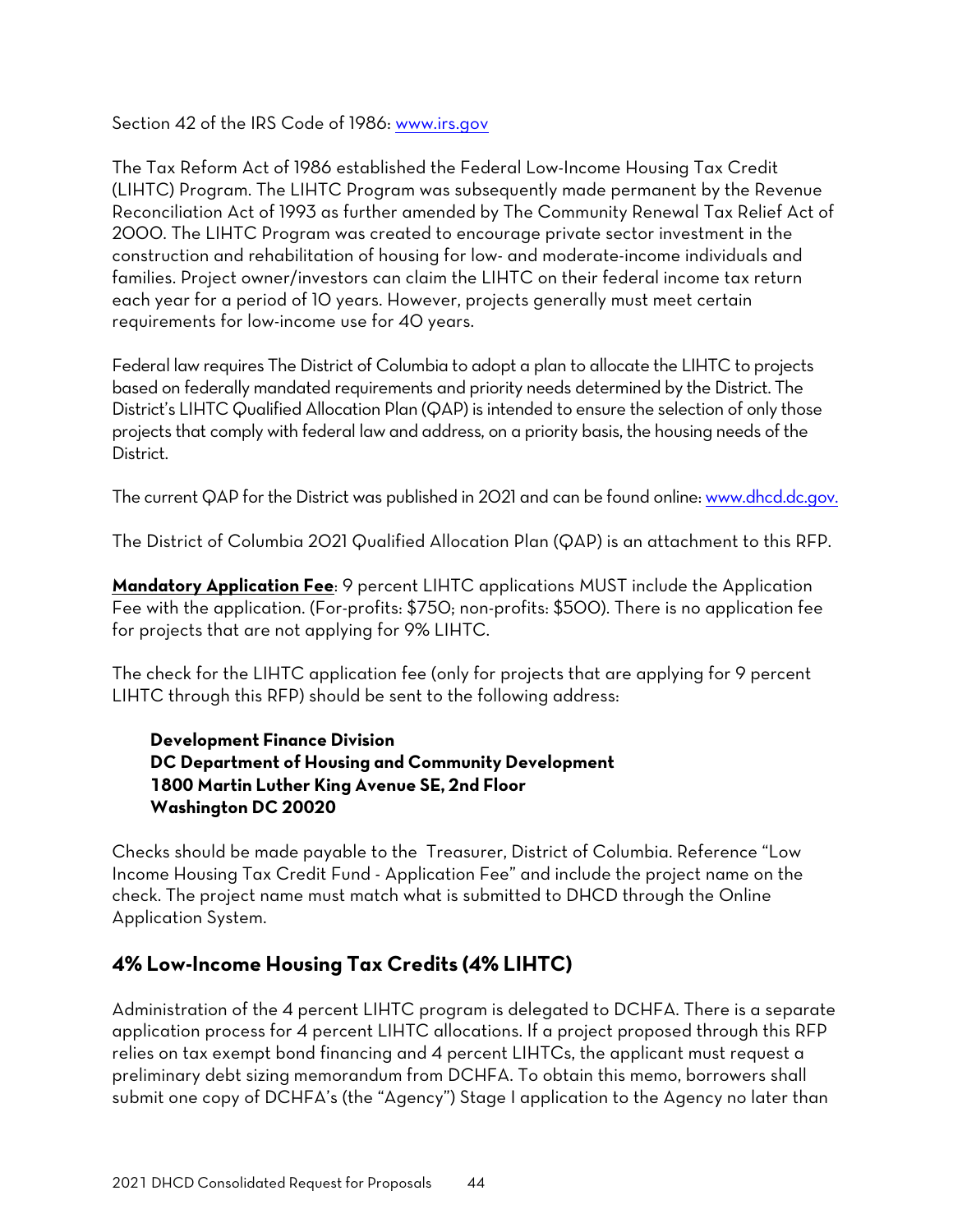Section 42 of the IRS Code of 1986: www.irs.gov

The Tax Reform Act of 1986 established the Federal Low-Income Housing Tax Credit (LIHTC) Program. The LIHTC Program was subsequently made permanent by the Revenue Reconciliation Act of 1993 as further amended by The Community Renewal Tax Relief Act of 2000. The LIHTC Program was created to encourage private sector investment in the construction and rehabilitation of housing for low- and moderate-income individuals and families. Project owner/investors can claim the LIHTC on their federal income tax return each year for a period of 10 years. However, projects generally must meet certain requirements for low-income use for 40 years.

Federal law requires The District of Columbia to adopt a plan to allocate the LIHTC to projects based on federally mandated requirements and priority needs determined by the District. The District's LIHTC Qualified Allocation Plan (QAP) is intended to ensure the selection of only those projects that comply with federal law and address, on a priority basis, the housing needs of the District.

The current QAP for the District was published in 2021 and can be found online: www.dhcd.dc.gov.

The District of Columbia 2021 Qualified Allocation Plan (QAP) is an attachment to this RFP.

**Mandatory Application Fee**: 9 percent LIHTC applications MUST include the Application Fee with the application. (For-profits: $750; non-profits: $500). There is no application fee for projects that are not applying for 9% LIHTC.

The check for the LIHTC application fee (only for projects that are applying for 9 percent LIHTC through this RFP) should be sent to the following address:

**Development Finance Division**
**DC Department of Housing and Community Development**
**1800 Martin Luther King Avenue SE, 2nd Floor**
**Washington DC 20020**

Checks should be made payable to the Treasurer, District of Columbia. Reference "Low Income Housing Tax Credit Fund - Application Fee" and include the project name on the check. The project name must match what is submitted to DHCD through the Online Application System.

## 4% Low-Income Housing Tax Credits (4% LIHTC)

Administration of the 4 percent LIHTC program is delegated to DCHFA. There is a separate application process for 4 percent LIHTC allocations. If a project proposed through this RFP relies on tax exempt bond financing and 4 percent LIHTCs, the applicant must request a preliminary debt sizing memorandum from DCHFA. To obtain this memo, borrowers shall submit one copy of DCHFA's (the "Agency") Stage I application to the Agency no later than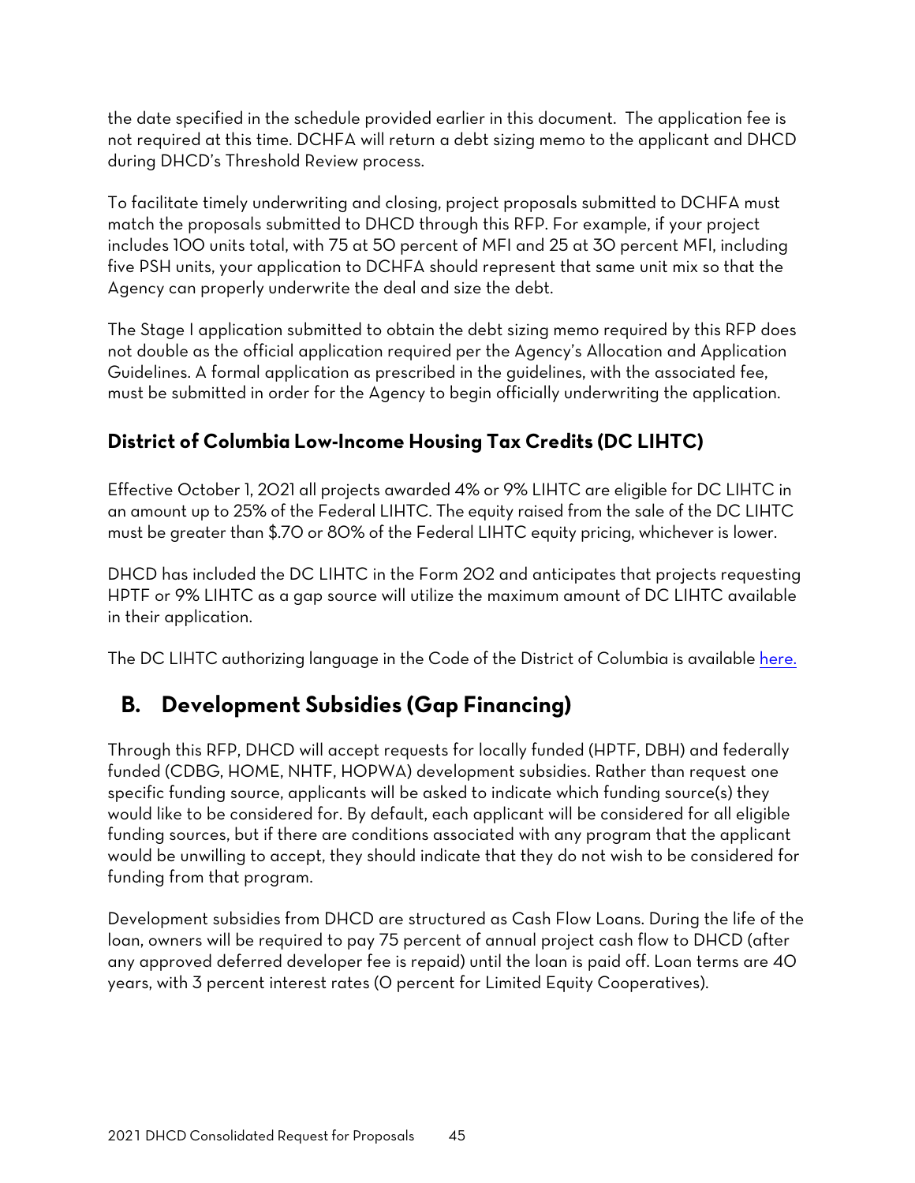the date specified in the schedule provided earlier in this document. The application fee is not required at this time. DCHFA will return a debt sizing memo to the applicant and DHCD during DHCD's Threshold Review process.

To facilitate timely underwriting and closing, project proposals submitted to DCHFA must match the proposals submitted to DHCD through this RFP. For example, if your project includes 100 units total, with 75 at 50 percent of MFI and 25 at 30 percent MFI, including five PSH units, your application to DCHFA should represent that same unit mix so that the Agency can properly underwrite the deal and size the debt.

The Stage I application submitted to obtain the debt sizing memo required by this RFP does not double as the official application required per the Agency's Allocation and Application Guidelines. A formal application as prescribed in the guidelines, with the associated fee, must be submitted in order for the Agency to begin officially underwriting the application.

### District of Columbia Low-Income Housing Tax Credits (DC LIHTC)

Effective October 1, 2021 all projects awarded 4% or 9% LIHTC are eligible for DC LIHTC in an amount up to 25% of the Federal LIHTC. The equity raised from the sale of the DC LIHTC must be greater than $.70 or 80% of the Federal LIHTC equity pricing, whichever is lower.

DHCD has included the DC LIHTC in the Form 202 and anticipates that projects requesting HPTF or 9% LIHTC as a gap source will utilize the maximum amount of DC LIHTC available in their application.

The DC LIHTC authorizing language in the Code of the District of Columbia is available here.

## B. Development Subsidies (Gap Financing)

Through this RFP, DHCD will accept requests for locally funded (HPTF, DBH) and federally funded (CDBG, HOME, NHTF, HOPWA) development subsidies. Rather than request one specific funding source, applicants will be asked to indicate which funding source(s) they would like to be considered for. By default, each applicant will be considered for all eligible funding sources, but if there are conditions associated with any program that the applicant would be unwilling to accept, they should indicate that they do not wish to be considered for funding from that program.

Development subsidies from DHCD are structured as Cash Flow Loans. During the life of the loan, owners will be required to pay 75 percent of annual project cash flow to DHCD (after any approved deferred developer fee is repaid) until the loan is paid off. Loan terms are 40 years, with 3 percent interest rates (0 percent for Limited Equity Cooperatives).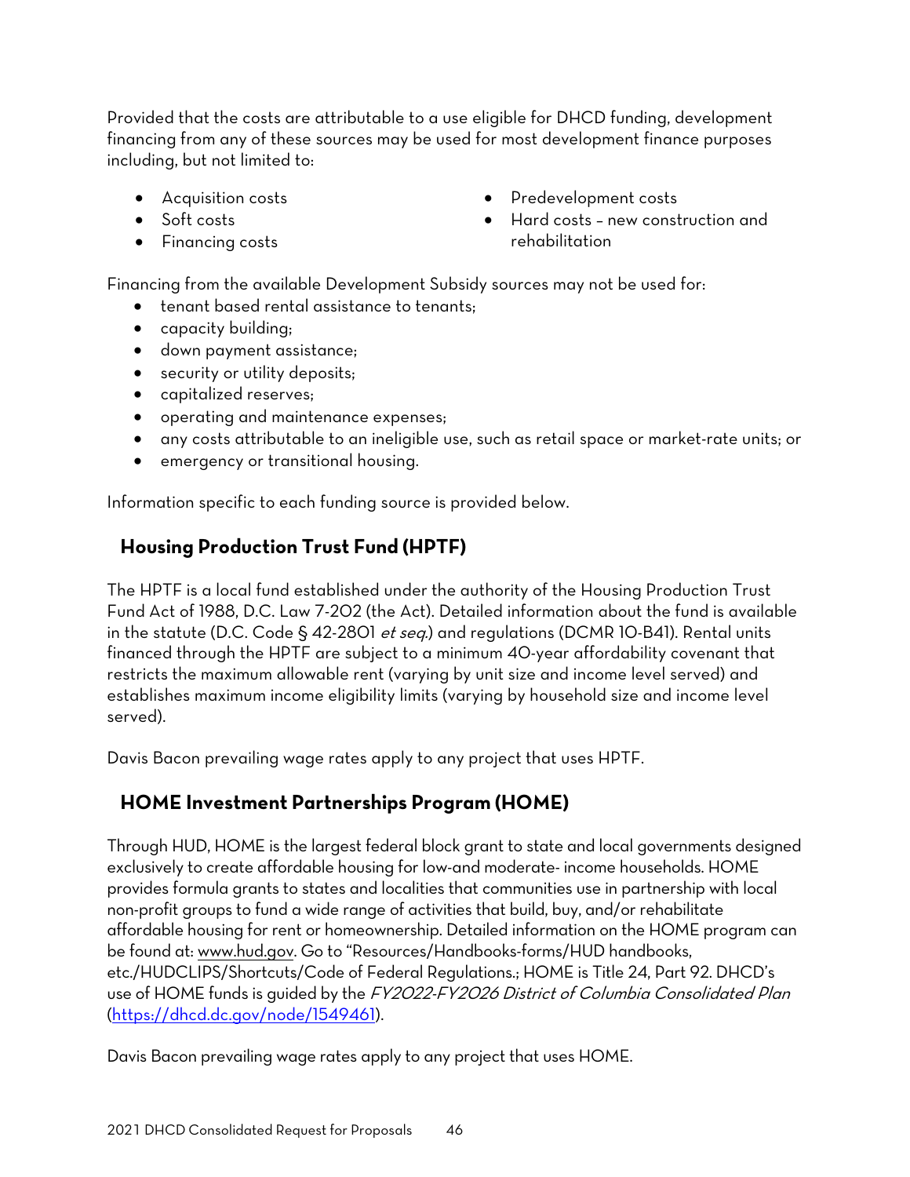Provided that the costs are attributable to a use eligible for DHCD funding, development financing from any of these sources may be used for most development finance purposes including, but not limited to:

- Acquisition costs
- Soft costs
- Financing costs
- Predevelopment costs
- Hard costs – new construction and rehabilitation

Financing from the available Development Subsidy sources may not be used for:

- tenant based rental assistance to tenants;
- capacity building;
- down payment assistance;
- security or utility deposits;
- capitalized reserves;
- operating and maintenance expenses;
- any costs attributable to an ineligible use, such as retail space or market-rate units; or
- emergency or transitional housing.

Information specific to each funding source is provided below.

## Housing Production Trust Fund (HPTF)

The HPTF is a local fund established under the authority of the Housing Production Trust Fund Act of 1988, D.C. Law 7-202 (the Act). Detailed information about the fund is available in the statute (D.C. Code § 42-2801 *et seq.*) and regulations (DCMR 10-B41). Rental units financed through the HPTF are subject to a minimum 40-year affordability covenant that restricts the maximum allowable rent (varying by unit size and income level served) and establishes maximum income eligibility limits (varying by household size and income level served).

Davis Bacon prevailing wage rates apply to any project that uses HPTF.

## HOME Investment Partnerships Program (HOME)

Through HUD, HOME is the largest federal block grant to state and local governments designed exclusively to create affordable housing for low-and moderate- income households. HOME provides formula grants to states and localities that communities use in partnership with local non-profit groups to fund a wide range of activities that build, buy, and/or rehabilitate affordable housing for rent or homeownership. Detailed information on the HOME program can be found at: www.hud.gov. Go to "Resources/Handbooks-forms/HUD handbooks, etc./HUDCLIPS/Shortcuts/Code of Federal Regulations.; HOME is Title 24, Part 92. DHCD's use of HOME funds is guided by the *FY2022-FY2026 District of Columbia Consolidated Plan* (https://dhcd.dc.gov/node/1549461).

Davis Bacon prevailing wage rates apply to any project that uses HOME.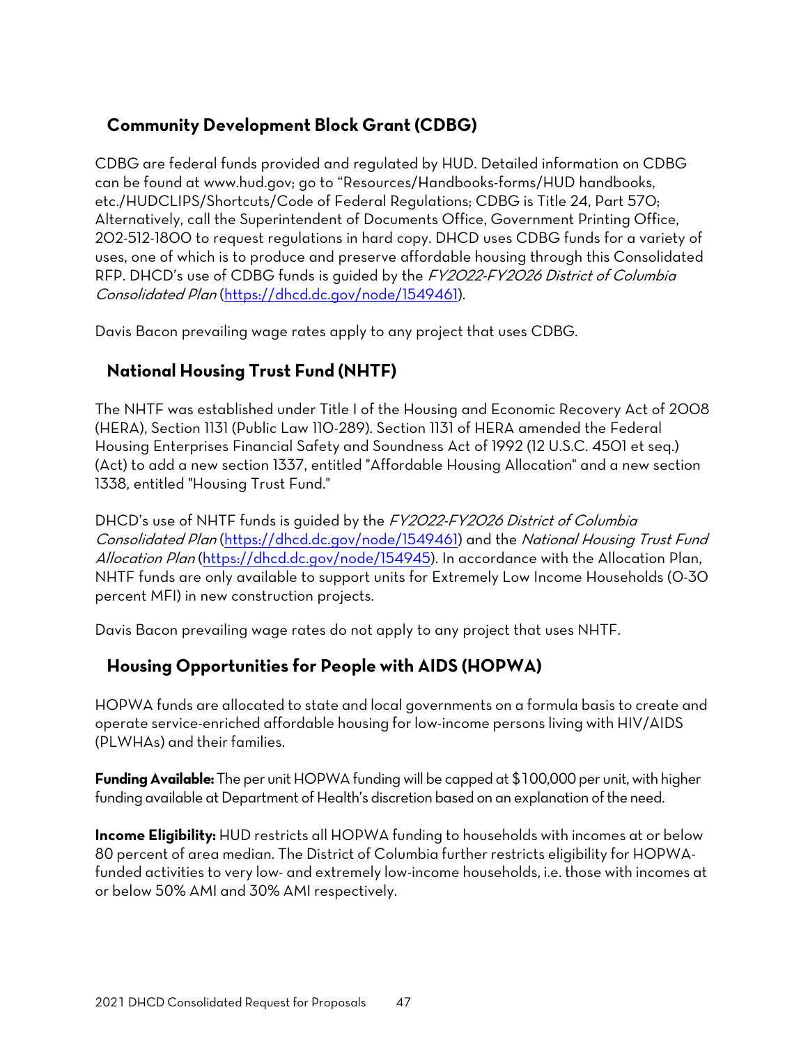## Community Development Block Grant (CDBG)

CDBG are federal funds provided and regulated by HUD. Detailed information on CDBG can be found at www.hud.gov; go to "Resources/Handbooks-forms/HUD handbooks, etc./HUDCLIPS/Shortcuts/Code of Federal Regulations; CDBG is Title 24, Part 570; Alternatively, call the Superintendent of Documents Office, Government Printing Office, 202-512-1800 to request regulations in hard copy. DHCD uses CDBG funds for a variety of uses, one of which is to produce and preserve affordable housing through this Consolidated RFP. DHCD's use of CDBG funds is guided by the *FY2022-FY2026 District of Columbia Consolidated Plan* (https://dhcd.dc.gov/node/1549461).

Davis Bacon prevailing wage rates apply to any project that uses CDBG.

## National Housing Trust Fund (NHTF)

The NHTF was established under Title I of the Housing and Economic Recovery Act of 2008 (HERA), Section 1131 (Public Law 110-289). Section 1131 of HERA amended the Federal Housing Enterprises Financial Safety and Soundness Act of 1992 (12 U.S.C. 4501 et seq.) (Act) to add a new section 1337, entitled "Affordable Housing Allocation" and a new section 1338, entitled "Housing Trust Fund."

DHCD's use of NHTF funds is guided by the *FY2022-FY2026 District of Columbia Consolidated Plan* (https://dhcd.dc.gov/node/1549461) and the *National Housing Trust Fund Allocation Plan* (https://dhcd.dc.gov/node/154945). In accordance with the Allocation Plan, NHTF funds are only available to support units for Extremely Low Income Households (0-30 percent MFI) in new construction projects.

Davis Bacon prevailing wage rates do not apply to any project that uses NHTF.

## Housing Opportunities for People with AIDS (HOPWA)

HOPWA funds are allocated to state and local governments on a formula basis to create and operate service-enriched affordable housing for low-income persons living with HIV/AIDS (PLWHAs) and their families.

**Funding Available:** The per unit HOPWA funding will be capped at $100,000 per unit, with higher funding available at Department of Health's discretion based on an explanation of the need.

**Income Eligibility:** HUD restricts all HOPWA funding to households with incomes at or below 80 percent of area median. The District of Columbia further restricts eligibility for HOPWA-funded activities to very low- and extremely low-income households, i.e. those with incomes at or below 50% AMI and 30% AMI respectively.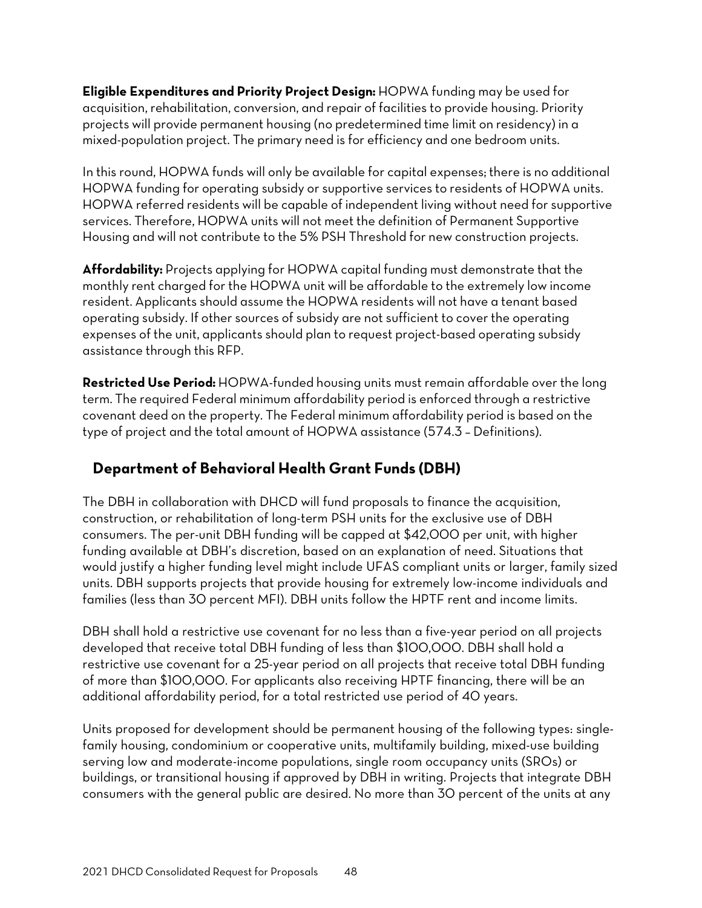**Eligible Expenditures and Priority Project Design:** HOPWA funding may be used for acquisition, rehabilitation, conversion, and repair of facilities to provide housing. Priority projects will provide permanent housing (no predetermined time limit on residency) in a mixed-population project. The primary need is for efficiency and one bedroom units.

In this round, HOPWA funds will only be available for capital expenses; there is no additional HOPWA funding for operating subsidy or supportive services to residents of HOPWA units. HOPWA referred residents will be capable of independent living without need for supportive services. Therefore, HOPWA units will not meet the definition of Permanent Supportive Housing and will not contribute to the 5% PSH Threshold for new construction projects.

**Affordability:** Projects applying for HOPWA capital funding must demonstrate that the monthly rent charged for the HOPWA unit will be affordable to the extremely low income resident. Applicants should assume the HOPWA residents will not have a tenant based operating subsidy. If other sources of subsidy are not sufficient to cover the operating expenses of the unit, applicants should plan to request project-based operating subsidy assistance through this RFP.

**Restricted Use Period:** HOPWA-funded housing units must remain affordable over the long term. The required Federal minimum affordability period is enforced through a restrictive covenant deed on the property. The Federal minimum affordability period is based on the type of project and the total amount of HOPWA assistance (574.3 – Definitions).

## Department of Behavioral Health Grant Funds (DBH)

The DBH in collaboration with DHCD will fund proposals to finance the acquisition, construction, or rehabilitation of long-term PSH units for the exclusive use of DBH consumers. The per-unit DBH funding will be capped at $42,000 per unit, with higher funding available at DBH's discretion, based on an explanation of need. Situations that would justify a higher funding level might include UFAS compliant units or larger, family sized units. DBH supports projects that provide housing for extremely low-income individuals and families (less than 30 percent MFI). DBH units follow the HPTF rent and income limits.

DBH shall hold a restrictive use covenant for no less than a five-year period on all projects developed that receive total DBH funding of less than $100,000. DBH shall hold a restrictive use covenant for a 25-year period on all projects that receive total DBH funding of more than $100,000. For applicants also receiving HPTF financing, there will be an additional affordability period, for a total restricted use period of 40 years.

Units proposed for development should be permanent housing of the following types: single-family housing, condominium or cooperative units, multifamily building, mixed-use building serving low and moderate-income populations, single room occupancy units (SROs) or buildings, or transitional housing if approved by DBH in writing. Projects that integrate DBH consumers with the general public are desired. No more than 30 percent of the units at any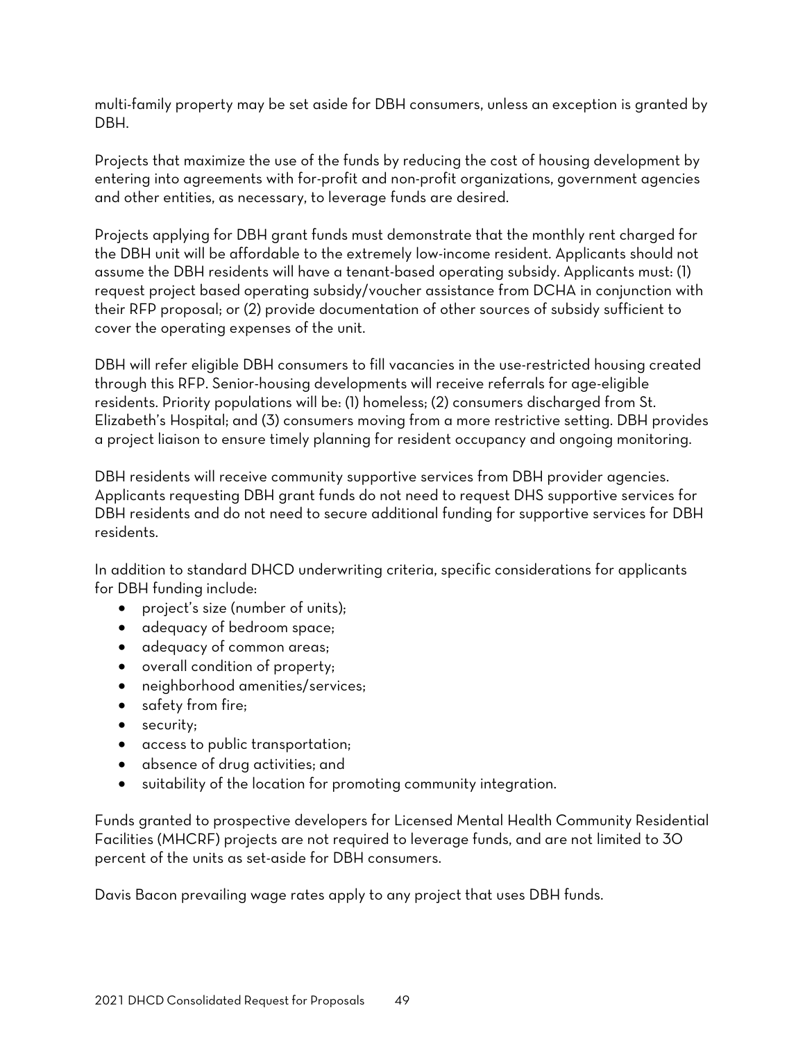multi-family property may be set aside for DBH consumers, unless an exception is granted by DBH.

Projects that maximize the use of the funds by reducing the cost of housing development by entering into agreements with for-profit and non-profit organizations, government agencies and other entities, as necessary, to leverage funds are desired.

Projects applying for DBH grant funds must demonstrate that the monthly rent charged for the DBH unit will be affordable to the extremely low-income resident. Applicants should not assume the DBH residents will have a tenant-based operating subsidy. Applicants must: (1) request project based operating subsidy/voucher assistance from DCHA in conjunction with their RFP proposal; or (2) provide documentation of other sources of subsidy sufficient to cover the operating expenses of the unit.

DBH will refer eligible DBH consumers to fill vacancies in the use-restricted housing created through this RFP. Senior-housing developments will receive referrals for age-eligible residents. Priority populations will be: (1) homeless; (2) consumers discharged from St. Elizabeth's Hospital; and (3) consumers moving from a more restrictive setting. DBH provides a project liaison to ensure timely planning for resident occupancy and ongoing monitoring.

DBH residents will receive community supportive services from DBH provider agencies. Applicants requesting DBH grant funds do not need to request DHS supportive services for DBH residents and do not need to secure additional funding for supportive services for DBH residents.

In addition to standard DHCD underwriting criteria, specific considerations for applicants for DBH funding include:

- project's size (number of units);
- adequacy of bedroom space;
- adequacy of common areas;
- overall condition of property;
- neighborhood amenities/services;
- safety from fire;
- security;
- access to public transportation;
- absence of drug activities; and
- suitability of the location for promoting community integration.

Funds granted to prospective developers for Licensed Mental Health Community Residential Facilities (MHCRF) projects are not required to leverage funds, and are not limited to 30 percent of the units as set-aside for DBH consumers.

Davis Bacon prevailing wage rates apply to any project that uses DBH funds.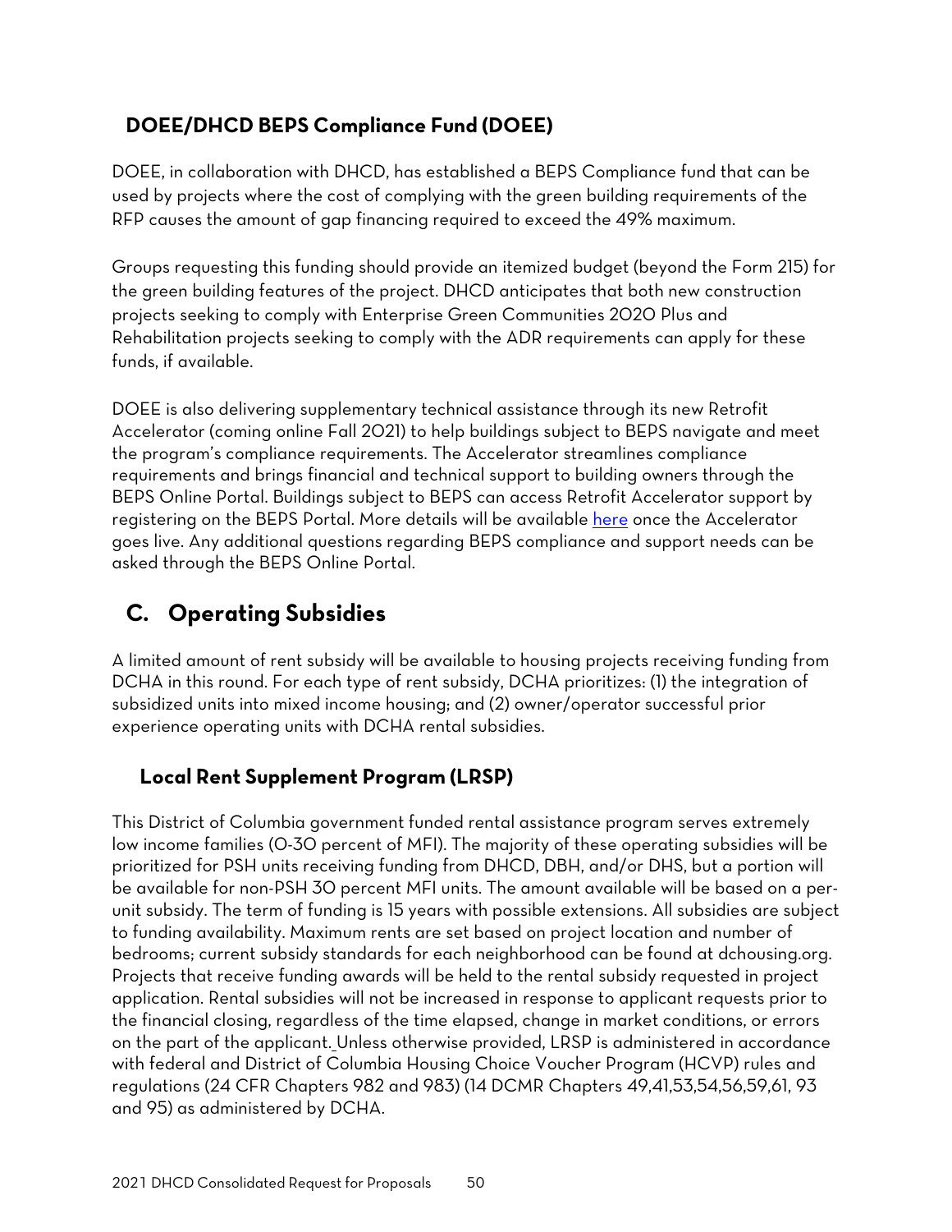### DOEE/DHCD BEPS Compliance Fund (DOEE)

DOEE, in collaboration with DHCD, has established a BEPS Compliance fund that can be used by projects where the cost of complying with the green building requirements of the RFP causes the amount of gap financing required to exceed the 49% maximum.

Groups requesting this funding should provide an itemized budget (beyond the Form 215) for the green building features of the project. DHCD anticipates that both new construction projects seeking to comply with Enterprise Green Communities 2020 Plus and Rehabilitation projects seeking to comply with the ADR requirements can apply for these funds, if available.

DOEE is also delivering supplementary technical assistance through its new Retrofit Accelerator (coming online Fall 2021) to help buildings subject to BEPS navigate and meet the program's compliance requirements. The Accelerator streamlines compliance requirements and brings financial and technical support to building owners through the BEPS Online Portal. Buildings subject to BEPS can access Retrofit Accelerator support by registering on the BEPS Portal. More details will be available here once the Accelerator goes live. Any additional questions regarding BEPS compliance and support needs can be asked through the BEPS Online Portal.

## C. Operating Subsidies

A limited amount of rent subsidy will be available to housing projects receiving funding from DCHA in this round. For each type of rent subsidy, DCHA prioritizes: (1) the integration of subsidized units into mixed income housing; and (2) owner/operator successful prior experience operating units with DCHA rental subsidies.

### Local Rent Supplement Program (LRSP)

This District of Columbia government funded rental assistance program serves extremely low income families (0-30 percent of MFI). The majority of these operating subsidies will be prioritized for PSH units receiving funding from DHCD, DBH, and/or DHS, but a portion will be available for non-PSH 30 percent MFI units. The amount available will be based on a per-unit subsidy. The term of funding is 15 years with possible extensions. All subsidies are subject to funding availability. Maximum rents are set based on project location and number of bedrooms; current subsidy standards for each neighborhood can be found at dchousing.org. Projects that receive funding awards will be held to the rental subsidy requested in project application. Rental subsidies will not be increased in response to applicant requests prior to the financial closing, regardless of the time elapsed, change in market conditions, or errors on the part of the applicant. Unless otherwise provided, LRSP is administered in accordance with federal and District of Columbia Housing Choice Voucher Program (HCVP) rules and regulations (24 CFR Chapters 982 and 983) (14 DCMR Chapters 49,41,53,54,56,59,61, 93 and 95) as administered by DCHA.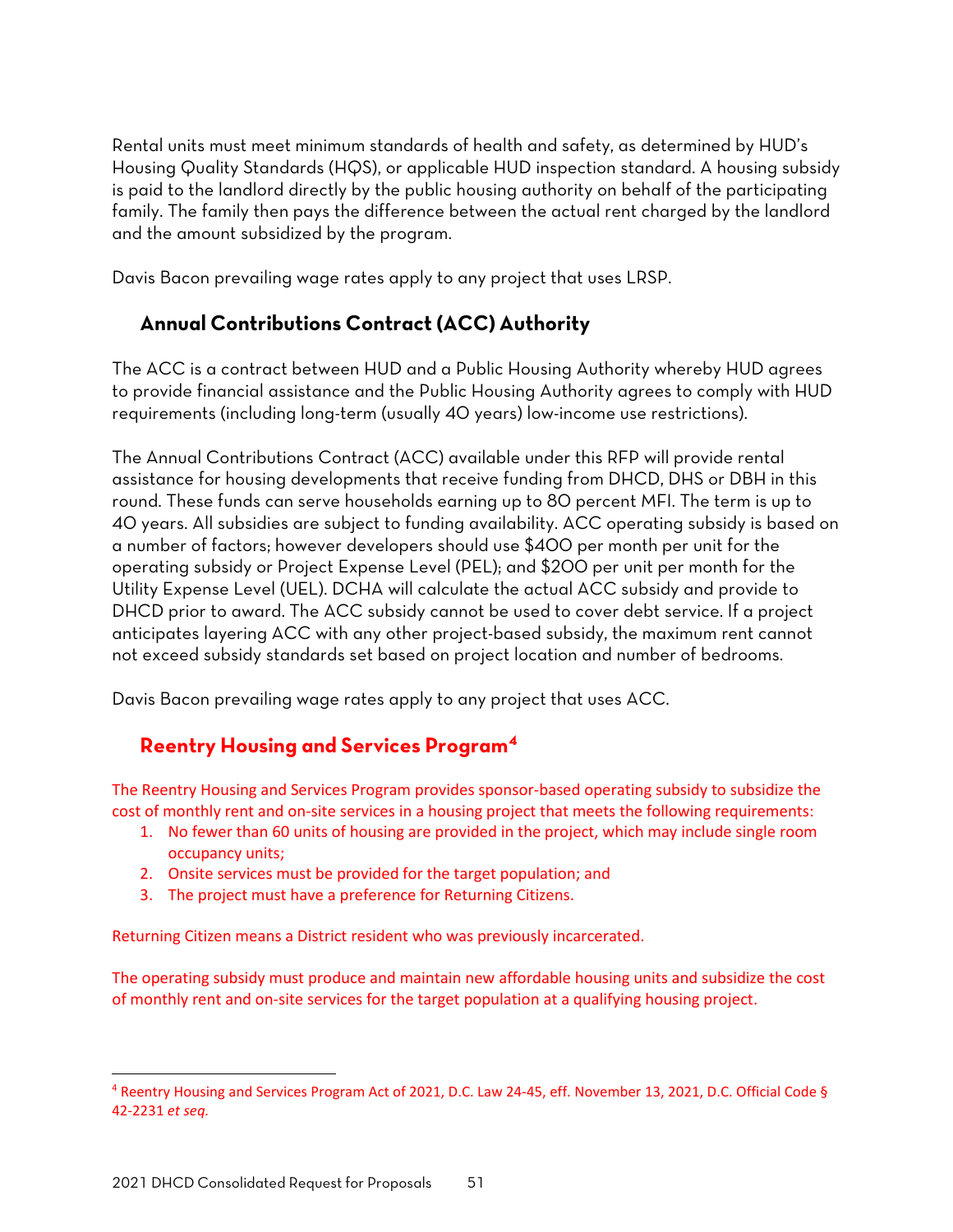Rental units must meet minimum standards of health and safety, as determined by HUD's Housing Quality Standards (HQS), or applicable HUD inspection standard. A housing subsidy is paid to the landlord directly by the public housing authority on behalf of the participating family. The family then pays the difference between the actual rent charged by the landlord and the amount subsidized by the program.

Davis Bacon prevailing wage rates apply to any project that uses LRSP.

## Annual Contributions Contract (ACC) Authority

The ACC is a contract between HUD and a Public Housing Authority whereby HUD agrees to provide financial assistance and the Public Housing Authority agrees to comply with HUD requirements (including long-term (usually 40 years) low-income use restrictions).

The Annual Contributions Contract (ACC) available under this RFP will provide rental assistance for housing developments that receive funding from DHCD, DHS or DBH in this round. These funds can serve households earning up to 80 percent MFI. The term is up to 40 years. All subsidies are subject to funding availability. ACC operating subsidy is based on a number of factors; however developers should use $400 per month per unit for the operating subsidy or Project Expense Level (PEL); and $200 per unit per month for the Utility Expense Level (UEL). DCHA will calculate the actual ACC subsidy and provide to DHCD prior to award. The ACC subsidy cannot be used to cover debt service. If a project anticipates layering ACC with any other project-based subsidy, the maximum rent cannot not exceed subsidy standards set based on project location and number of bedrooms.

Davis Bacon prevailing wage rates apply to any project that uses ACC.

## Reentry Housing and Services Program[4]

The Reentry Housing and Services Program provides sponsor-based operating subsidy to subsidize the cost of monthly rent and on-site services in a housing project that meets the following requirements:

1. No fewer than 60 units of housing are provided in the project, which may include single room occupancy units;
2. Onsite services must be provided for the target population; and
3. The project must have a preference for Returning Citizens.

Returning Citizen means a District resident who was previously incarcerated.

The operating subsidy must produce and maintain new affordable housing units and subsidize the cost of monthly rent and on-site services for the target population at a qualifying housing project.

---

[4] Reentry Housing and Services Program Act of 2021, D.C. Law 24-45, eff. November 13, 2021, D.C. Official Code § 42-2231 *et seq.*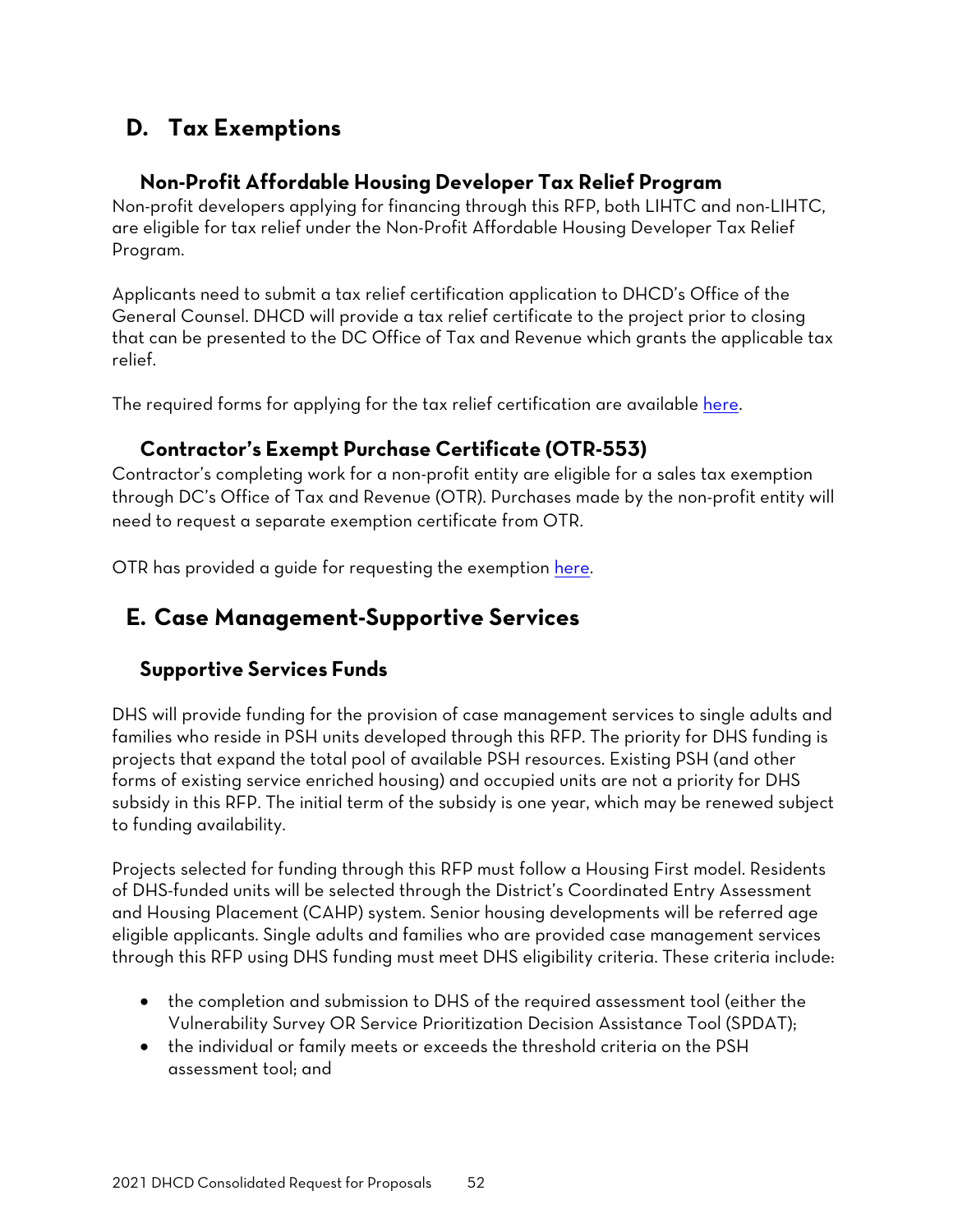## D. Tax Exemptions

### Non-Profit Affordable Housing Developer Tax Relief Program

Non-profit developers applying for financing through this RFP, both LIHTC and non-LIHTC, are eligible for tax relief under the Non-Profit Affordable Housing Developer Tax Relief Program.

Applicants need to submit a tax relief certification application to DHCD's Office of the General Counsel. DHCD will provide a tax relief certificate to the project prior to closing that can be presented to the DC Office of Tax and Revenue which grants the applicable tax relief.

The required forms for applying for the tax relief certification are available here.

### Contractor's Exempt Purchase Certificate (OTR-553)

Contractor's completing work for a non-profit entity are eligible for a sales tax exemption through DC's Office of Tax and Revenue (OTR). Purchases made by the non-profit entity will need to request a separate exemption certificate from OTR.

OTR has provided a guide for requesting the exemption here.

## E. Case Management-Supportive Services

### Supportive Services Funds

DHS will provide funding for the provision of case management services to single adults and families who reside in PSH units developed through this RFP. The priority for DHS funding is projects that expand the total pool of available PSH resources. Existing PSH (and other forms of existing service enriched housing) and occupied units are not a priority for DHS subsidy in this RFP. The initial term of the subsidy is one year, which may be renewed subject to funding availability.

Projects selected for funding through this RFP must follow a Housing First model. Residents of DHS-funded units will be selected through the District's Coordinated Entry Assessment and Housing Placement (CAHP) system. Senior housing developments will be referred age eligible applicants. Single adults and families who are provided case management services through this RFP using DHS funding must meet DHS eligibility criteria. These criteria include:

- the completion and submission to DHS of the required assessment tool (either the Vulnerability Survey OR Service Prioritization Decision Assistance Tool (SPDAT);
- the individual or family meets or exceeds the threshold criteria on the PSH assessment tool; and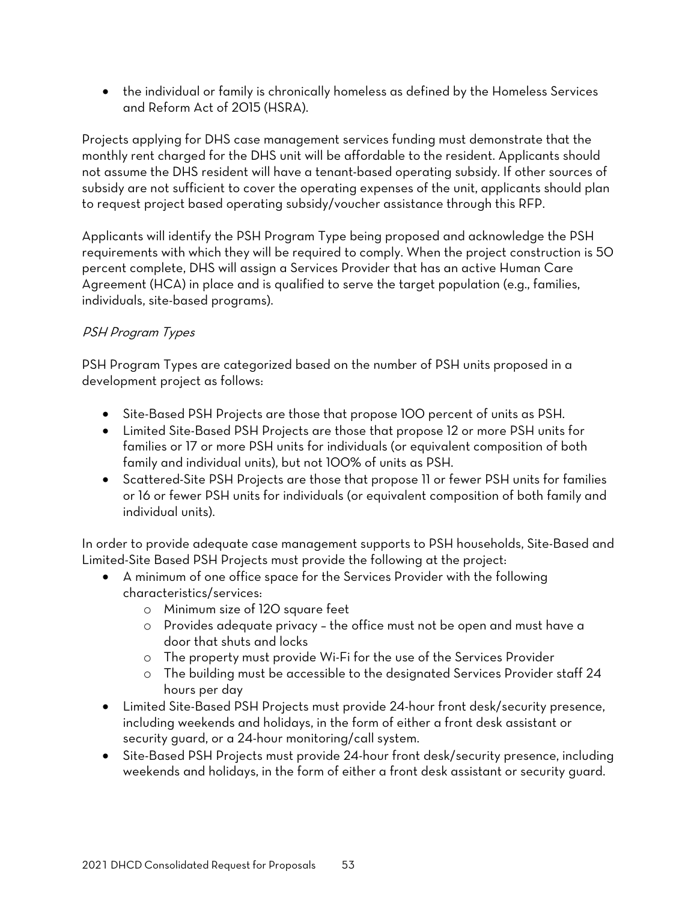- the individual or family is chronically homeless as defined by the Homeless Services and Reform Act of 2015 (HSRA).

Projects applying for DHS case management services funding must demonstrate that the monthly rent charged for the DHS unit will be affordable to the resident. Applicants should not assume the DHS resident will have a tenant-based operating subsidy. If other sources of subsidy are not sufficient to cover the operating expenses of the unit, applicants should plan to request project based operating subsidy/voucher assistance through this RFP.

Applicants will identify the PSH Program Type being proposed and acknowledge the PSH requirements with which they will be required to comply. When the project construction is 50 percent complete, DHS will assign a Services Provider that has an active Human Care Agreement (HCA) in place and is qualified to serve the target population (e.g., families, individuals, site-based programs).

*PSH Program Types*

PSH Program Types are categorized based on the number of PSH units proposed in a development project as follows:

- Site-Based PSH Projects are those that propose 100 percent of units as PSH.
- Limited Site-Based PSH Projects are those that propose 12 or more PSH units for families or 17 or more PSH units for individuals (or equivalent composition of both family and individual units), but not 100% of units as PSH.
- Scattered-Site PSH Projects are those that propose 11 or fewer PSH units for families or 16 or fewer PSH units for individuals (or equivalent composition of both family and individual units).

In order to provide adequate case management supports to PSH households, Site-Based and Limited-Site Based PSH Projects must provide the following at the project:

- A minimum of one office space for the Services Provider with the following characteristics/services:
  - Minimum size of 120 square feet
  - Provides adequate privacy – the office must not be open and must have a door that shuts and locks
  - The property must provide Wi-Fi for the use of the Services Provider
  - The building must be accessible to the designated Services Provider staff 24 hours per day
- Limited Site-Based PSH Projects must provide 24-hour front desk/security presence, including weekends and holidays, in the form of either a front desk assistant or security guard, or a 24-hour monitoring/call system.
- Site-Based PSH Projects must provide 24-hour front desk/security presence, including weekends and holidays, in the form of either a front desk assistant or security guard.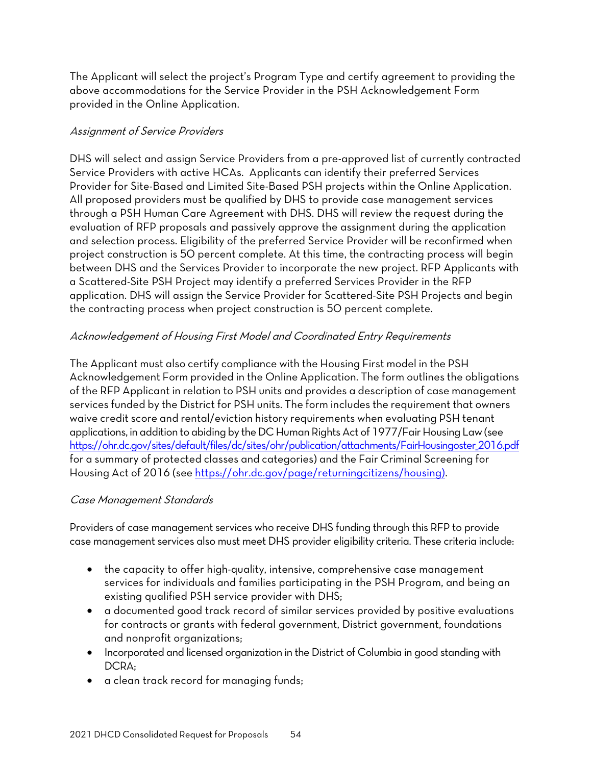The Applicant will select the project's Program Type and certify agreement to providing the above accommodations for the Service Provider in the PSH Acknowledgement Form provided in the Online Application.

*Assignment of Service Providers*

DHS will select and assign Service Providers from a pre-approved list of currently contracted Service Providers with active HCAs. Applicants can identify their preferred Services Provider for Site-Based and Limited Site-Based PSH projects within the Online Application. All proposed providers must be qualified by DHS to provide case management services through a PSH Human Care Agreement with DHS. DHS will review the request during the evaluation of RFP proposals and passively approve the assignment during the application and selection process. Eligibility of the preferred Service Provider will be reconfirmed when project construction is 50 percent complete. At this time, the contracting process will begin between DHS and the Services Provider to incorporate the new project. RFP Applicants with a Scattered-Site PSH Project may identify a preferred Services Provider in the RFP application. DHS will assign the Service Provider for Scattered-Site PSH Projects and begin the contracting process when project construction is 50 percent complete.

*Acknowledgement of Housing First Model and Coordinated Entry Requirements*

The Applicant must also certify compliance with the Housing First model in the PSH Acknowledgement Form provided in the Online Application. The form outlines the obligations of the RFP Applicant in relation to PSH units and provides a description of case management services funded by the District for PSH units. The form includes the requirement that owners waive credit score and rental/eviction history requirements when evaluating PSH tenant applications, in addition to abiding by the DC Human Rights Act of 1977/Fair Housing Law (see https://ohr.dc.gov/sites/default/files/dc/sites/ohr/publication/attachments/FairHousingoster_2016.pdf for a summary of protected classes and categories) and the Fair Criminal Screening for Housing Act of 2016 (see https://ohr.dc.gov/page/returningcitizens/housing).

*Case Management Standards*

Providers of case management services who receive DHS funding through this RFP to provide case management services also must meet DHS provider eligibility criteria. These criteria include:

- the capacity to offer high-quality, intensive, comprehensive case management services for individuals and families participating in the PSH Program, and being an existing qualified PSH service provider with DHS;
- a documented good track record of similar services provided by positive evaluations for contracts or grants with federal government, District government, foundations and nonprofit organizations;
- Incorporated and licensed organization in the District of Columbia in good standing with DCRA;
- a clean track record for managing funds;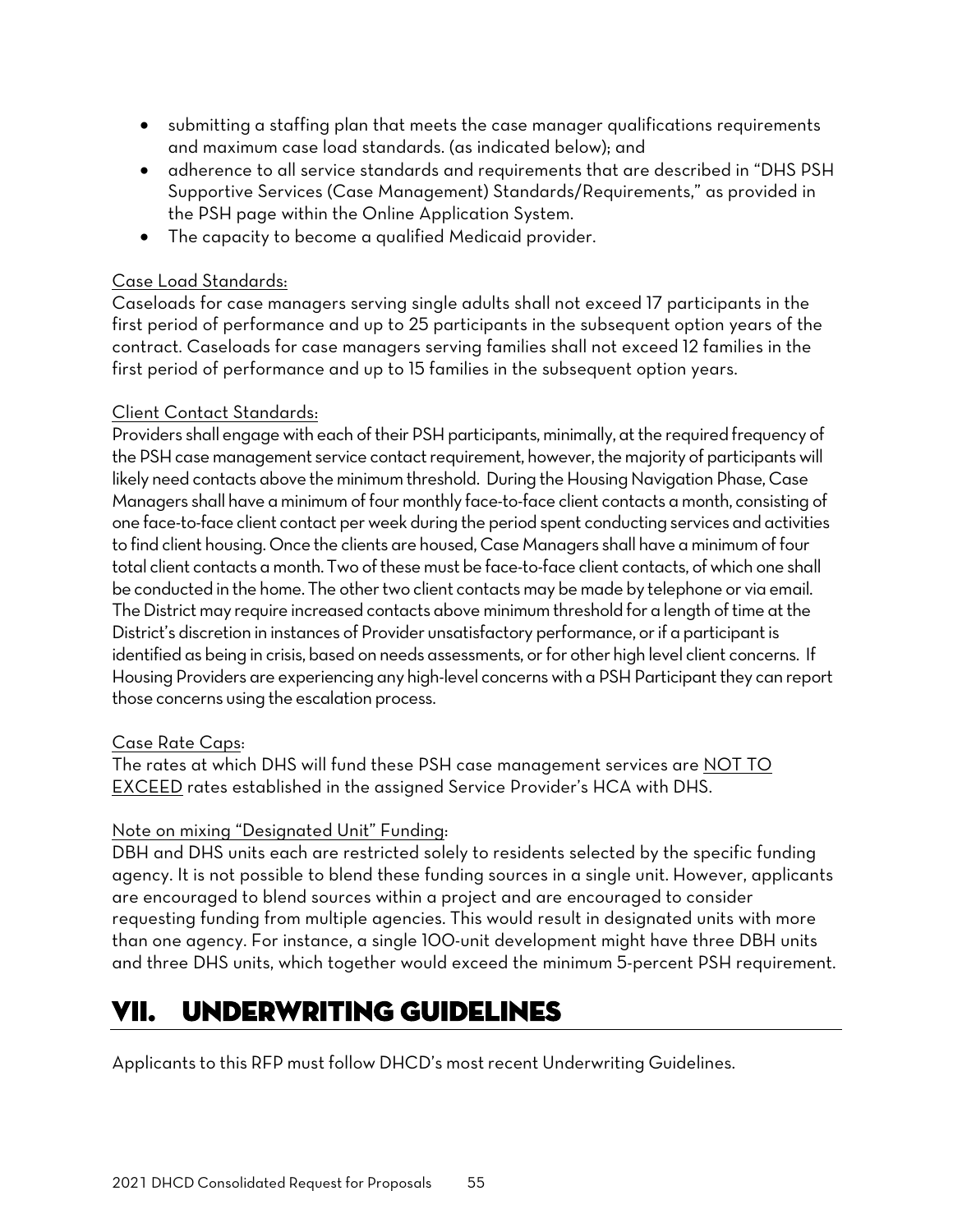- submitting a staffing plan that meets the case manager qualifications requirements and maximum case load standards. (as indicated below); and
- adherence to all service standards and requirements that are described in "DHS PSH Supportive Services (Case Management) Standards/Requirements," as provided in the PSH page within the Online Application System.
- The capacity to become a qualified Medicaid provider.

Case Load Standards:
Caseloads for case managers serving single adults shall not exceed 17 participants in the first period of performance and up to 25 participants in the subsequent option years of the contract. Caseloads for case managers serving families shall not exceed 12 families in the first period of performance and up to 15 families in the subsequent option years.

Client Contact Standards:
Providers shall engage with each of their PSH participants, minimally, at the required frequency of the PSH case management service contact requirement, however, the majority of participants will likely need contacts above the minimum threshold. During the Housing Navigation Phase, Case Managers shall have a minimum of four monthly face-to-face client contacts a month, consisting of one face-to-face client contact per week during the period spent conducting services and activities to find client housing. Once the clients are housed, Case Managers shall have a minimum of four total client contacts a month. Two of these must be face-to-face client contacts, of which one shall be conducted in the home. The other two client contacts may be made by telephone or via email. The District may require increased contacts above minimum threshold for a length of time at the District's discretion in instances of Provider unsatisfactory performance, or if a participant is identified as being in crisis, based on needs assessments, or for other high level client concerns. If Housing Providers are experiencing any high-level concerns with a PSH Participant they can report those concerns using the escalation process.

Case Rate Caps:
The rates at which DHS will fund these PSH case management services are NOT TO EXCEED rates established in the assigned Service Provider's HCA with DHS.

Note on mixing "Designated Unit" Funding:
DBH and DHS units each are restricted solely to residents selected by the specific funding agency. It is not possible to blend these funding sources in a single unit. However, applicants are encouraged to blend sources within a project and are encouraged to consider requesting funding from multiple agencies. This would result in designated units with more than one agency. For instance, a single 100-unit development might have three DBH units and three DHS units, which together would exceed the minimum 5-percent PSH requirement.

# VII. UNDERWRITING GUIDELINES

Applicants to this RFP must follow DHCD's most recent Underwriting Guidelines.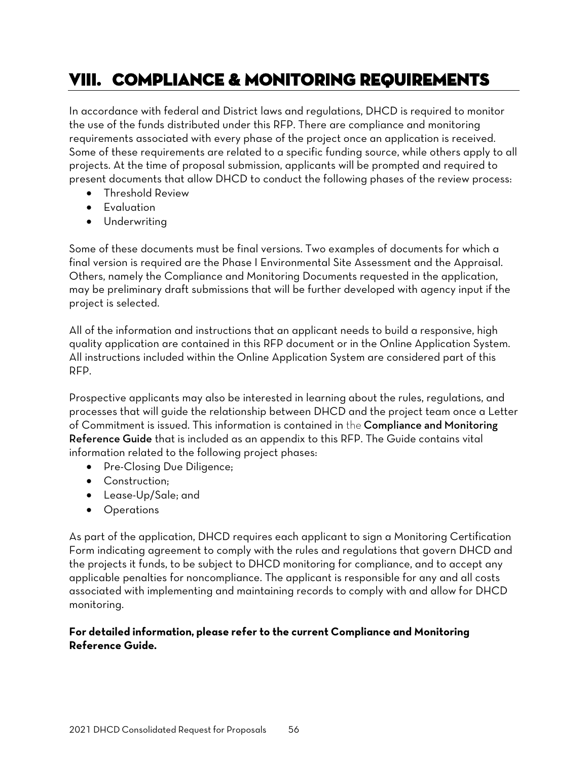# VIII. COMPLIANCE & MONITORING REQUIREMENTS

In accordance with federal and District laws and regulations, DHCD is required to monitor the use of the funds distributed under this RFP. There are compliance and monitoring requirements associated with every phase of the project once an application is received. Some of these requirements are related to a specific funding source, while others apply to all projects. At the time of proposal submission, applicants will be prompted and required to present documents that allow DHCD to conduct the following phases of the review process:

- Threshold Review
- Evaluation
- Underwriting

Some of these documents must be final versions. Two examples of documents for which a final version is required are the Phase I Environmental Site Assessment and the Appraisal. Others, namely the Compliance and Monitoring Documents requested in the application, may be preliminary draft submissions that will be further developed with agency input if the project is selected.

All of the information and instructions that an applicant needs to build a responsive, high quality application are contained in this RFP document or in the Online Application System. All instructions included within the Online Application System are considered part of this RFP.

Prospective applicants may also be interested in learning about the rules, regulations, and processes that will guide the relationship between DHCD and the project team once a Letter of Commitment is issued. This information is contained in the **Compliance and Monitoring Reference Guide** that is included as an appendix to this RFP. The Guide contains vital information related to the following project phases:

- Pre-Closing Due Diligence;
- Construction;
- Lease-Up/Sale; and
- Operations

As part of the application, DHCD requires each applicant to sign a Monitoring Certification Form indicating agreement to comply with the rules and regulations that govern DHCD and the projects it funds, to be subject to DHCD monitoring for compliance, and to accept any applicable penalties for noncompliance. The applicant is responsible for any and all costs associated with implementing and maintaining records to comply with and allow for DHCD monitoring.

**For detailed information, please refer to the current Compliance and Monitoring Reference Guide.**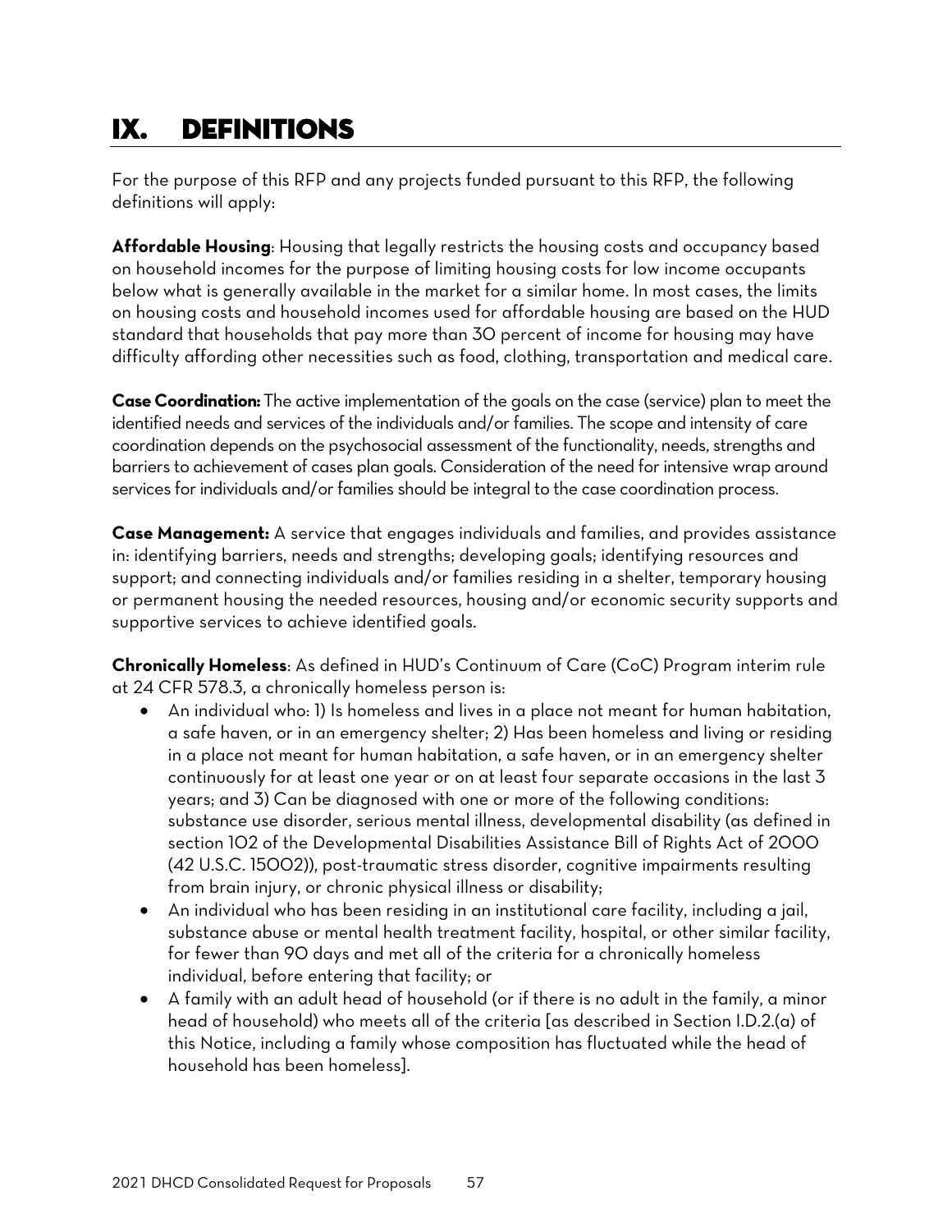# IX. DEFINITIONS

For the purpose of this RFP and any projects funded pursuant to this RFP, the following definitions will apply:

**Affordable Housing**: Housing that legally restricts the housing costs and occupancy based on household incomes for the purpose of limiting housing costs for low income occupants below what is generally available in the market for a similar home. In most cases, the limits on housing costs and household incomes used for affordable housing are based on the HUD standard that households that pay more than 30 percent of income for housing may have difficulty affording other necessities such as food, clothing, transportation and medical care.

**Case Coordination:** The active implementation of the goals on the case (service) plan to meet the identified needs and services of the individuals and/or families. The scope and intensity of care coordination depends on the psychosocial assessment of the functionality, needs, strengths and barriers to achievement of cases plan goals. Consideration of the need for intensive wrap around services for individuals and/or families should be integral to the case coordination process.

**Case Management:** A service that engages individuals and families, and provides assistance in: identifying barriers, needs and strengths; developing goals; identifying resources and support; and connecting individuals and/or families residing in a shelter, temporary housing or permanent housing the needed resources, housing and/or economic security supports and supportive services to achieve identified goals.

**Chronically Homeless**: As defined in HUD's Continuum of Care (CoC) Program interim rule at 24 CFR 578.3, a chronically homeless person is:

- An individual who: 1) Is homeless and lives in a place not meant for human habitation, a safe haven, or in an emergency shelter; 2) Has been homeless and living or residing in a place not meant for human habitation, a safe haven, or in an emergency shelter continuously for at least one year or on at least four separate occasions in the last 3 years; and 3) Can be diagnosed with one or more of the following conditions: substance use disorder, serious mental illness, developmental disability (as defined in section 102 of the Developmental Disabilities Assistance Bill of Rights Act of 2000 (42 U.S.C. 15002)), post-traumatic stress disorder, cognitive impairments resulting from brain injury, or chronic physical illness or disability;
- An individual who has been residing in an institutional care facility, including a jail, substance abuse or mental health treatment facility, hospital, or other similar facility, for fewer than 90 days and met all of the criteria for a chronically homeless individual, before entering that facility; or
- A family with an adult head of household (or if there is no adult in the family, a minor head of household) who meets all of the criteria [as described in Section I.D.2.(a) of this Notice, including a family whose composition has fluctuated while the head of household has been homeless].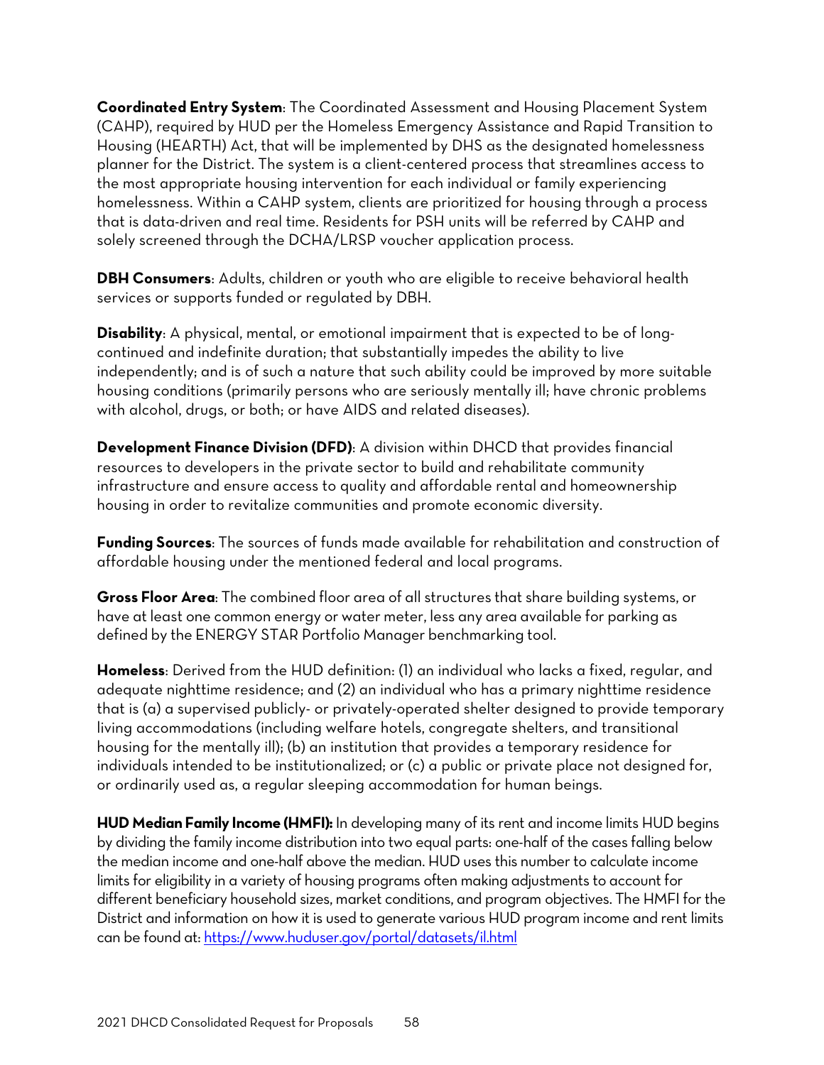**Coordinated Entry System**: The Coordinated Assessment and Housing Placement System (CAHP), required by HUD per the Homeless Emergency Assistance and Rapid Transition to Housing (HEARTH) Act, that will be implemented by DHS as the designated homelessness planner for the District. The system is a client-centered process that streamlines access to the most appropriate housing intervention for each individual or family experiencing homelessness. Within a CAHP system, clients are prioritized for housing through a process that is data-driven and real time. Residents for PSH units will be referred by CAHP and solely screened through the DCHA/LRSP voucher application process.

**DBH Consumers**: Adults, children or youth who are eligible to receive behavioral health services or supports funded or regulated by DBH.

**Disability**: A physical, mental, or emotional impairment that is expected to be of long-continued and indefinite duration; that substantially impedes the ability to live independently; and is of such a nature that such ability could be improved by more suitable housing conditions (primarily persons who are seriously mentally ill; have chronic problems with alcohol, drugs, or both; or have AIDS and related diseases).

**Development Finance Division (DFD)**: A division within DHCD that provides financial resources to developers in the private sector to build and rehabilitate community infrastructure and ensure access to quality and affordable rental and homeownership housing in order to revitalize communities and promote economic diversity.

**Funding Sources**: The sources of funds made available for rehabilitation and construction of affordable housing under the mentioned federal and local programs.

**Gross Floor Area**: The combined floor area of all structures that share building systems, or have at least one common energy or water meter, less any area available for parking as defined by the ENERGY STAR Portfolio Manager benchmarking tool.

**Homeless**: Derived from the HUD definition: (1) an individual who lacks a fixed, regular, and adequate nighttime residence; and (2) an individual who has a primary nighttime residence that is (a) a supervised publicly- or privately-operated shelter designed to provide temporary living accommodations (including welfare hotels, congregate shelters, and transitional housing for the mentally ill); (b) an institution that provides a temporary residence for individuals intended to be institutionalized; or (c) a public or private place not designed for, or ordinarily used as, a regular sleeping accommodation for human beings.

**HUD Median Family Income (HMFI):** In developing many of its rent and income limits HUD begins by dividing the family income distribution into two equal parts: one-half of the cases falling below the median income and one-half above the median. HUD uses this number to calculate income limits for eligibility in a variety of housing programs often making adjustments to account for different beneficiary household sizes, market conditions, and program objectives. The HMFI for the District and information on how it is used to generate various HUD program income and rent limits can be found at: https://www.huduser.gov/portal/datasets/il.html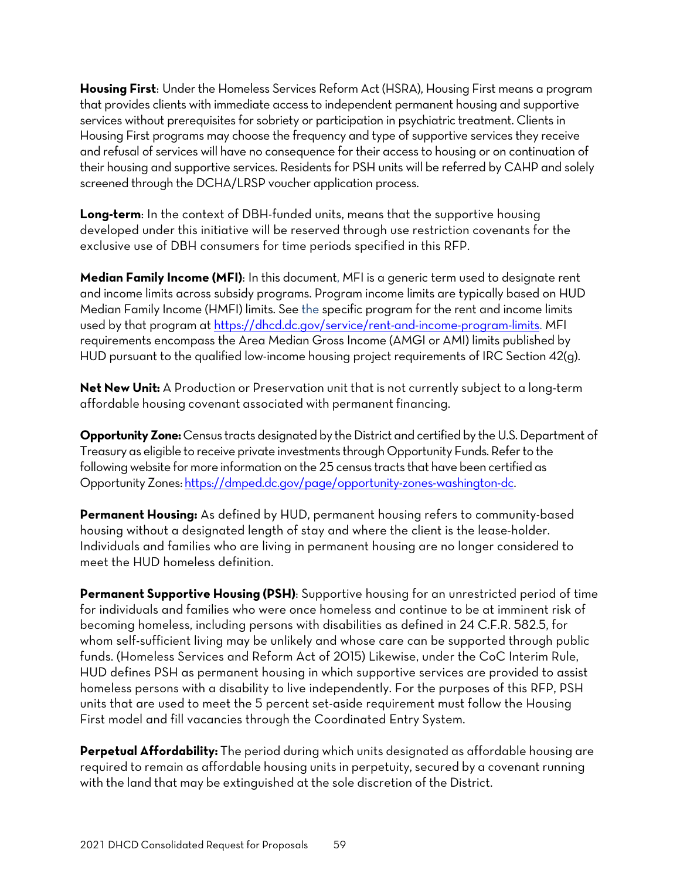**Housing First**: Under the Homeless Services Reform Act (HSRA), Housing First means a program that provides clients with immediate access to independent permanent housing and supportive services without prerequisites for sobriety or participation in psychiatric treatment. Clients in Housing First programs may choose the frequency and type of supportive services they receive and refusal of services will have no consequence for their access to housing or on continuation of their housing and supportive services. Residents for PSH units will be referred by CAHP and solely screened through the DCHA/LRSP voucher application process.

**Long-term**: In the context of DBH-funded units, means that the supportive housing developed under this initiative will be reserved through use restriction covenants for the exclusive use of DBH consumers for time periods specified in this RFP.

**Median Family Income (MFI)**: In this document, MFI is a generic term used to designate rent and income limits across subsidy programs. Program income limits are typically based on HUD Median Family Income (HMFI) limits. See the specific program for the rent and income limits used by that program at [https://dhcd.dc.gov/service/rent-and-income-program-limits](https://dhcd.dc.gov/service/rent-and-income-program-limits). MFI requirements encompass the Area Median Gross Income (AMGI or AMI) limits published by HUD pursuant to the qualified low-income housing project requirements of IRC Section 42(g).

**Net New Unit:** A Production or Preservation unit that is not currently subject to a long-term affordable housing covenant associated with permanent financing.

**Opportunity Zone:** Census tracts designated by the District and certified by the U.S. Department of Treasury as eligible to receive private investments through Opportunity Funds. Refer to the following website for more information on the 25 census tracts that have been certified as Opportunity Zones: [https://dmped.dc.gov/page/opportunity-zones-washington-dc](https://dmped.dc.gov/page/opportunity-zones-washington-dc).

**Permanent Housing:** As defined by HUD, permanent housing refers to community-based housing without a designated length of stay and where the client is the lease-holder. Individuals and families who are living in permanent housing are no longer considered to meet the HUD homeless definition.

**Permanent Supportive Housing (PSH)**: Supportive housing for an unrestricted period of time for individuals and families who were once homeless and continue to be at imminent risk of becoming homeless, including persons with disabilities as defined in 24 C.F.R. 582.5, for whom self-sufficient living may be unlikely and whose care can be supported through public funds. (Homeless Services and Reform Act of 2015) Likewise, under the CoC Interim Rule, HUD defines PSH as permanent housing in which supportive services are provided to assist homeless persons with a disability to live independently. For the purposes of this RFP, PSH units that are used to meet the 5 percent set-aside requirement must follow the Housing First model and fill vacancies through the Coordinated Entry System.

**Perpetual Affordability:** The period during which units designated as affordable housing are required to remain as affordable housing units in perpetuity, secured by a covenant running with the land that may be extinguished at the sole discretion of the District.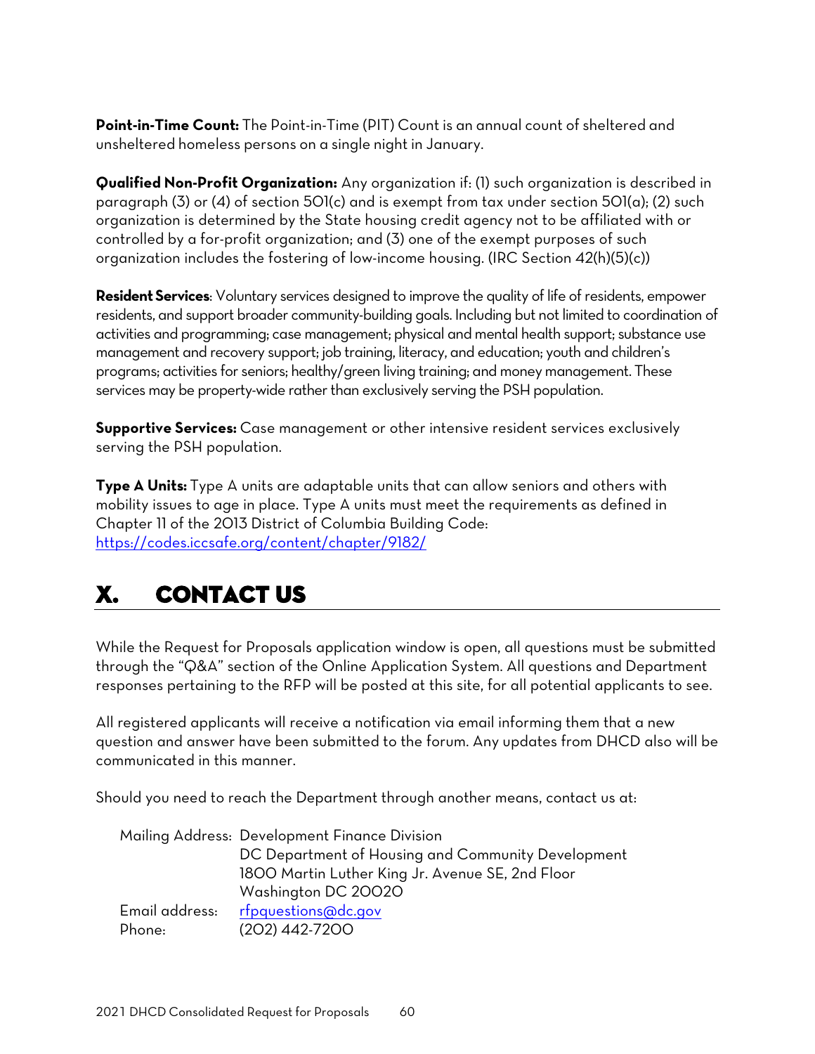**Point-in-Time Count:** The Point-in-Time (PIT) Count is an annual count of sheltered and unsheltered homeless persons on a single night in January.

**Qualified Non-Profit Organization:** Any organization if: (1) such organization is described in paragraph (3) or (4) of section 501(c) and is exempt from tax under section 501(a); (2) such organization is determined by the State housing credit agency not to be affiliated with or controlled by a for-profit organization; and (3) one of the exempt purposes of such organization includes the fostering of low-income housing. (IRC Section 42(h)(5)(c))

**Resident Services**: Voluntary services designed to improve the quality of life of residents, empower residents, and support broader community-building goals. Including but not limited to coordination of activities and programming; case management; physical and mental health support; substance use management and recovery support; job training, literacy, and education; youth and children's programs; activities for seniors; healthy/green living training; and money management. These services may be property-wide rather than exclusively serving the PSH population.

**Supportive Services:** Case management or other intensive resident services exclusively serving the PSH population.

**Type A Units:** Type A units are adaptable units that can allow seniors and others with mobility issues to age in place. Type A units must meet the requirements as defined in Chapter 11 of the 2013 District of Columbia Building Code: https://codes.iccsafe.org/content/chapter/9182/

# X. CONTACT US

While the Request for Proposals application window is open, all questions must be submitted through the "Q&A" section of the Online Application System. All questions and Department responses pertaining to the RFP will be posted at this site, for all potential applicants to see.

All registered applicants will receive a notification via email informing them that a new question and answer have been submitted to the forum. Any updates from DHCD also will be communicated in this manner.

Should you need to reach the Department through another means, contact us at:

| | |
|---|---|
| Mailing Address: | Development Finance Division<br>DC Department of Housing and Community Development<br>1800 Martin Luther King Jr. Avenue SE, 2nd Floor<br>Washington DC 20020 |
| Email address: | rfpquestions@dc.gov |
| Phone: | (202) 442-7200 |